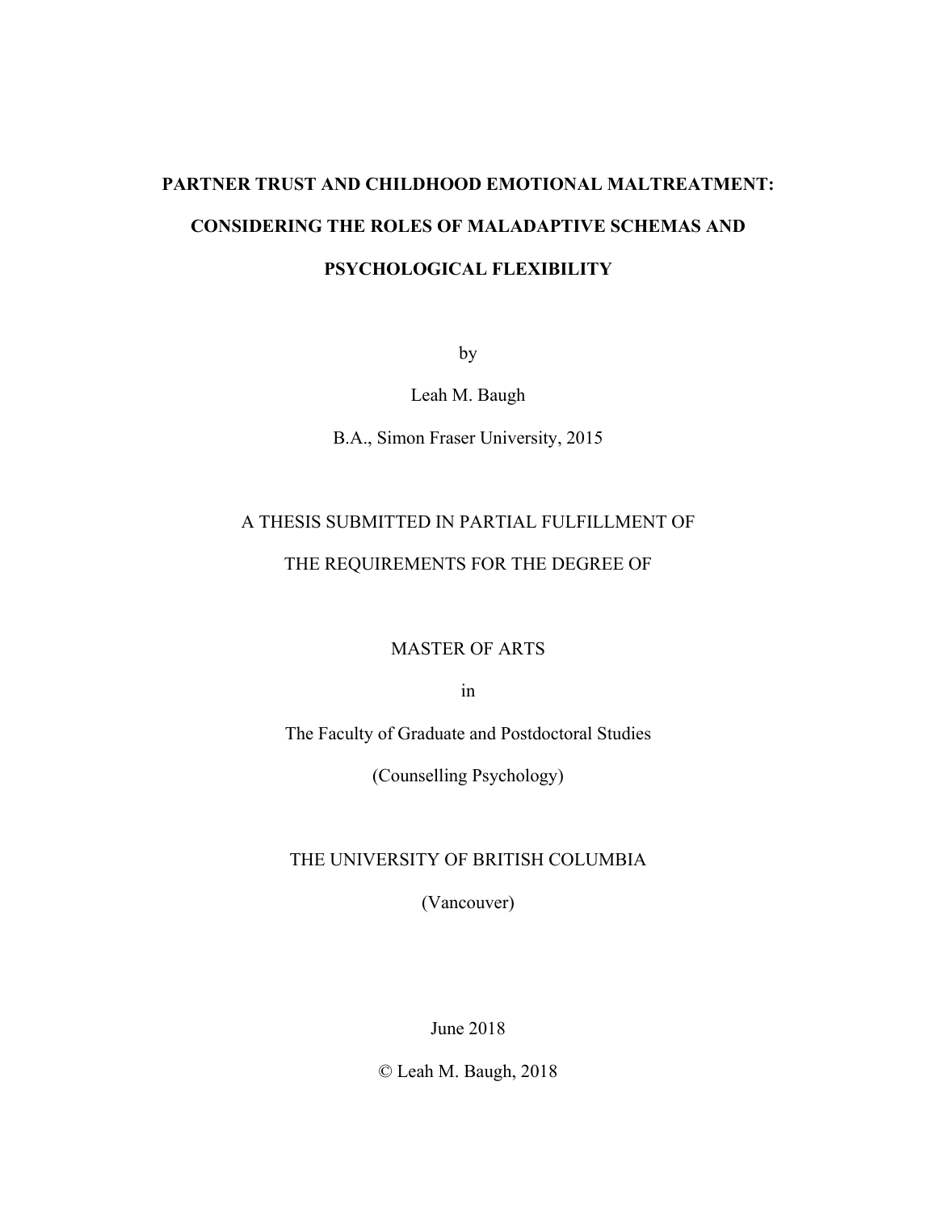# PARTNER TRUST AND CHILDHOOD EMOTIONAL MALTREATMENT: CONSIDERING THE ROLES OF MALADAPTIVE SCHEMAS AND PSYCHOLOGICAL FLEXIBILITY

by

Leah M. Baugh

B.A., Simon Fraser University, 2015

A THESIS SUBMITTED IN PARTIAL FULFILLMENT OF

THE REQUIREMENTS FOR THE DEGREE OF

MASTER OF ARTS

in

The Faculty of Graduate and Postdoctoral Studies

(Counselling Psychology)

THE UNIVERSITY OF BRITISH COLUMBIA

(Vancouver)

June 2018

© Leah M. Baugh, 2018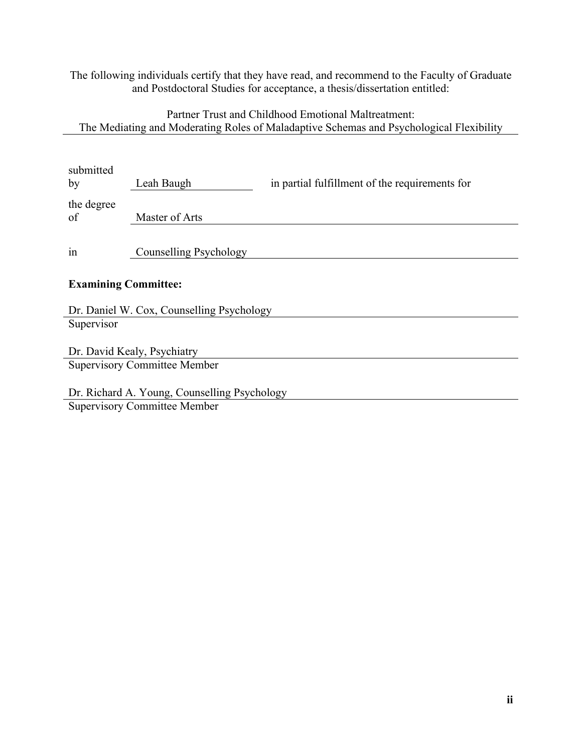The following individuals certify that they have read, and recommend to the Faculty of Graduate and Postdoctoral Studies for acceptance, a thesis/dissertation entitled:

Partner Trust and Childhood Emotional Maltreatment:
The Mediating and Moderating Roles of Maladaptive Schemas and Psychological Flexibility

submitted by Leah Baugh in partial fulfillment of the requirements for

the degree of Master of Arts

in Counselling Psychology

**Examining Committee:**

Dr. Daniel W. Cox, Counselling Psychology
Supervisor

Dr. David Kealy, Psychiatry
Supervisory Committee Member

Dr. Richard A. Young, Counselling Psychology
Supervisory Committee Member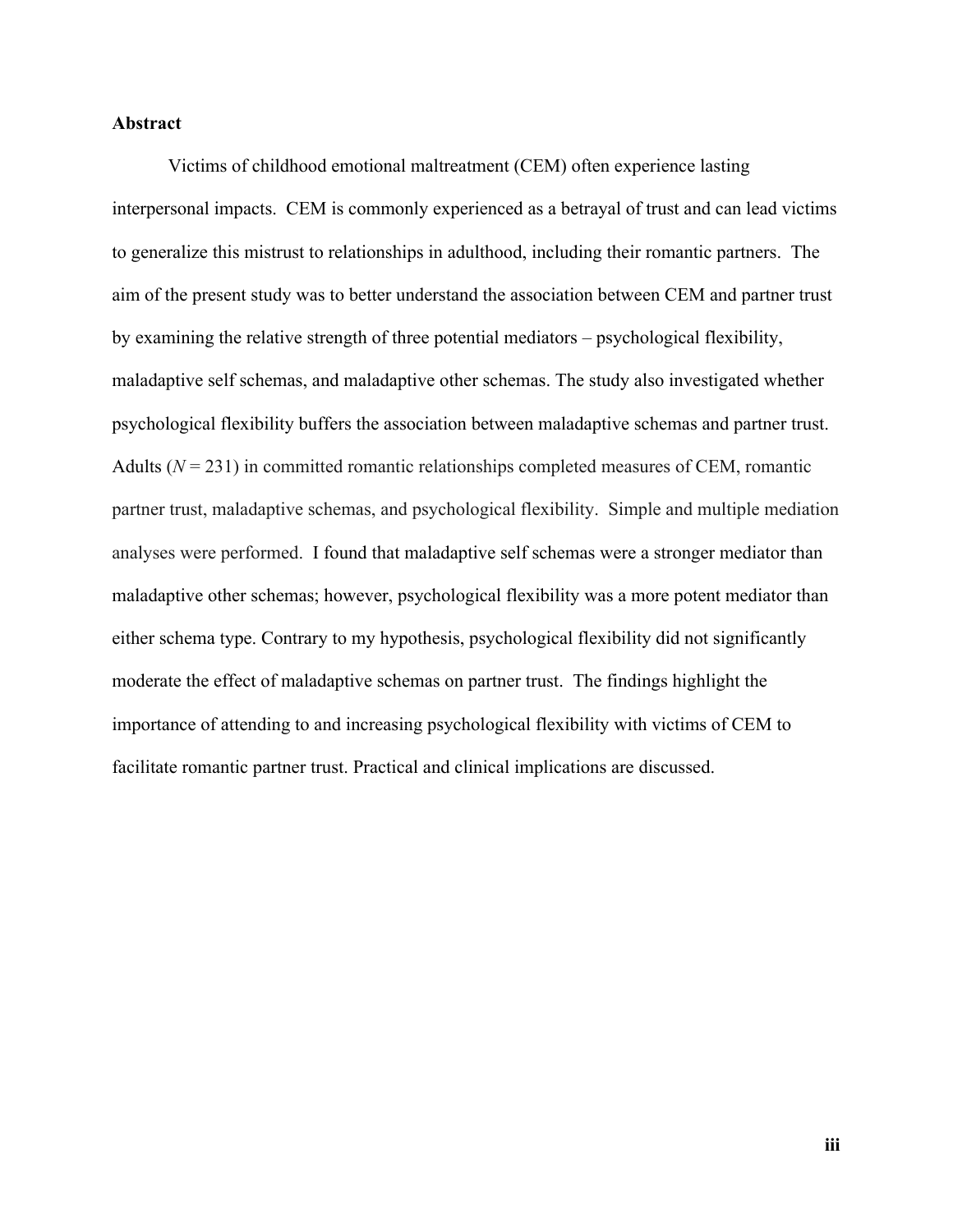## Abstract

Victims of childhood emotional maltreatment (CEM) often experience lasting interpersonal impacts. CEM is commonly experienced as a betrayal of trust and can lead victims to generalize this mistrust to relationships in adulthood, including their romantic partners. The aim of the present study was to better understand the association between CEM and partner trust by examining the relative strength of three potential mediators – psychological flexibility, maladaptive self schemas, and maladaptive other schemas. The study also investigated whether psychological flexibility buffers the association between maladaptive schemas and partner trust. Adults ($N$ = 231) in committed romantic relationships completed measures of CEM, romantic partner trust, maladaptive schemas, and psychological flexibility. Simple and multiple mediation analyses were performed. I found that maladaptive self schemas were a stronger mediator than maladaptive other schemas; however, psychological flexibility was a more potent mediator than either schema type. Contrary to my hypothesis, psychological flexibility did not significantly moderate the effect of maladaptive schemas on partner trust. The findings highlight the importance of attending to and increasing psychological flexibility with victims of CEM to facilitate romantic partner trust. Practical and clinical implications are discussed.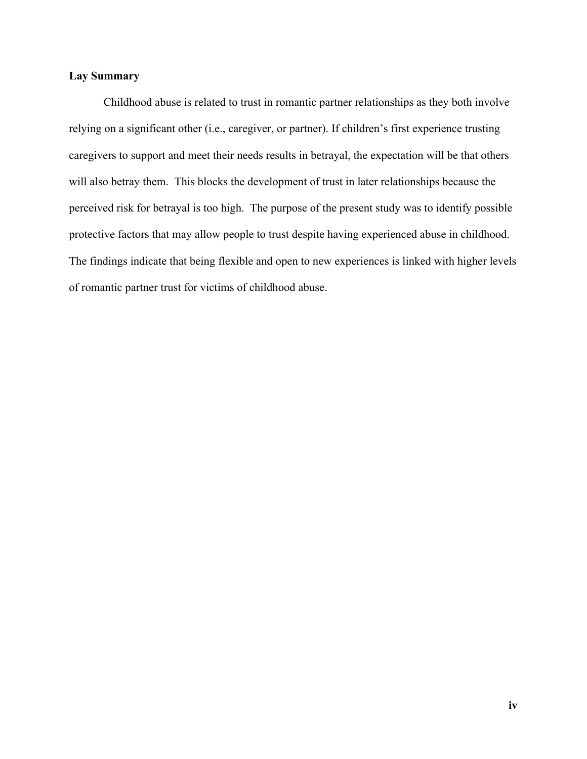**Lay Summary**

Childhood abuse is related to trust in romantic partner relationships as they both involve relying on a significant other (i.e., caregiver, or partner). If children's first experience trusting caregivers to support and meet their needs results in betrayal, the expectation will be that others will also betray them. This blocks the development of trust in later relationships because the perceived risk for betrayal is too high. The purpose of the present study was to identify possible protective factors that may allow people to trust despite having experienced abuse in childhood. The findings indicate that being flexible and open to new experiences is linked with higher levels of romantic partner trust for victims of childhood abuse.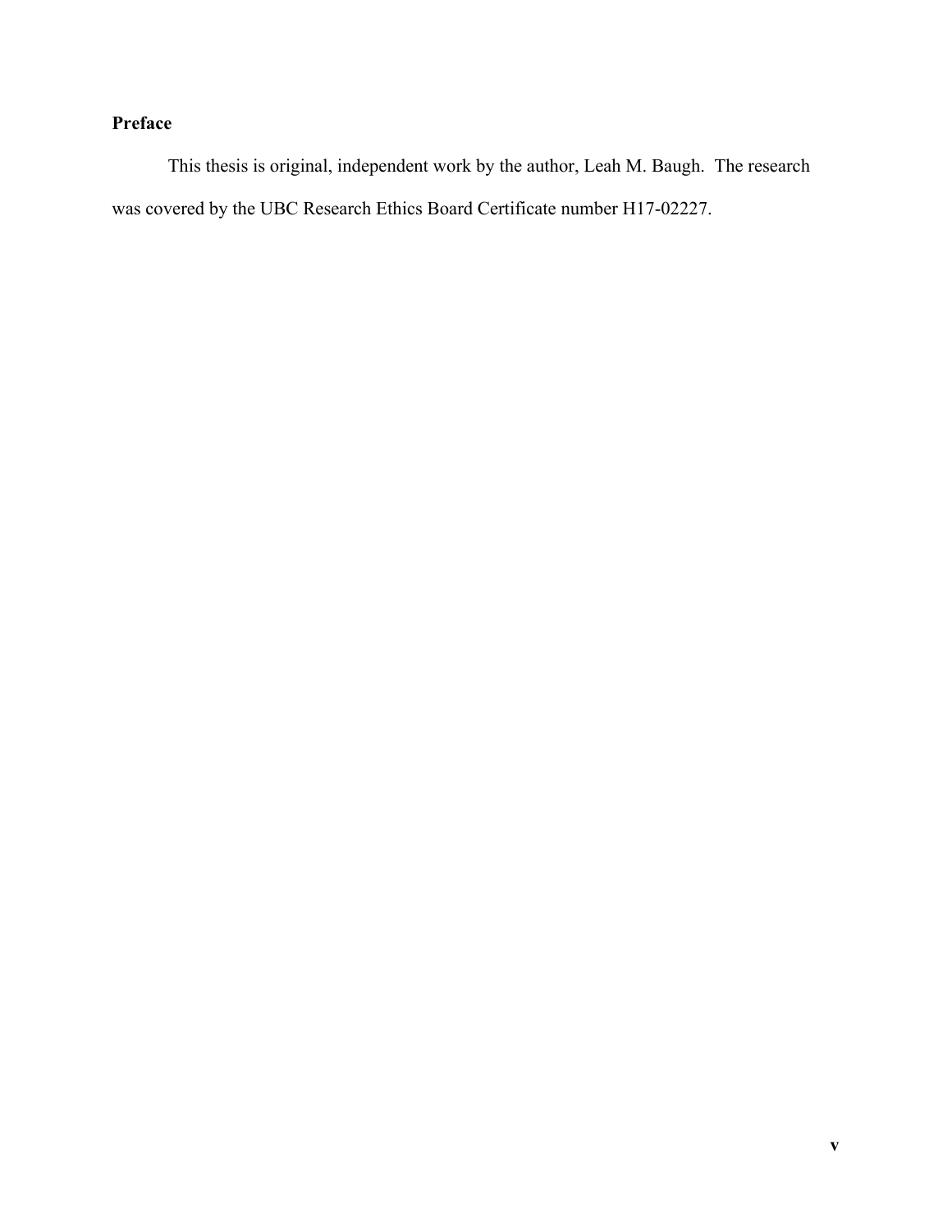## Preface

This thesis is original, independent work by the author, Leah M. Baugh. The research was covered by the UBC Research Ethics Board Certificate number H17-02227.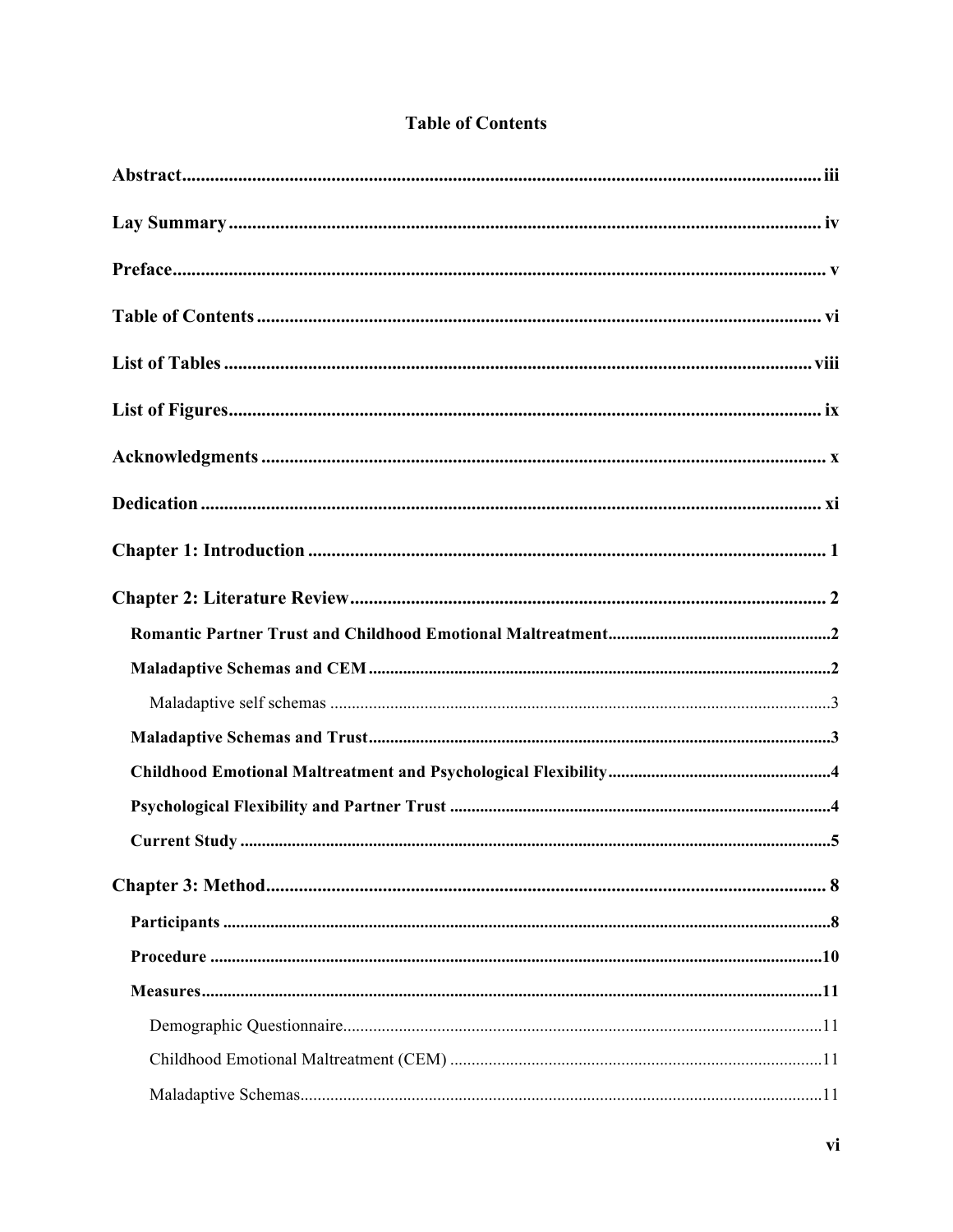# Table of Contents

**Abstract** ........................................................................................................................ iii

**Lay Summary** ............................................................................................................... iv

**Preface** ............................................................................................................................ v

**Table of Contents** ......................................................................................................... vi

**List of Tables** ............................................................................................................... viii

**List of Figures** ............................................................................................................... ix

**Acknowledgments** .......................................................................................................... x

**Dedication** ...................................................................................................................... xi

**Chapter 1: Introduction** ................................................................................................ 1

**Chapter 2: Literature Review** ....................................................................................... 2

- **Romantic Partner Trust and Childhood Emotional Maltreatment** .................................... 2
- **Maladaptive Schemas and CEM** ........................................................................................ 2
  - Maladaptive self schemas ................................................................................................ 3
- **Maladaptive Schemas and Trust** ....................................................................................... 3
- **Childhood Emotional Maltreatment and Psychological Flexibility** .................................... 4
- **Psychological Flexibility and Partner Trust** ....................................................................... 4
- **Current Study** ..................................................................................................................... 5

**Chapter 3: Method** .......................................................................................................... 8

- **Participants** ........................................................................................................................ 8
- **Procedure** ......................................................................................................................... 10
- **Measures** .......................................................................................................................... 11
  - Demographic Questionnaire ............................................................................................ 11
  - Childhood Emotional Maltreatment (CEM) ..................................................................... 11
  - Maladaptive Schemas ....................................................................................................... 11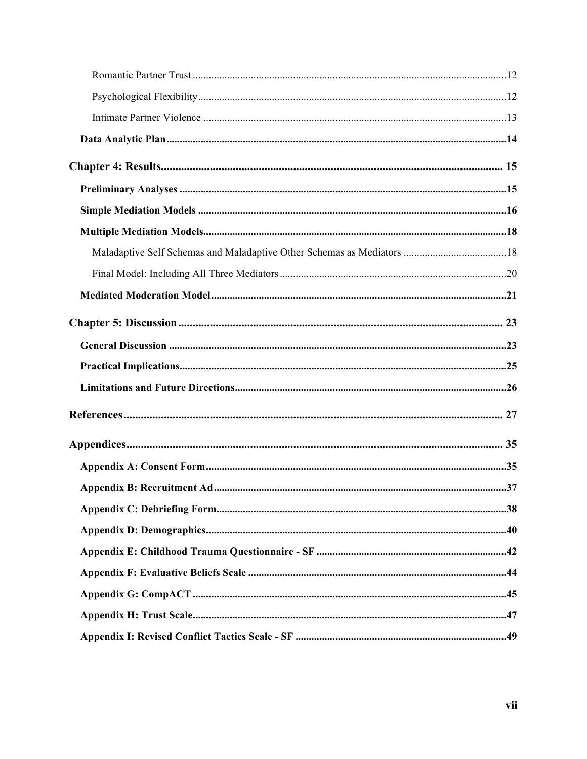Romantic Partner Trust ........................................................................................................12

Psychological Flexibility........................................................................................................12

Intimate Partner Violence ......................................................................................................13

**Data Analytic Plan**..........................................................................................................**14**

**Chapter 4: Results**.......................................................................................................... **15**

**Preliminary Analyses** ......................................................................................................**15**

**Simple Mediation Models** ................................................................................................**16**

**Multiple Mediation Models**...............................................................................................**18**

Maladaptive Self Schemas and Maladaptive Other Schemas as Mediators ..........................18

Final Model: Including All Three Mediators.........................................................................20

**Mediated Moderation Model**............................................................................................**21**

**Chapter 5: Discussion** ..................................................................................................... **23**

**General Discussion** .........................................................................................................**23**

**Practical Implications**.......................................................................................................**25**

**Limitations and Future Directions**....................................................................................**26**

**References**........................................................................................................................ **27**

**Appendices**....................................................................................................................... **35**

**Appendix A: Consent Form**..............................................................................................**35**

**Appendix B: Recruitment Ad**...........................................................................................**37**

**Appendix C: Debriefing Form**..........................................................................................**38**

**Appendix D: Demographics**.............................................................................................**40**

**Appendix E: Childhood Trauma Questionnaire - SF** .......................................................**42**

**Appendix F: Evaluative Beliefs Scale** .............................................................................**44**

**Appendix G: CompACT** ..................................................................................................**45**

**Appendix H: Trust Scale**..................................................................................................**47**

**Appendix I: Revised Conflict Tactics Scale - SF** ............................................................**49**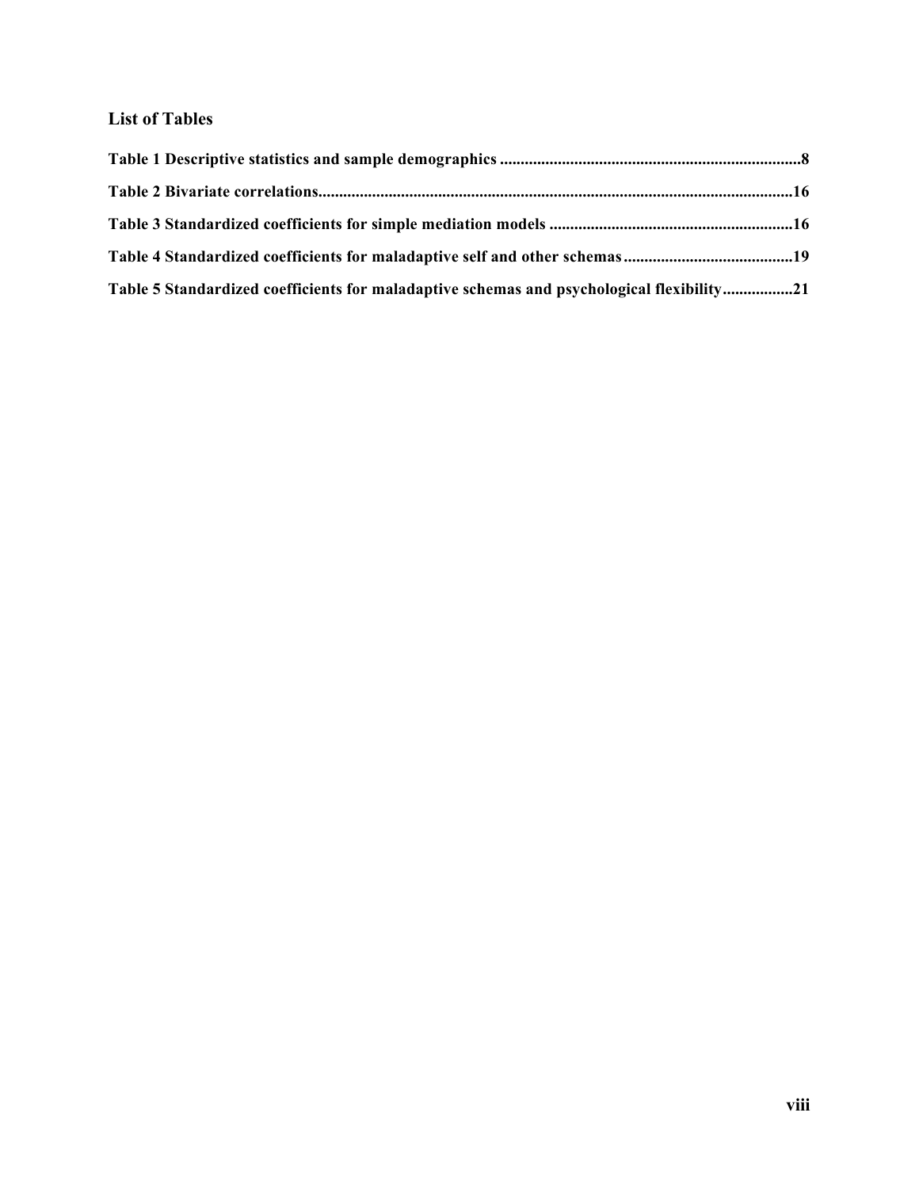## List of Tables

**Table 1 Descriptive statistics and sample demographics ........................................................................8**

**Table 2 Bivariate correlations...................................................................................................................16**

**Table 3 Standardized coefficients for simple mediation models ...........................................................16**

**Table 4 Standardized coefficients for maladaptive self and other schemas .........................................19**

**Table 5 Standardized coefficients for maladaptive schemas and psychological flexibility.................21**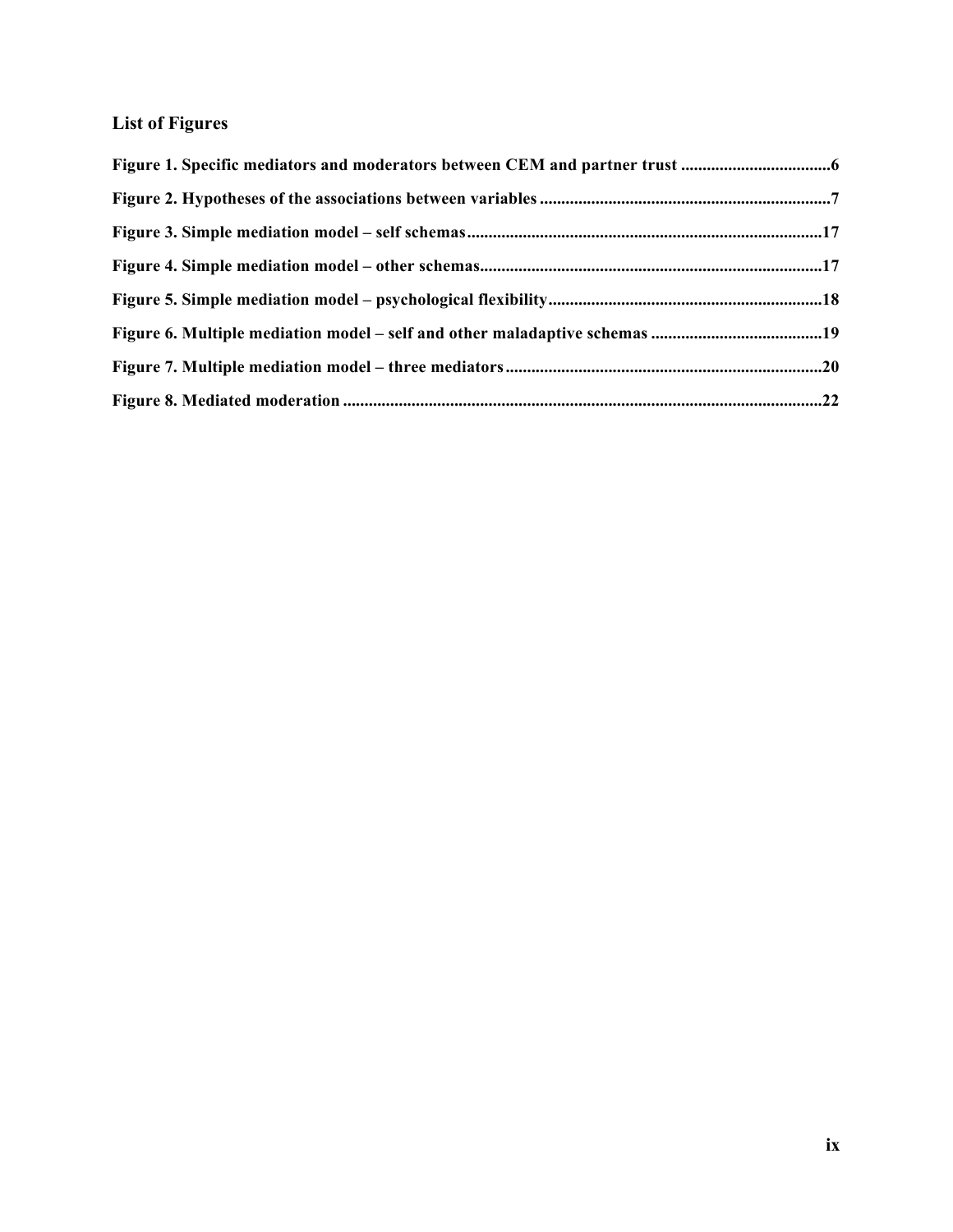## List of Figures

**Figure 1. Specific mediators and moderators between CEM and partner trust ....................................6**

**Figure 2. Hypotheses of the associations between variables ....................................................................7**

**Figure 3. Simple mediation model – self schemas...................................................................................17**

**Figure 4. Simple mediation model – other schemas................................................................................17**

**Figure 5. Simple mediation model – psychological flexibility.................................................................18**

**Figure 6. Multiple mediation model – self and other maladaptive schemas .........................................19**

**Figure 7. Multiple mediation model – three mediators...........................................................................20**

**Figure 8. Mediated moderation ................................................................................................................22**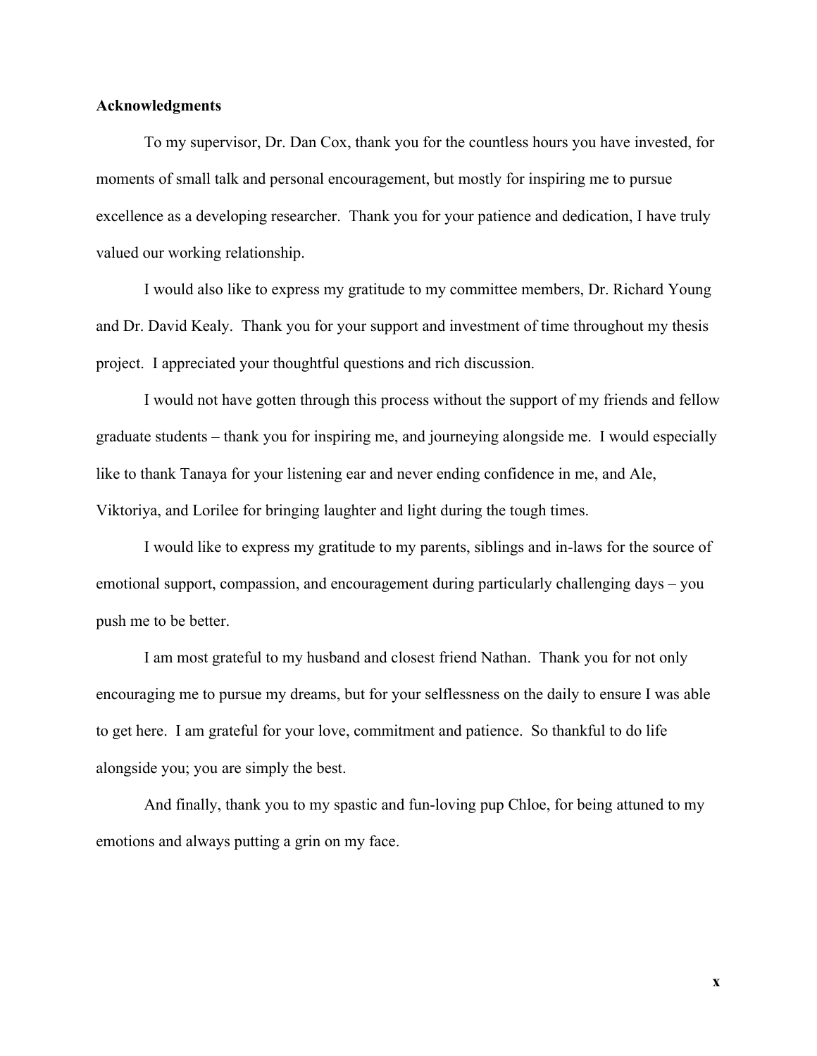**Acknowledgments**

To my supervisor, Dr. Dan Cox, thank you for the countless hours you have invested, for moments of small talk and personal encouragement, but mostly for inspiring me to pursue excellence as a developing researcher. Thank you for your patience and dedication, I have truly valued our working relationship.

I would also like to express my gratitude to my committee members, Dr. Richard Young and Dr. David Kealy. Thank you for your support and investment of time throughout my thesis project. I appreciated your thoughtful questions and rich discussion.

I would not have gotten through this process without the support of my friends and fellow graduate students – thank you for inspiring me, and journeying alongside me. I would especially like to thank Tanaya for your listening ear and never ending confidence in me, and Ale, Viktoriya, and Lorilee for bringing laughter and light during the tough times.

I would like to express my gratitude to my parents, siblings and in-laws for the source of emotional support, compassion, and encouragement during particularly challenging days – you push me to be better.

I am most grateful to my husband and closest friend Nathan. Thank you for not only encouraging me to pursue my dreams, but for your selflessness on the daily to ensure I was able to get here. I am grateful for your love, commitment and patience. So thankful to do life alongside you; you are simply the best.

And finally, thank you to my spastic and fun-loving pup Chloe, for being attuned to my emotions and always putting a grin on my face.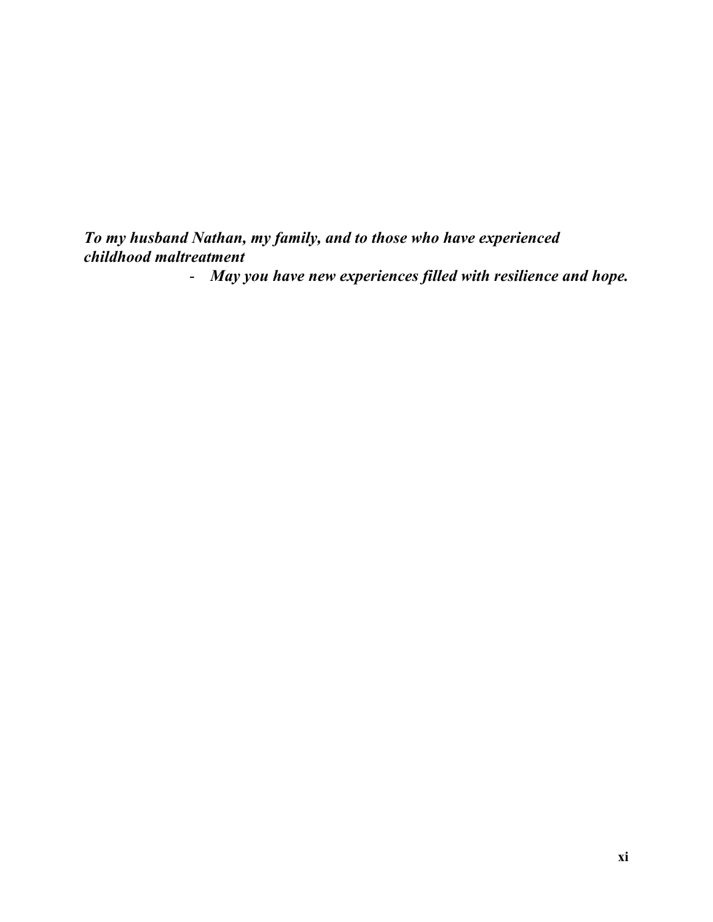***To my husband Nathan, my family, and to those who have experienced childhood maltreatment***

- ***May you have new experiences filled with resilience and hope.***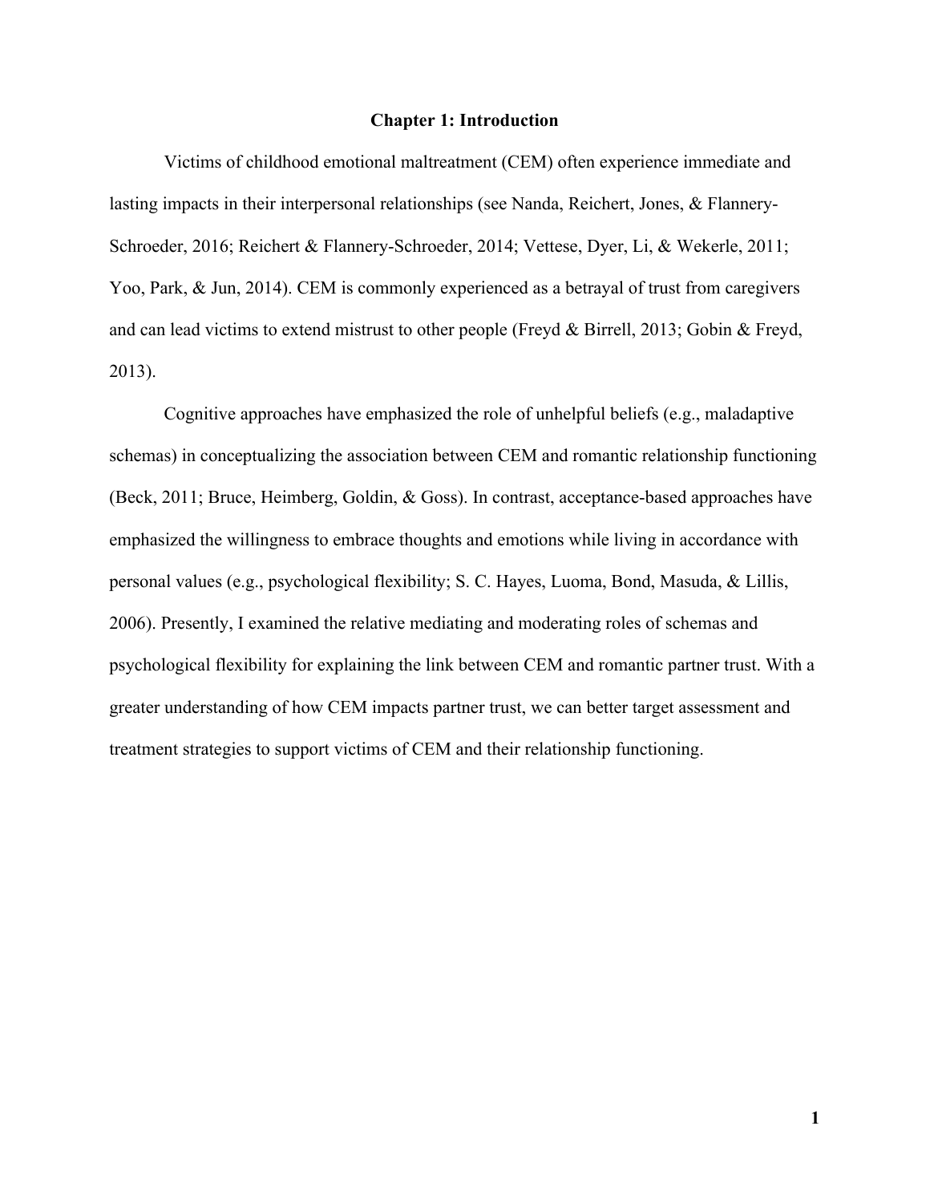# Chapter 1: Introduction

Victims of childhood emotional maltreatment (CEM) often experience immediate and lasting impacts in their interpersonal relationships (see Nanda, Reichert, Jones, & Flannery-Schroeder, 2016; Reichert & Flannery-Schroeder, 2014; Vettese, Dyer, Li, & Wekerle, 2011; Yoo, Park, & Jun, 2014). CEM is commonly experienced as a betrayal of trust from caregivers and can lead victims to extend mistrust to other people (Freyd & Birrell, 2013; Gobin & Freyd, 2013).

Cognitive approaches have emphasized the role of unhelpful beliefs (e.g., maladaptive schemas) in conceptualizing the association between CEM and romantic relationship functioning (Beck, 2011; Bruce, Heimberg, Goldin, & Goss). In contrast, acceptance-based approaches have emphasized the willingness to embrace thoughts and emotions while living in accordance with personal values (e.g., psychological flexibility; S. C. Hayes, Luoma, Bond, Masuda, & Lillis, 2006). Presently, I examined the relative mediating and moderating roles of schemas and psychological flexibility for explaining the link between CEM and romantic partner trust. With a greater understanding of how CEM impacts partner trust, we can better target assessment and treatment strategies to support victims of CEM and their relationship functioning.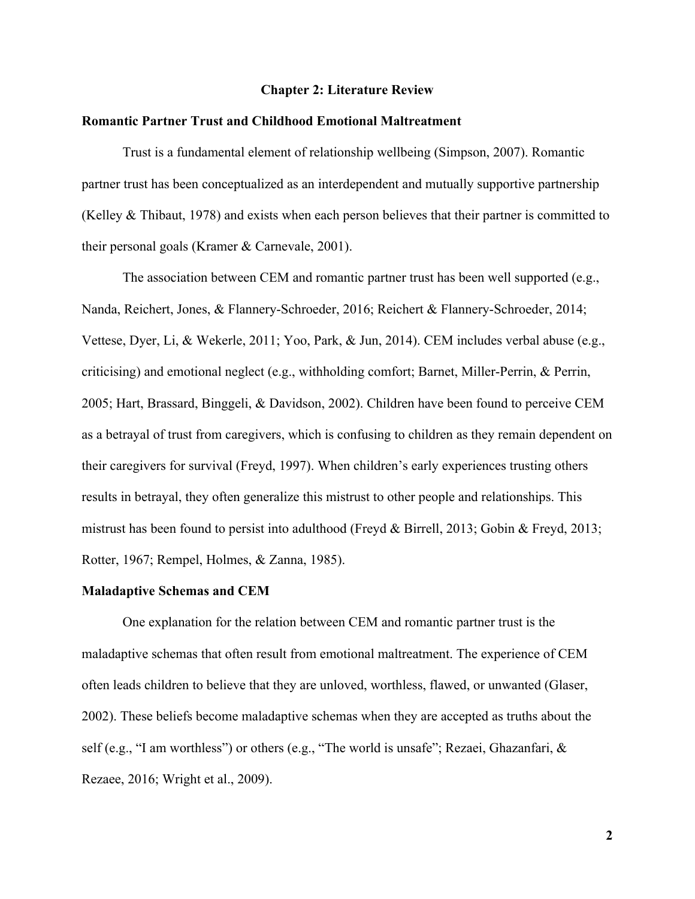# Chapter 2: Literature Review

## Romantic Partner Trust and Childhood Emotional Maltreatment

Trust is a fundamental element of relationship wellbeing (Simpson, 2007). Romantic partner trust has been conceptualized as an interdependent and mutually supportive partnership (Kelley & Thibaut, 1978) and exists when each person believes that their partner is committed to their personal goals (Kramer & Carnevale, 2001).

The association between CEM and romantic partner trust has been well supported (e.g., Nanda, Reichert, Jones, & Flannery-Schroeder, 2016; Reichert & Flannery-Schroeder, 2014; Vettese, Dyer, Li, & Wekerle, 2011; Yoo, Park, & Jun, 2014). CEM includes verbal abuse (e.g., criticising) and emotional neglect (e.g., withholding comfort; Barnet, Miller-Perrin, & Perrin, 2005; Hart, Brassard, Binggeli, & Davidson, 2002). Children have been found to perceive CEM as a betrayal of trust from caregivers, which is confusing to children as they remain dependent on their caregivers for survival (Freyd, 1997). When children's early experiences trusting others results in betrayal, they often generalize this mistrust to other people and relationships. This mistrust has been found to persist into adulthood (Freyd & Birrell, 2013; Gobin & Freyd, 2013; Rotter, 1967; Rempel, Holmes, & Zanna, 1985).

## Maladaptive Schemas and CEM

One explanation for the relation between CEM and romantic partner trust is the maladaptive schemas that often result from emotional maltreatment. The experience of CEM often leads children to believe that they are unloved, worthless, flawed, or unwanted (Glaser, 2002). These beliefs become maladaptive schemas when they are accepted as truths about the self (e.g., "I am worthless") or others (e.g., "The world is unsafe"; Rezaei, Ghazanfari, & Rezaee, 2016; Wright et al., 2009).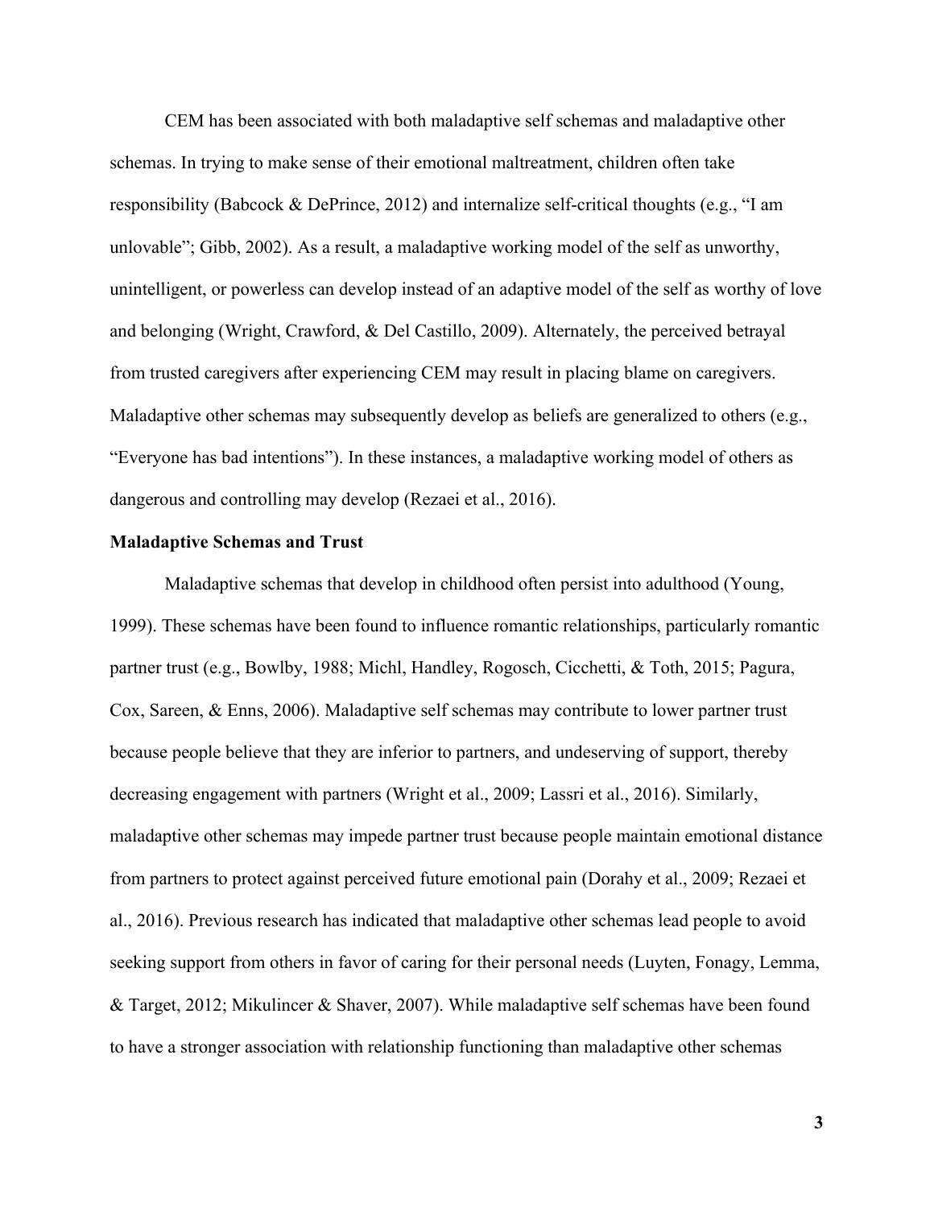CEM has been associated with both maladaptive self schemas and maladaptive other schemas. In trying to make sense of their emotional maltreatment, children often take responsibility (Babcock & DePrince, 2012) and internalize self-critical thoughts (e.g., "I am unlovable"; Gibb, 2002). As a result, a maladaptive working model of the self as unworthy, unintelligent, or powerless can develop instead of an adaptive model of the self as worthy of love and belonging (Wright, Crawford, & Del Castillo, 2009). Alternately, the perceived betrayal from trusted caregivers after experiencing CEM may result in placing blame on caregivers. Maladaptive other schemas may subsequently develop as beliefs are generalized to others (e.g., "Everyone has bad intentions"). In these instances, a maladaptive working model of others as dangerous and controlling may develop (Rezaei et al., 2016).

**Maladaptive Schemas and Trust**

Maladaptive schemas that develop in childhood often persist into adulthood (Young, 1999). These schemas have been found to influence romantic relationships, particularly romantic partner trust (e.g., Bowlby, 1988; Michl, Handley, Rogosch, Cicchetti, & Toth, 2015; Pagura, Cox, Sareen, & Enns, 2006). Maladaptive self schemas may contribute to lower partner trust because people believe that they are inferior to partners, and undeserving of support, thereby decreasing engagement with partners (Wright et al., 2009; Lassri et al., 2016). Similarly, maladaptive other schemas may impede partner trust because people maintain emotional distance from partners to protect against perceived future emotional pain (Dorahy et al., 2009; Rezaei et al., 2016). Previous research has indicated that maladaptive other schemas lead people to avoid seeking support from others in favor of caring for their personal needs (Luyten, Fonagy, Lemma, & Target, 2012; Mikulincer & Shaver, 2007). While maladaptive self schemas have been found to have a stronger association with relationship functioning than maladaptive other schemas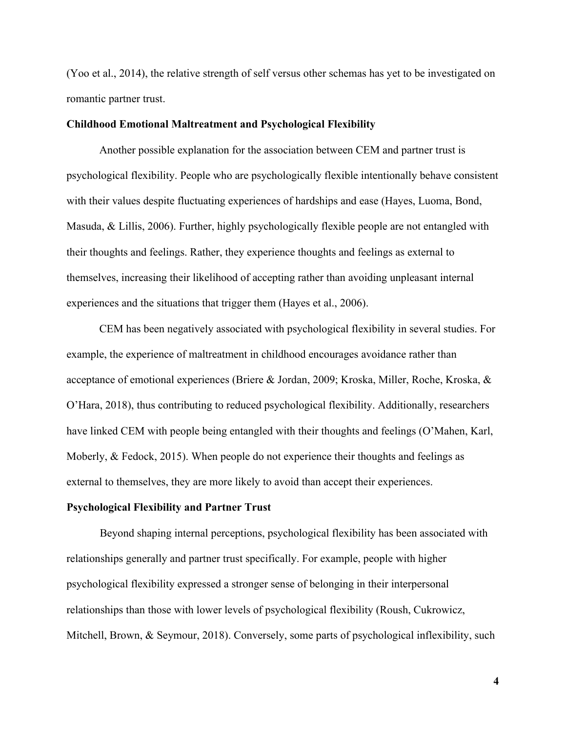(Yoo et al., 2014), the relative strength of self versus other schemas has yet to be investigated on romantic partner trust.

**Childhood Emotional Maltreatment and Psychological Flexibility**

Another possible explanation for the association between CEM and partner trust is psychological flexibility. People who are psychologically flexible intentionally behave consistent with their values despite fluctuating experiences of hardships and ease (Hayes, Luoma, Bond, Masuda, & Lillis, 2006). Further, highly psychologically flexible people are not entangled with their thoughts and feelings. Rather, they experience thoughts and feelings as external to themselves, increasing their likelihood of accepting rather than avoiding unpleasant internal experiences and the situations that trigger them (Hayes et al., 2006).

CEM has been negatively associated with psychological flexibility in several studies. For example, the experience of maltreatment in childhood encourages avoidance rather than acceptance of emotional experiences (Briere & Jordan, 2009; Kroska, Miller, Roche, Kroska, & O'Hara, 2018), thus contributing to reduced psychological flexibility. Additionally, researchers have linked CEM with people being entangled with their thoughts and feelings (O'Mahen, Karl, Moberly, & Fedock, 2015). When people do not experience their thoughts and feelings as external to themselves, they are more likely to avoid than accept their experiences.

**Psychological Flexibility and Partner Trust**

Beyond shaping internal perceptions, psychological flexibility has been associated with relationships generally and partner trust specifically. For example, people with higher psychological flexibility expressed a stronger sense of belonging in their interpersonal relationships than those with lower levels of psychological flexibility (Roush, Cukrowicz, Mitchell, Brown, & Seymour, 2018). Conversely, some parts of psychological inflexibility, such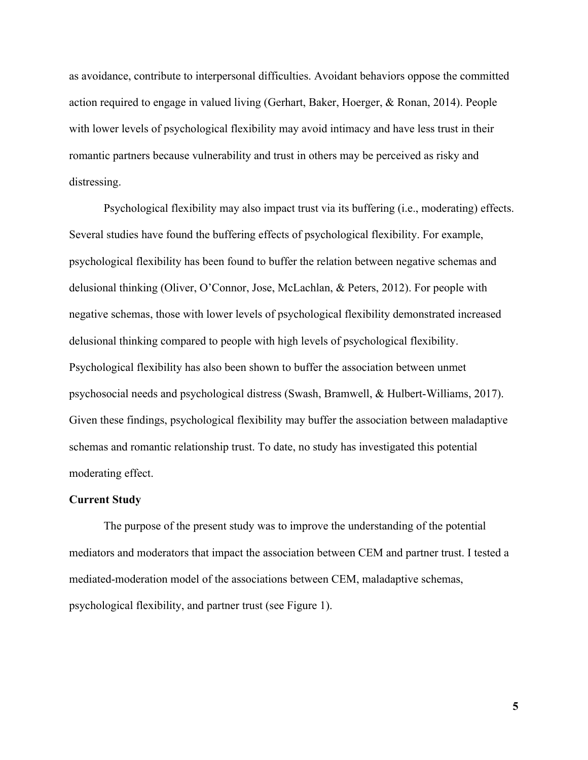as avoidance, contribute to interpersonal difficulties. Avoidant behaviors oppose the committed action required to engage in valued living (Gerhart, Baker, Hoerger, & Ronan, 2014). People with lower levels of psychological flexibility may avoid intimacy and have less trust in their romantic partners because vulnerability and trust in others may be perceived as risky and distressing.

Psychological flexibility may also impact trust via its buffering (i.e., moderating) effects. Several studies have found the buffering effects of psychological flexibility. For example, psychological flexibility has been found to buffer the relation between negative schemas and delusional thinking (Oliver, O'Connor, Jose, McLachlan, & Peters, 2012). For people with negative schemas, those with lower levels of psychological flexibility demonstrated increased delusional thinking compared to people with high levels of psychological flexibility. Psychological flexibility has also been shown to buffer the association between unmet psychosocial needs and psychological distress (Swash, Bramwell, & Hulbert-Williams, 2017). Given these findings, psychological flexibility may buffer the association between maladaptive schemas and romantic relationship trust. To date, no study has investigated this potential moderating effect.

**Current Study**

The purpose of the present study was to improve the understanding of the potential mediators and moderators that impact the association between CEM and partner trust. I tested a mediated-moderation model of the associations between CEM, maladaptive schemas, psychological flexibility, and partner trust (see Figure 1).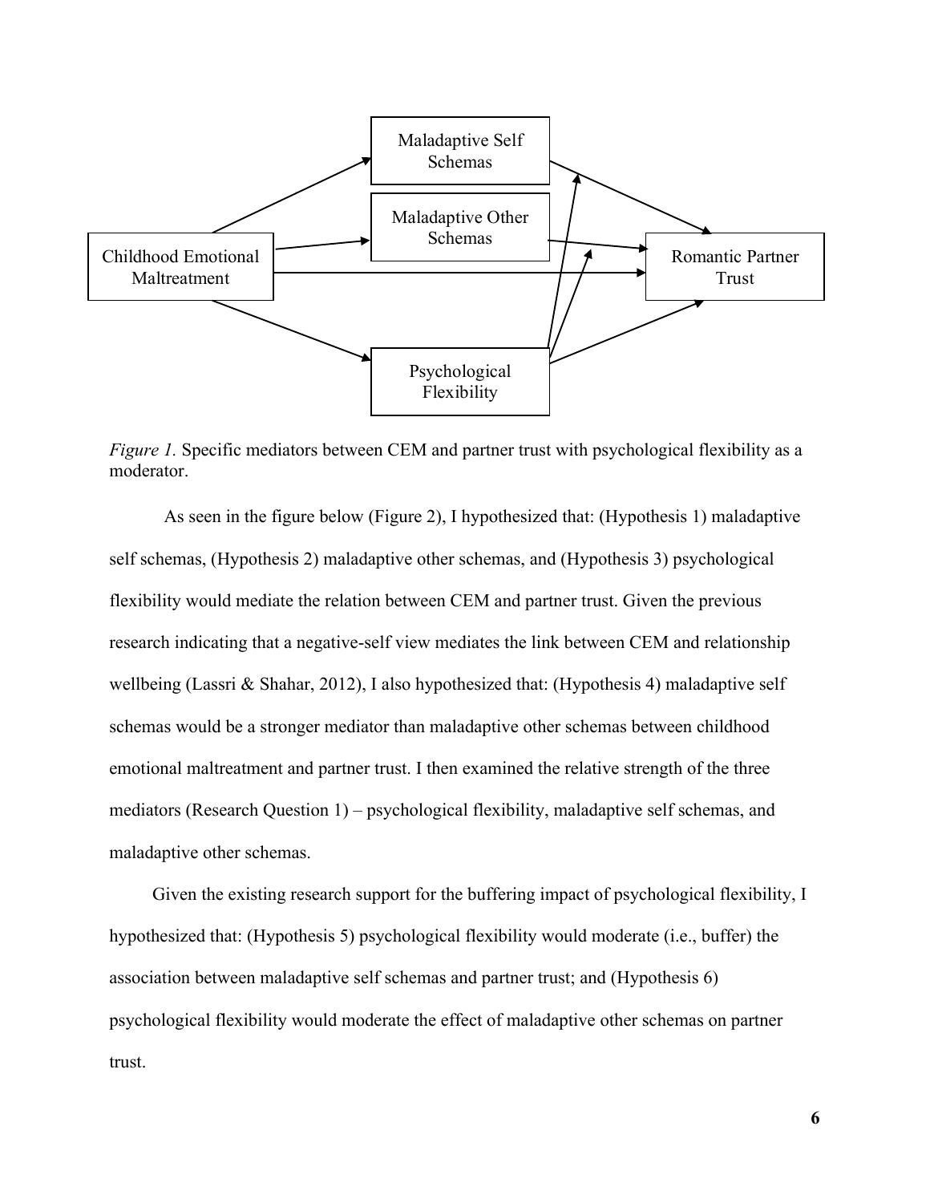*Figure 1.* Specific mediators between CEM and partner trust with psychological flexibility as a moderator.

As seen in the figure below (Figure 2), I hypothesized that: (Hypothesis 1) maladaptive self schemas, (Hypothesis 2) maladaptive other schemas, and (Hypothesis 3) psychological flexibility would mediate the relation between CEM and partner trust. Given the previous research indicating that a negative-self view mediates the link between CEM and relationship wellbeing (Lassri & Shahar, 2012), I also hypothesized that: (Hypothesis 4) maladaptive self schemas would be a stronger mediator than maladaptive other schemas between childhood emotional maltreatment and partner trust. I then examined the relative strength of the three mediators (Research Question 1) – psychological flexibility, maladaptive self schemas, and maladaptive other schemas.

Given the existing research support for the buffering impact of psychological flexibility, I hypothesized that: (Hypothesis 5) psychological flexibility would moderate (i.e., buffer) the association between maladaptive self schemas and partner trust; and (Hypothesis 6) psychological flexibility would moderate the effect of maladaptive other schemas on partner trust.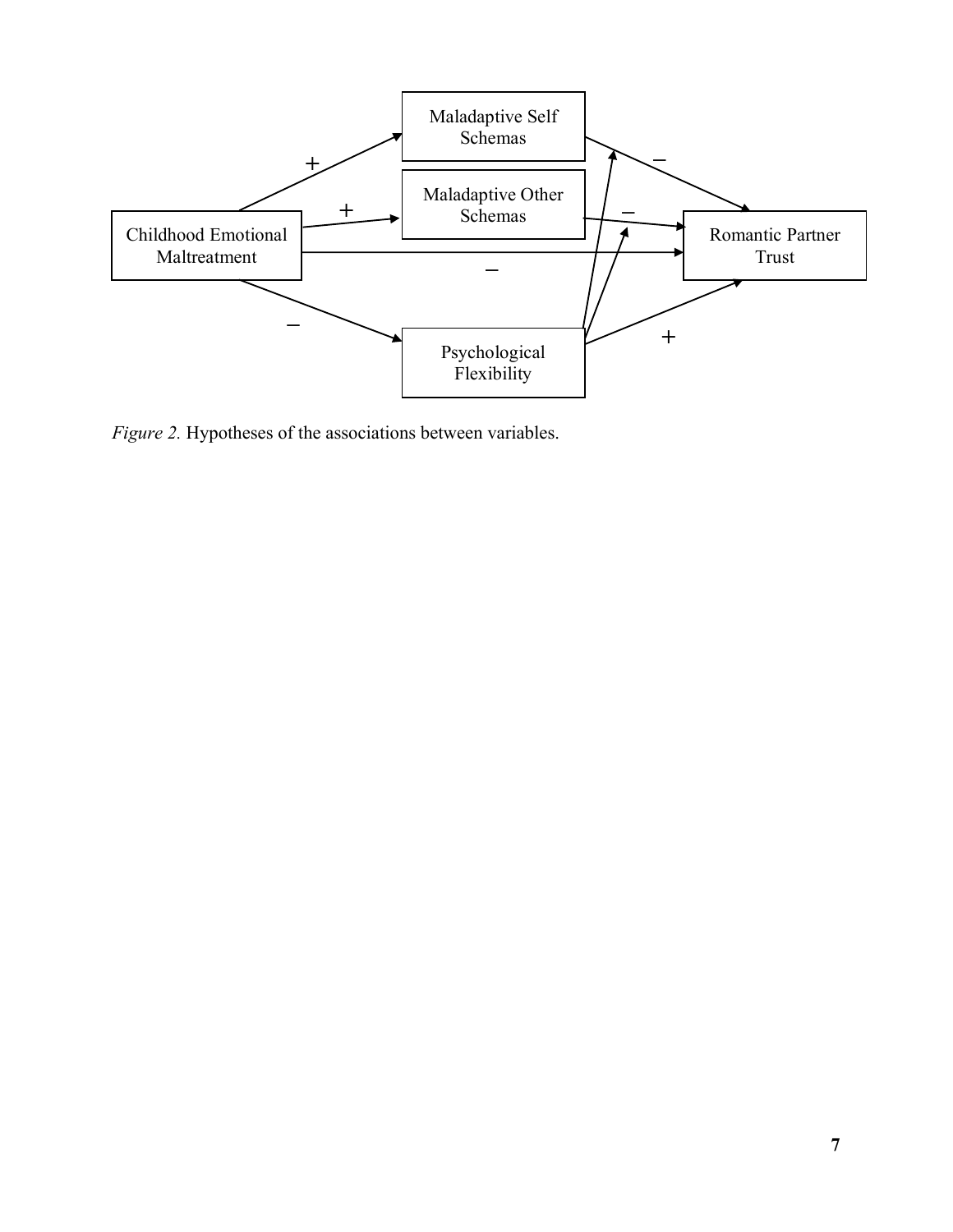Maladaptive Self Schemas

Maladaptive Other Schemas

Childhood Emotional Maltreatment

Romantic Partner Trust

Psychological Flexibility

+

+

–

–

–

–

+

*Figure 2.* Hypotheses of the associations between variables.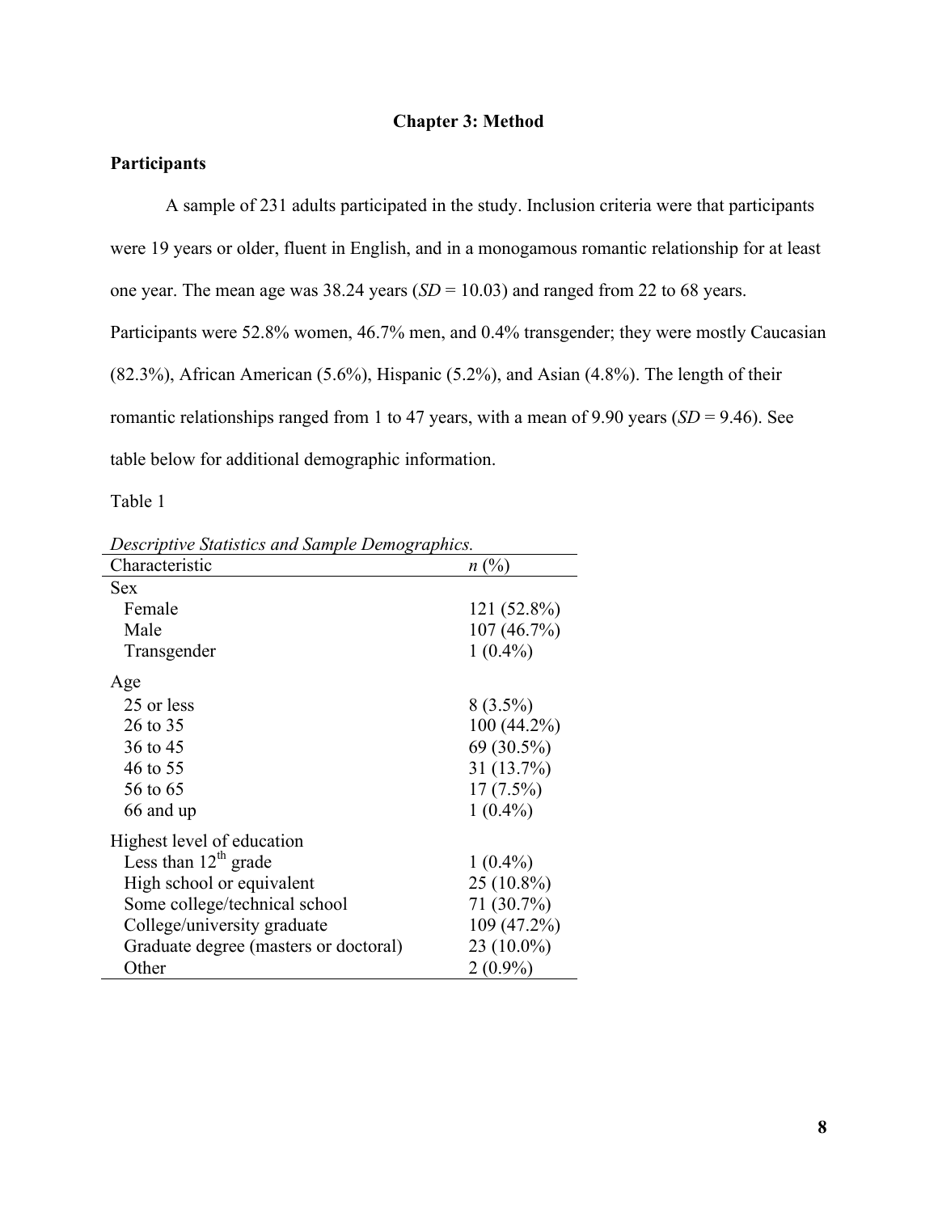# Chapter 3: Method

## Participants

A sample of 231 adults participated in the study. Inclusion criteria were that participants were 19 years or older, fluent in English, and in a monogamous romantic relationship for at least one year. The mean age was 38.24 years (*SD* = 10.03) and ranged from 22 to 68 years. Participants were 52.8% women, 46.7% men, and 0.4% transgender; they were mostly Caucasian (82.3%), African American (5.6%), Hispanic (5.2%), and Asian (4.8%). The length of their romantic relationships ranged from 1 to 47 years, with a mean of 9.90 years (*SD* = 9.46). See table below for additional demographic information.

Table 1

*Descriptive Statistics and Sample Demographics.*

| Characteristic | *n* (%) |
|---|---|
| Sex | |
| Female | 121 (52.8%) |
| Male | 107 (46.7%) |
| Transgender | 1 (0.4%) |
| Age | |
| 25 or less | 8 (3.5%) |
| 26 to 35 | 100 (44.2%) |
| 36 to 45 | 69 (30.5%) |
| 46 to 55 | 31 (13.7%) |
| 56 to 65 | 17 (7.5%) |
| 66 and up | 1 (0.4%) |
| Highest level of education | |
| Less than 12th grade | 1 (0.4%) |
| High school or equivalent | 25 (10.8%) |
| Some college/technical school | 71 (30.7%) |
| College/university graduate | 109 (47.2%) |
| Graduate degree (masters or doctoral) | 23 (10.0%) |
| Other | 2 (0.9%) |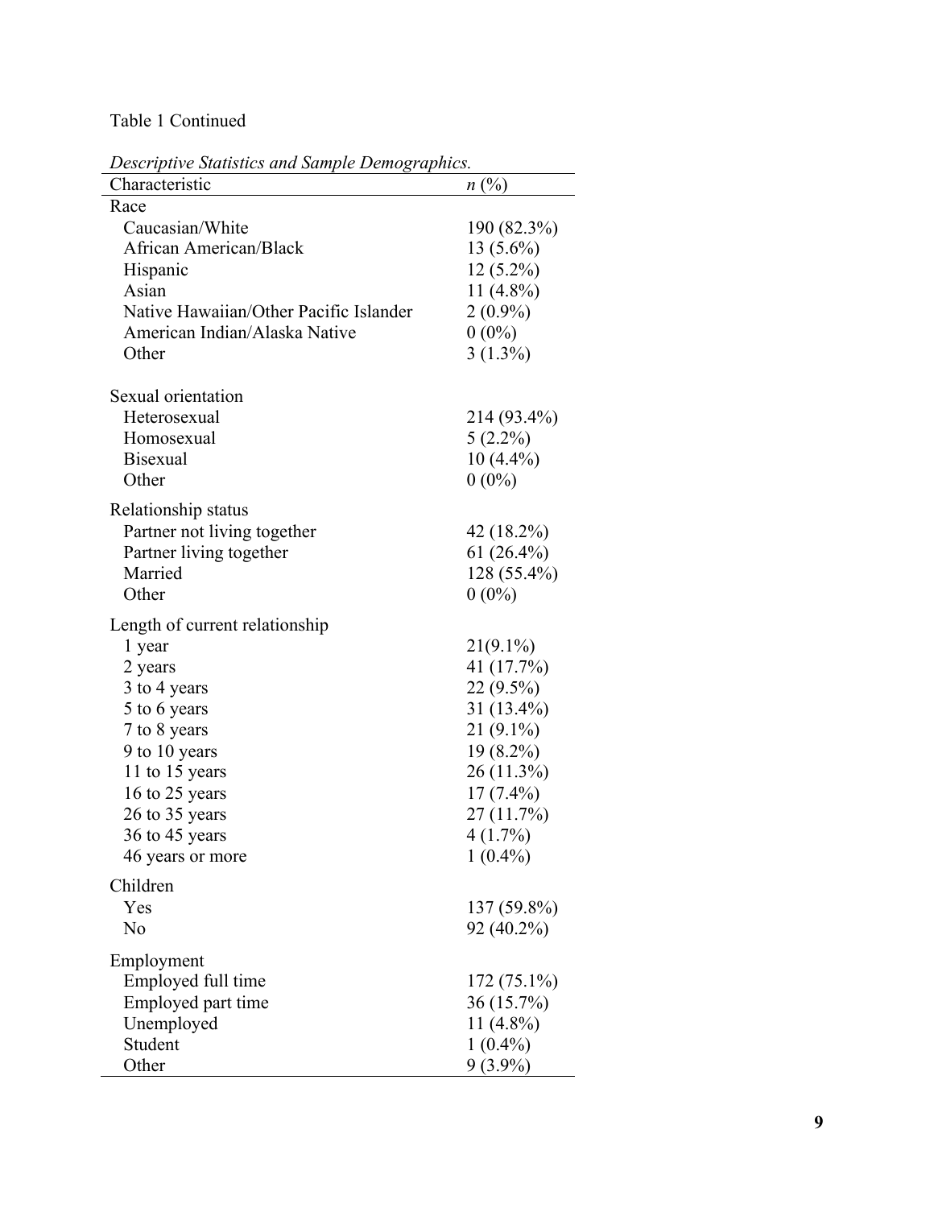Table 1 Continued

*Descriptive Statistics and Sample Demographics.*

| Characteristic | *n* (%) |
| --- | --- |
| Race | |
| Caucasian/White | 190 (82.3%) |
| African American/Black | 13 (5.6%) |
| Hispanic | 12 (5.2%) |
| Asian | 11 (4.8%) |
| Native Hawaiian/Other Pacific Islander | 2 (0.9%) |
| American Indian/Alaska Native | 0 (0%) |
| Other | 3 (1.3%) |
| Sexual orientation | |
| Heterosexual | 214 (93.4%) |
| Homosexual | 5 (2.2%) |
| Bisexual | 10 (4.4%) |
| Other | 0 (0%) |
| Relationship status | |
| Partner not living together | 42 (18.2%) |
| Partner living together | 61 (26.4%) |
| Married | 128 (55.4%) |
| Other | 0 (0%) |
| Length of current relationship | |
| 1 year | 21(9.1%) |
| 2 years | 41 (17.7%) |
| 3 to 4 years | 22 (9.5%) |
| 5 to 6 years | 31 (13.4%) |
| 7 to 8 years | 21 (9.1%) |
| 9 to 10 years | 19 (8.2%) |
| 11 to 15 years | 26 (11.3%) |
| 16 to 25 years | 17 (7.4%) |
| 26 to 35 years | 27 (11.7%) |
| 36 to 45 years | 4 (1.7%) |
| 46 years or more | 1 (0.4%) |
| Children | |
| Yes | 137 (59.8%) |
| No | 92 (40.2%) |
| Employment | |
| Employed full time | 172 (75.1%) |
| Employed part time | 36 (15.7%) |
| Unemployed | 11 (4.8%) |
| Student | 1 (0.4%) |
| Other | 9 (3.9%) |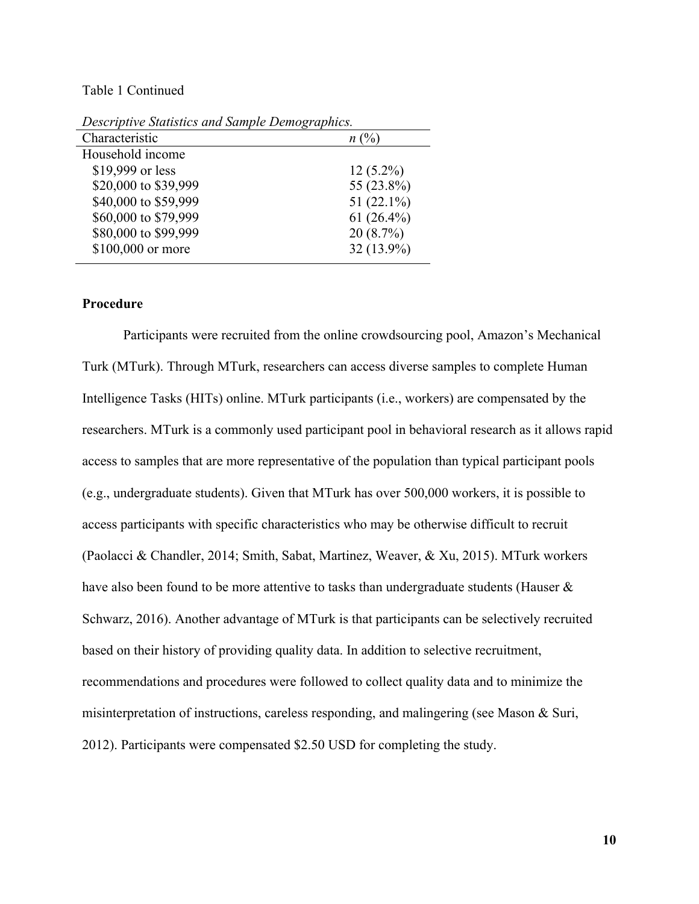Table 1 Continued

*Descriptive Statistics and Sample Demographics.*

| Characteristic | *n* (%) |
|---|---|
| Household income | |
| $19,999 or less | 12 (5.2%) |
| $20,000 to $39,999 | 55 (23.8%) |
| $40,000 to $59,999 | 51 (22.1%) |
| $60,000 to $79,999 | 61 (26.4%) |
| $80,000 to $99,999 | 20 (8.7%) |
| $100,000 or more | 32 (13.9%) |

**Procedure**

Participants were recruited from the online crowdsourcing pool, Amazon's Mechanical Turk (MTurk). Through MTurk, researchers can access diverse samples to complete Human Intelligence Tasks (HITs) online. MTurk participants (i.e., workers) are compensated by the researchers. MTurk is a commonly used participant pool in behavioral research as it allows rapid access to samples that are more representative of the population than typical participant pools (e.g., undergraduate students). Given that MTurk has over 500,000 workers, it is possible to access participants with specific characteristics who may be otherwise difficult to recruit (Paolacci & Chandler, 2014; Smith, Sabat, Martinez, Weaver, & Xu, 2015). MTurk workers have also been found to be more attentive to tasks than undergraduate students (Hauser & Schwarz, 2016). Another advantage of MTurk is that participants can be selectively recruited based on their history of providing quality data. In addition to selective recruitment, recommendations and procedures were followed to collect quality data and to minimize the misinterpretation of instructions, careless responding, and malingering (see Mason & Suri, 2012). Participants were compensated $2.50 USD for completing the study.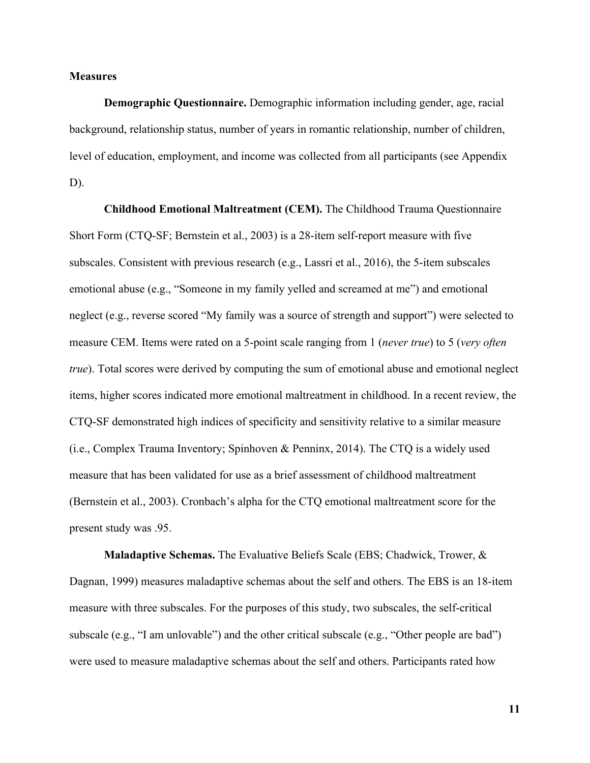**Measures**

**Demographic Questionnaire.** Demographic information including gender, age, racial background, relationship status, number of years in romantic relationship, number of children, level of education, employment, and income was collected from all participants (see Appendix D).

**Childhood Emotional Maltreatment (CEM).** The Childhood Trauma Questionnaire Short Form (CTQ-SF; Bernstein et al., 2003) is a 28-item self-report measure with five subscales. Consistent with previous research (e.g., Lassri et al., 2016), the 5-item subscales emotional abuse (e.g., "Someone in my family yelled and screamed at me") and emotional neglect (e.g., reverse scored "My family was a source of strength and support") were selected to measure CEM. Items were rated on a 5-point scale ranging from 1 (*never true*) to 5 (*very often true*). Total scores were derived by computing the sum of emotional abuse and emotional neglect items, higher scores indicated more emotional maltreatment in childhood. In a recent review, the CTQ-SF demonstrated high indices of specificity and sensitivity relative to a similar measure (i.e., Complex Trauma Inventory; Spinhoven & Penninx, 2014). The CTQ is a widely used measure that has been validated for use as a brief assessment of childhood maltreatment (Bernstein et al., 2003). Cronbach's alpha for the CTQ emotional maltreatment score for the present study was .95.

**Maladaptive Schemas.** The Evaluative Beliefs Scale (EBS; Chadwick, Trower, & Dagnan, 1999) measures maladaptive schemas about the self and others. The EBS is an 18-item measure with three subscales. For the purposes of this study, two subscales, the self-critical subscale (e.g., "I am unlovable") and the other critical subscale (e.g., "Other people are bad") were used to measure maladaptive schemas about the self and others. Participants rated how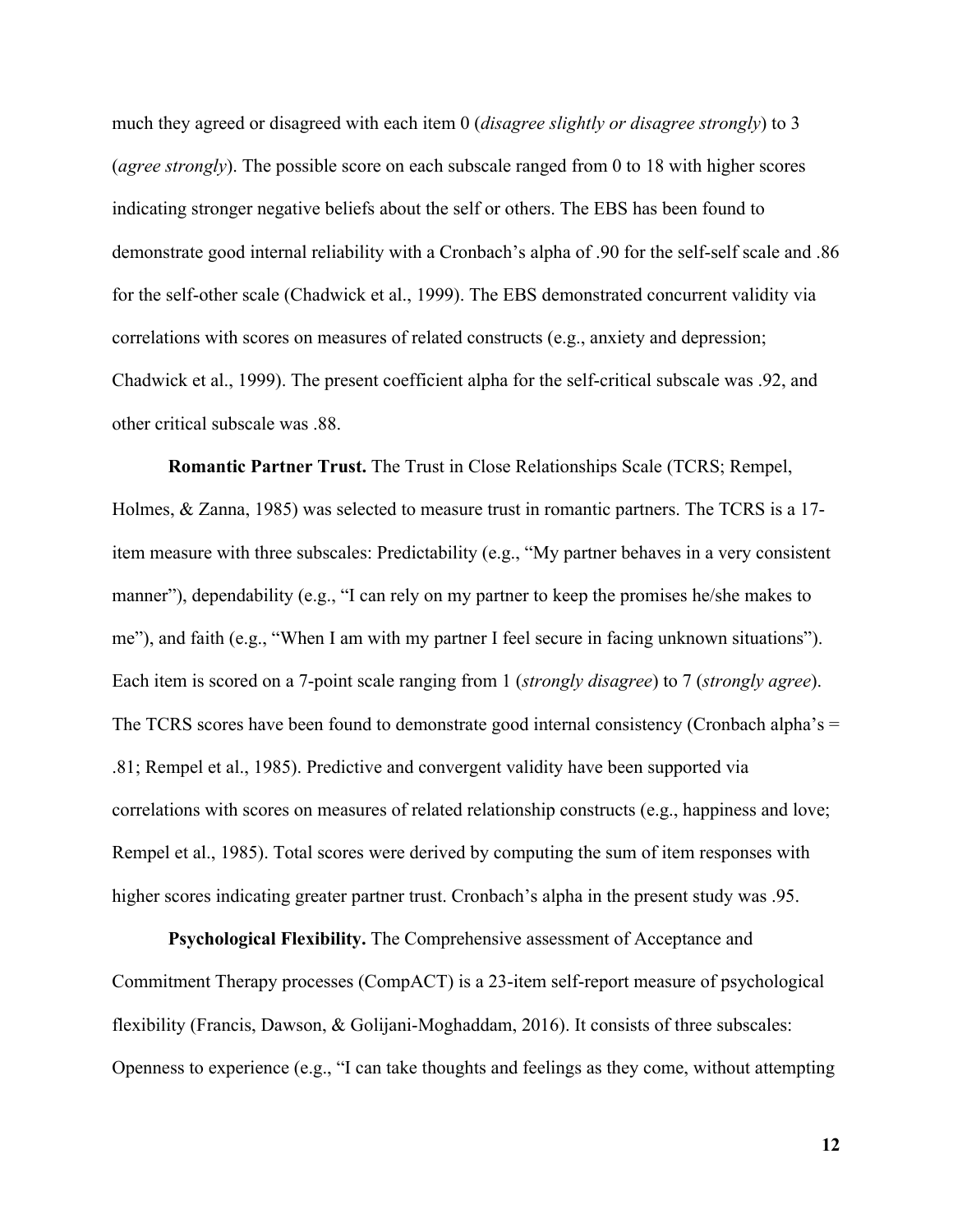much they agreed or disagreed with each item 0 (*disagree slightly or disagree strongly*) to 3 (*agree strongly*). The possible score on each subscale ranged from 0 to 18 with higher scores indicating stronger negative beliefs about the self or others. The EBS has been found to demonstrate good internal reliability with a Cronbach's alpha of .90 for the self-self scale and .86 for the self-other scale (Chadwick et al., 1999). The EBS demonstrated concurrent validity via correlations with scores on measures of related constructs (e.g., anxiety and depression; Chadwick et al., 1999). The present coefficient alpha for the self-critical subscale was .92, and other critical subscale was .88.

**Romantic Partner Trust.** The Trust in Close Relationships Scale (TCRS; Rempel, Holmes, & Zanna, 1985) was selected to measure trust in romantic partners. The TCRS is a 17-item measure with three subscales: Predictability (e.g., "My partner behaves in a very consistent manner"), dependability (e.g., "I can rely on my partner to keep the promises he/she makes to me"), and faith (e.g., "When I am with my partner I feel secure in facing unknown situations"). Each item is scored on a 7-point scale ranging from 1 (*strongly disagree*) to 7 (*strongly agree*). The TCRS scores have been found to demonstrate good internal consistency (Cronbach alpha's = .81; Rempel et al., 1985). Predictive and convergent validity have been supported via correlations with scores on measures of related relationship constructs (e.g., happiness and love; Rempel et al., 1985). Total scores were derived by computing the sum of item responses with higher scores indicating greater partner trust. Cronbach's alpha in the present study was .95.

**Psychological Flexibility.** The Comprehensive assessment of Acceptance and Commitment Therapy processes (CompACT) is a 23-item self-report measure of psychological flexibility (Francis, Dawson, & Golijani-Moghaddam, 2016). It consists of three subscales: Openness to experience (e.g., "I can take thoughts and feelings as they come, without attempting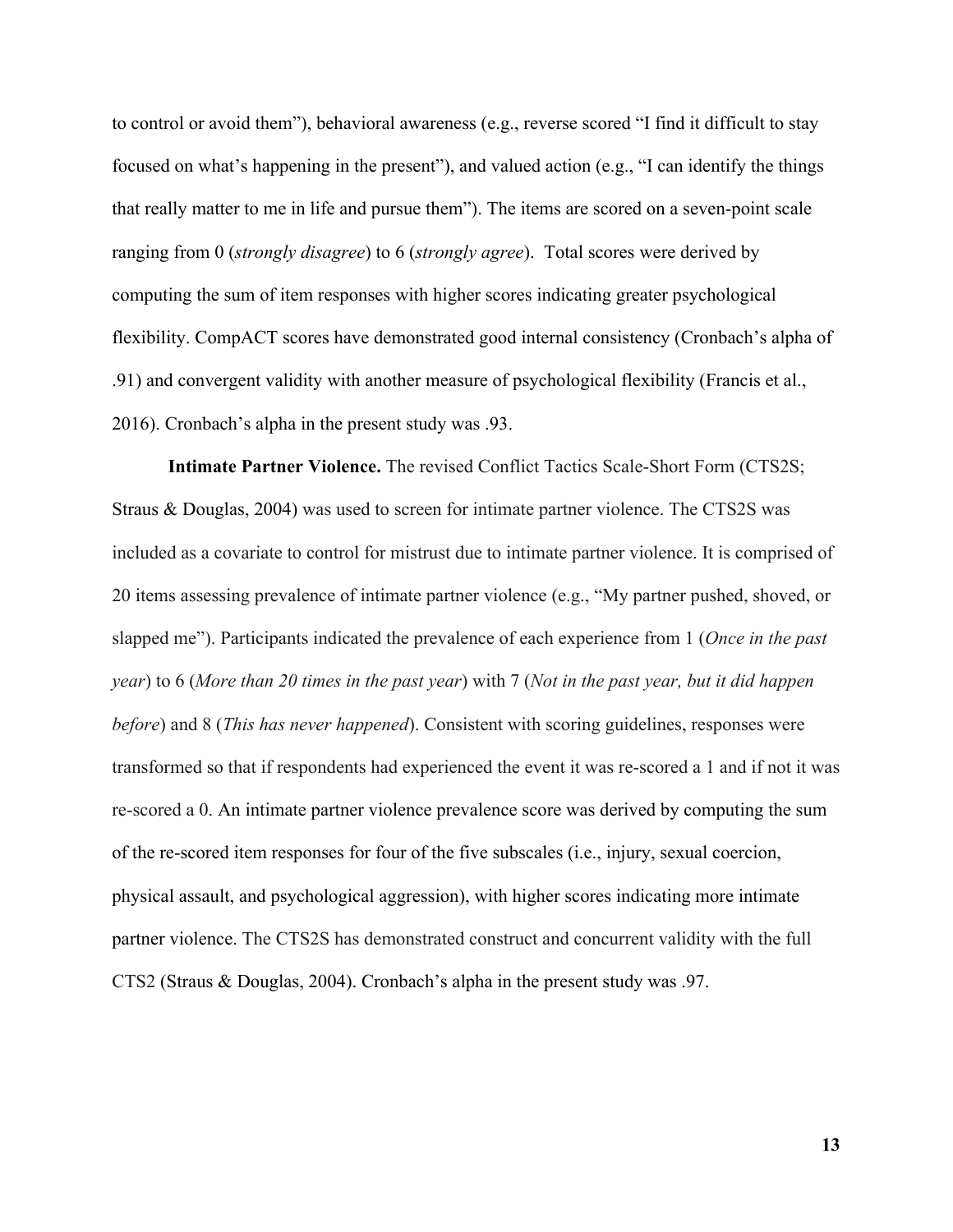to control or avoid them"), behavioral awareness (e.g., reverse scored "I find it difficult to stay focused on what's happening in the present"), and valued action (e.g., "I can identify the things that really matter to me in life and pursue them"). The items are scored on a seven-point scale ranging from 0 (*strongly disagree*) to 6 (*strongly agree*). Total scores were derived by computing the sum of item responses with higher scores indicating greater psychological flexibility. CompACT scores have demonstrated good internal consistency (Cronbach's alpha of .91) and convergent validity with another measure of psychological flexibility (Francis et al., 2016). Cronbach's alpha in the present study was .93.

**Intimate Partner Violence.** The revised Conflict Tactics Scale-Short Form (CTS2S; Straus & Douglas, 2004) was used to screen for intimate partner violence. The CTS2S was included as a covariate to control for mistrust due to intimate partner violence. It is comprised of 20 items assessing prevalence of intimate partner violence (e.g., "My partner pushed, shoved, or slapped me"). Participants indicated the prevalence of each experience from 1 (*Once in the past year*) to 6 (*More than 20 times in the past year*) with 7 (*Not in the past year, but it did happen before*) and 8 (*This has never happened*). Consistent with scoring guidelines, responses were transformed so that if respondents had experienced the event it was re-scored a 1 and if not it was re-scored a 0. An intimate partner violence prevalence score was derived by computing the sum of the re-scored item responses for four of the five subscales (i.e., injury, sexual coercion, physical assault, and psychological aggression), with higher scores indicating more intimate partner violence. The CTS2S has demonstrated construct and concurrent validity with the full CTS2 (Straus & Douglas, 2004). Cronbach's alpha in the present study was .97.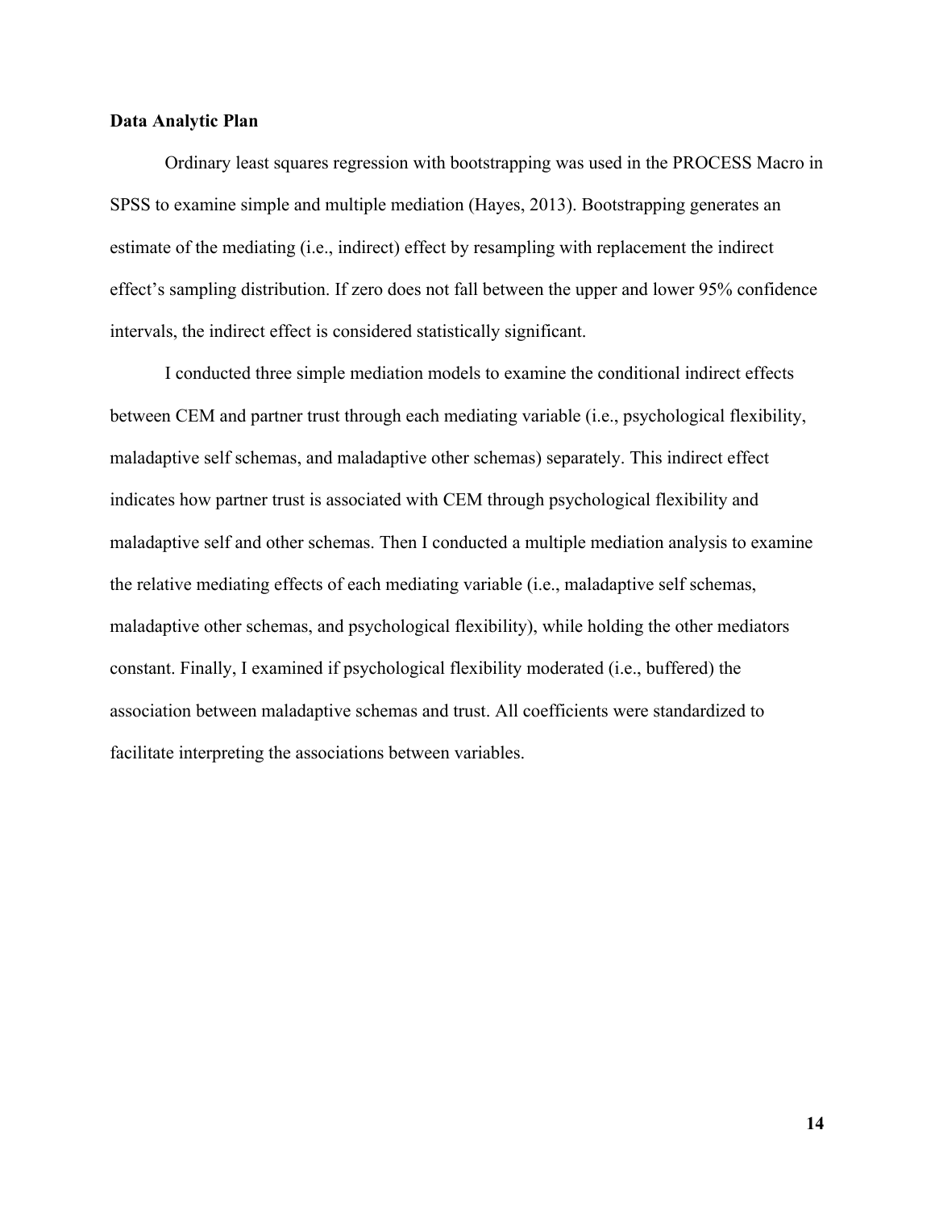**Data Analytic Plan**

Ordinary least squares regression with bootstrapping was used in the PROCESS Macro in SPSS to examine simple and multiple mediation (Hayes, 2013). Bootstrapping generates an estimate of the mediating (i.e., indirect) effect by resampling with replacement the indirect effect's sampling distribution. If zero does not fall between the upper and lower 95% confidence intervals, the indirect effect is considered statistically significant.

I conducted three simple mediation models to examine the conditional indirect effects between CEM and partner trust through each mediating variable (i.e., psychological flexibility, maladaptive self schemas, and maladaptive other schemas) separately. This indirect effect indicates how partner trust is associated with CEM through psychological flexibility and maladaptive self and other schemas. Then I conducted a multiple mediation analysis to examine the relative mediating effects of each mediating variable (i.e., maladaptive self schemas, maladaptive other schemas, and psychological flexibility), while holding the other mediators constant. Finally, I examined if psychological flexibility moderated (i.e., buffered) the association between maladaptive schemas and trust. All coefficients were standardized to facilitate interpreting the associations between variables.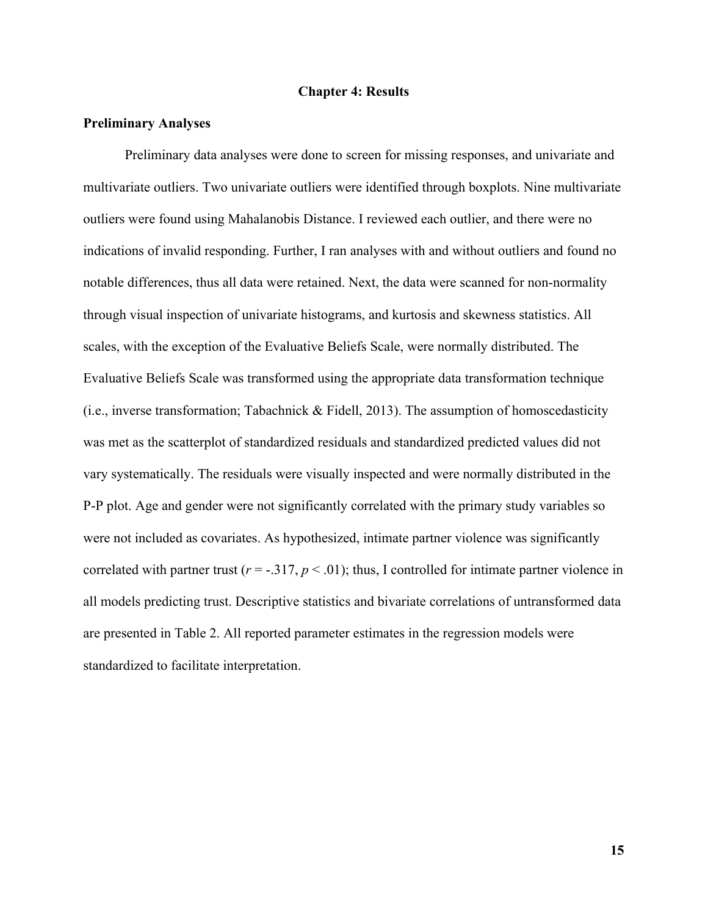# Chapter 4: Results

## Preliminary Analyses

Preliminary data analyses were done to screen for missing responses, and univariate and multivariate outliers. Two univariate outliers were identified through boxplots. Nine multivariate outliers were found using Mahalanobis Distance. I reviewed each outlier, and there were no indications of invalid responding. Further, I ran analyses with and without outliers and found no notable differences, thus all data were retained. Next, the data were scanned for non-normality through visual inspection of univariate histograms, and kurtosis and skewness statistics. All scales, with the exception of the Evaluative Beliefs Scale, were normally distributed. The Evaluative Beliefs Scale was transformed using the appropriate data transformation technique (i.e., inverse transformation; Tabachnick & Fidell, 2013). The assumption of homoscedasticity was met as the scatterplot of standardized residuals and standardized predicted values did not vary systematically. The residuals were visually inspected and were normally distributed in the P-P plot. Age and gender were not significantly correlated with the primary study variables so were not included as covariates. As hypothesized, intimate partner violence was significantly correlated with partner trust ($r = -.317$, $p < .01$); thus, I controlled for intimate partner violence in all models predicting trust. Descriptive statistics and bivariate correlations of untransformed data are presented in Table 2. All reported parameter estimates in the regression models were standardized to facilitate interpretation.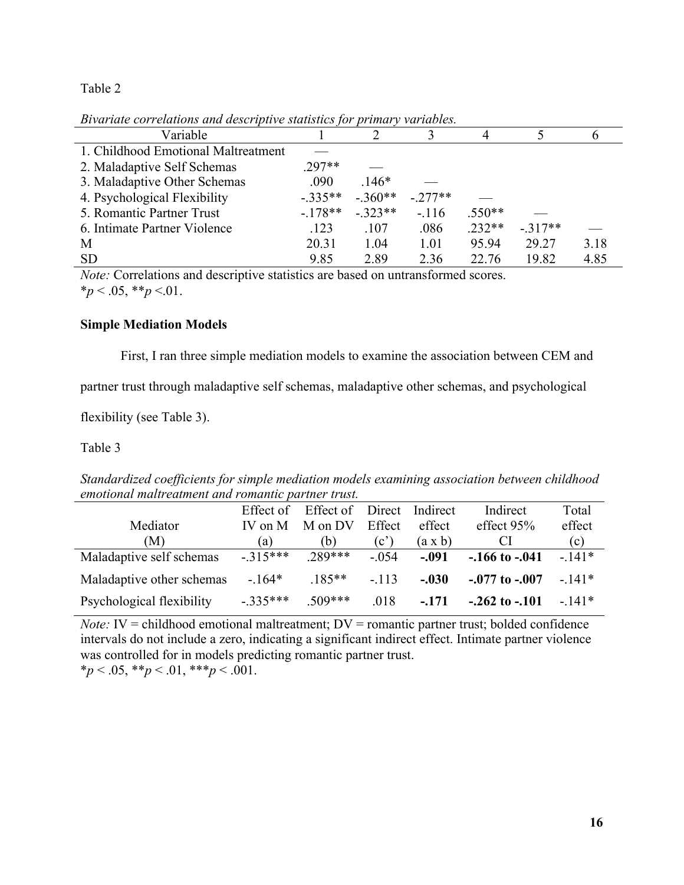Table 2

*Bivariate correlations and descriptive statistics for primary variables.*

| Variable | 1 | 2 | 3 | 4 | 5 | 6 |
|---|---|---|---|---|---|---|
| 1. Childhood Emotional Maltreatment | — | | | | | |
| 2. Maladaptive Self Schemas | .297** | — | | | | |
| 3. Maladaptive Other Schemas | .090 | .146* | — | | | |
| 4. Psychological Flexibility | -.335** | -.360** | -.277** | — | | |
| 5. Romantic Partner Trust | -.178** | -.323** | -.116 | .550** | — | |
| 6. Intimate Partner Violence | .123 | .107 | .086 | .232** | -.317** | — |
| M | 20.31 | 1.04 | 1.01 | 95.94 | 29.27 | 3.18 |
| SD | 9.85 | 2.89 | 2.36 | 22.76 | 19.82 | 4.85 |

*Note:* Correlations and descriptive statistics are based on untransformed scores.
\**p* < .05, \*\**p* <.01.

**Simple Mediation Models**

First, I ran three simple mediation models to examine the association between CEM and partner trust through maladaptive self schemas, maladaptive other schemas, and psychological flexibility (see Table 3).

Table 3

*Standardized coefficients for simple mediation models examining association between childhood emotional maltreatment and romantic partner trust.*

| Mediator (M) | Effect of IV on M (a) | Effect of M on DV (b) | Direct Effect (c') | Indirect effect (a x b) | Indirect effect 95% CI | Total effect (c) |
|---|---|---|---|---|---|---|
| Maladaptive self schemas | -.315*** | .289*** | -.054 | **-.091** | **-.166 to -.041** | -.141* |
| Maladaptive other schemas | -.164* | .185** | -.113 | **-.030** | **-.077 to -.007** | -.141* |
| Psychological flexibility | -.335*** | .509*** | .018 | **-.171** | **-.262 to -.101** | -.141* |

*Note:* IV = childhood emotional maltreatment; DV = romantic partner trust; bolded confidence intervals do not include a zero, indicating a significant indirect effect. Intimate partner violence was controlled for in models predicting romantic partner trust.
\**p* < .05, \*\**p* < .01, \*\*\**p* < .001.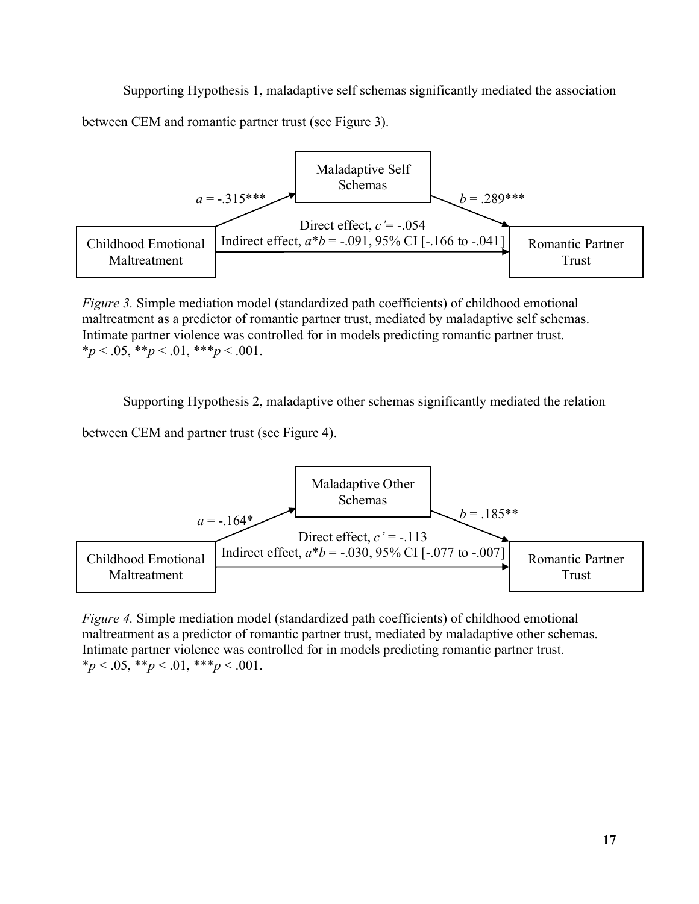Supporting Hypothesis 1, maladaptive self schemas significantly mediated the association between CEM and romantic partner trust (see Figure 3).

Maladaptive Self Schemas

$a$ = -.315***

$b$ = .289***

Direct effect, $c'$ = -.054

Indirect effect, $a$*$b$ = -.091, 95% CI [-.166 to -.041]

Childhood Emotional Maltreatment

Romantic Partner Trust

*Figure 3.* Simple mediation model (standardized path coefficients) of childhood emotional maltreatment as a predictor of romantic partner trust, mediated by maladaptive self schemas. Intimate partner violence was controlled for in models predicting romantic partner trust. *$p$ < .05, **$p$ < .01, ***$p$ < .001.

Supporting Hypothesis 2, maladaptive other schemas significantly mediated the relation between CEM and partner trust (see Figure 4).

Maladaptive Other Schemas

$a$ = -.164*

$b$ = .185**

Direct effect, $c'$ = -.113

Indirect effect, $a$*$b$ = -.030, 95% CI [-.077 to -.007]

Childhood Emotional Maltreatment

Romantic Partner Trust

*Figure 4.* Simple mediation model (standardized path coefficients) of childhood emotional maltreatment as a predictor of romantic partner trust, mediated by maladaptive other schemas. Intimate partner violence was controlled for in models predicting romantic partner trust. *$p$ < .05, **$p$ < .01, ***$p$ < .001.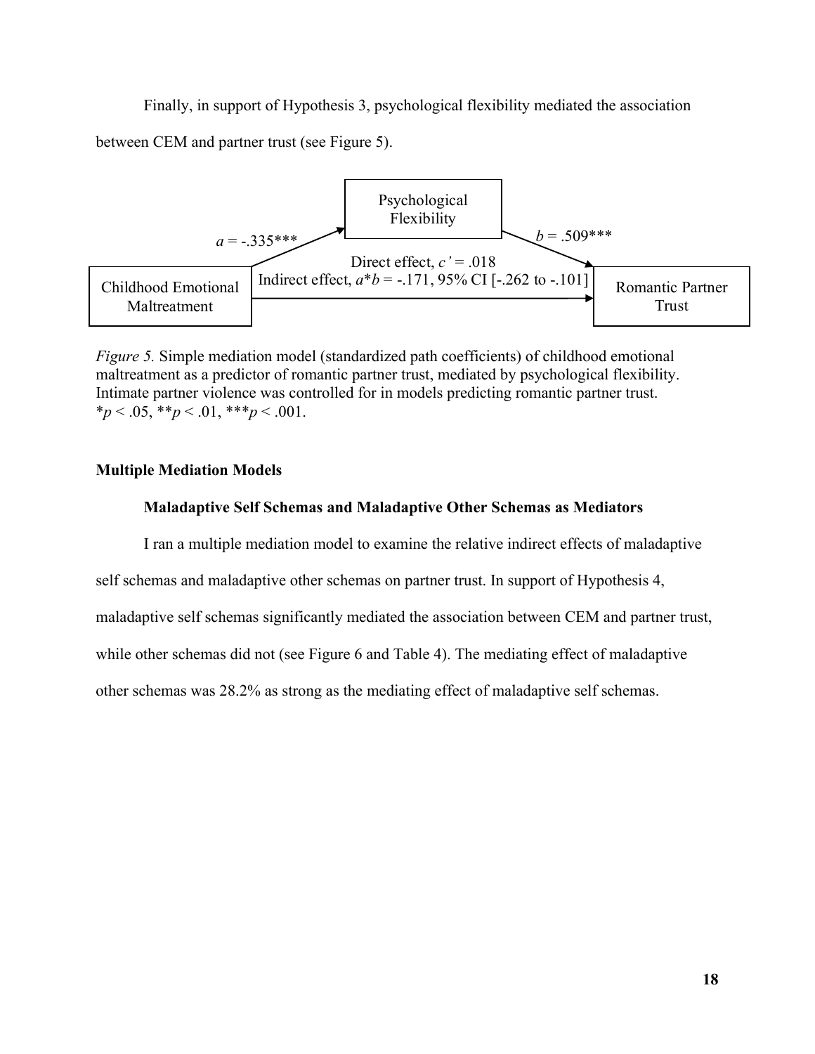Finally, in support of Hypothesis 3, psychological flexibility mediated the association between CEM and partner trust (see Figure 5).

Psychological Flexibility

$a$ = -.335***

$b$ = .509***

Direct effect, $c'$ = .018

Indirect effect, $a$*$b$ = -.171, 95% CI [-.262 to -.101]

Childhood Emotional Maltreatment

Romantic Partner Trust

*Figure 5.* Simple mediation model (standardized path coefficients) of childhood emotional maltreatment as a predictor of romantic partner trust, mediated by psychological flexibility. Intimate partner violence was controlled for in models predicting romantic partner trust. *$p$ < .05, **$p$ < .01, ***$p$ < .001.

## Multiple Mediation Models

### Maladaptive Self Schemas and Maladaptive Other Schemas as Mediators

I ran a multiple mediation model to examine the relative indirect effects of maladaptive self schemas and maladaptive other schemas on partner trust. In support of Hypothesis 4, maladaptive self schemas significantly mediated the association between CEM and partner trust, while other schemas did not (see Figure 6 and Table 4). The mediating effect of maladaptive other schemas was 28.2% as strong as the mediating effect of maladaptive self schemas.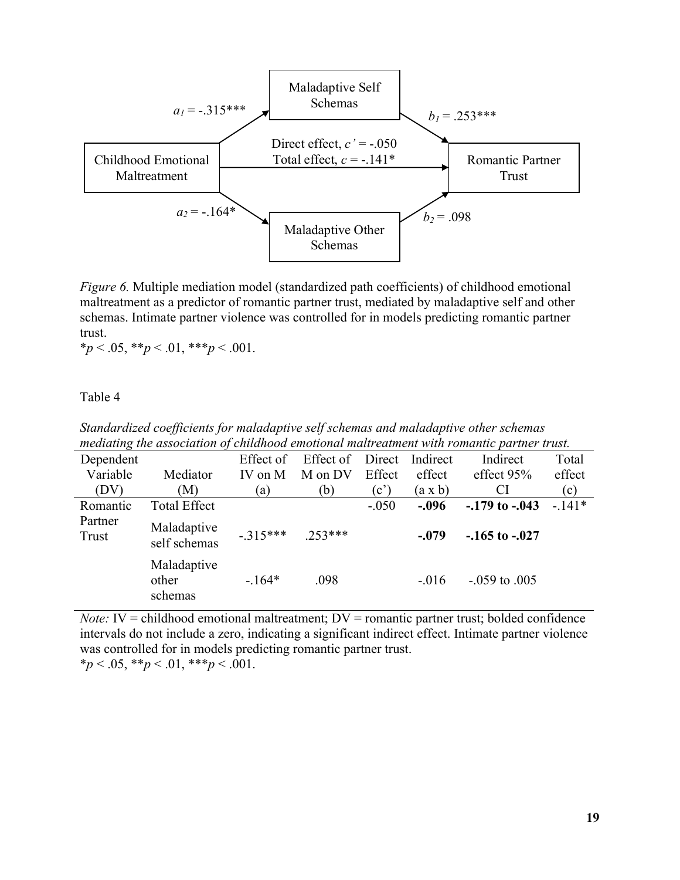Maladaptive Self Schemas

$a_1$ = -.315***

$b_1$ = .253***

Direct effect, $c'$ = -.050

Total effect, $c$ = -.141*

Childhood Emotional Maltreatment

Romantic Partner Trust

$a_2$ = -.164*

$b_2$ = .098

Maladaptive Other Schemas

*Figure 6.* Multiple mediation model (standardized path coefficients) of childhood emotional maltreatment as a predictor of romantic partner trust, mediated by maladaptive self and other schemas. Intimate partner violence was controlled for in models predicting romantic partner trust.

*$p$ < .05, **$p$ < .01, ***$p$ < .001.

Table 4

*Standardized coefficients for maladaptive self schemas and maladaptive other schemas mediating the association of childhood emotional maltreatment with romantic partner trust.*

| Dependent Variable (DV) | Mediator (M) | Effect of IV on M (a) | Effect of M on DV (b) | Direct Effect (c') | Indirect effect (a x b) | Indirect effect 95% CI | Total effect (c) |
|---|---|---|---|---|---|---|---|
| Romantic Partner Trust | Total Effect | | | -.050 | **-.096** | **-.179 to -.043** | -.141* |
| | Maladaptive self schemas | -.315*** | .253*** | | **-.079** | **-.165 to -.027** | |
| | Maladaptive other schemas | -.164* | .098 | | -.016 | -.059 to .005 | |

*Note:* IV = childhood emotional maltreatment; DV = romantic partner trust; bolded confidence intervals do not include a zero, indicating a significant indirect effect. Intimate partner violence was controlled for in models predicting romantic partner trust.

*$p$ < .05, **$p$ < .01, ***$p$ < .001.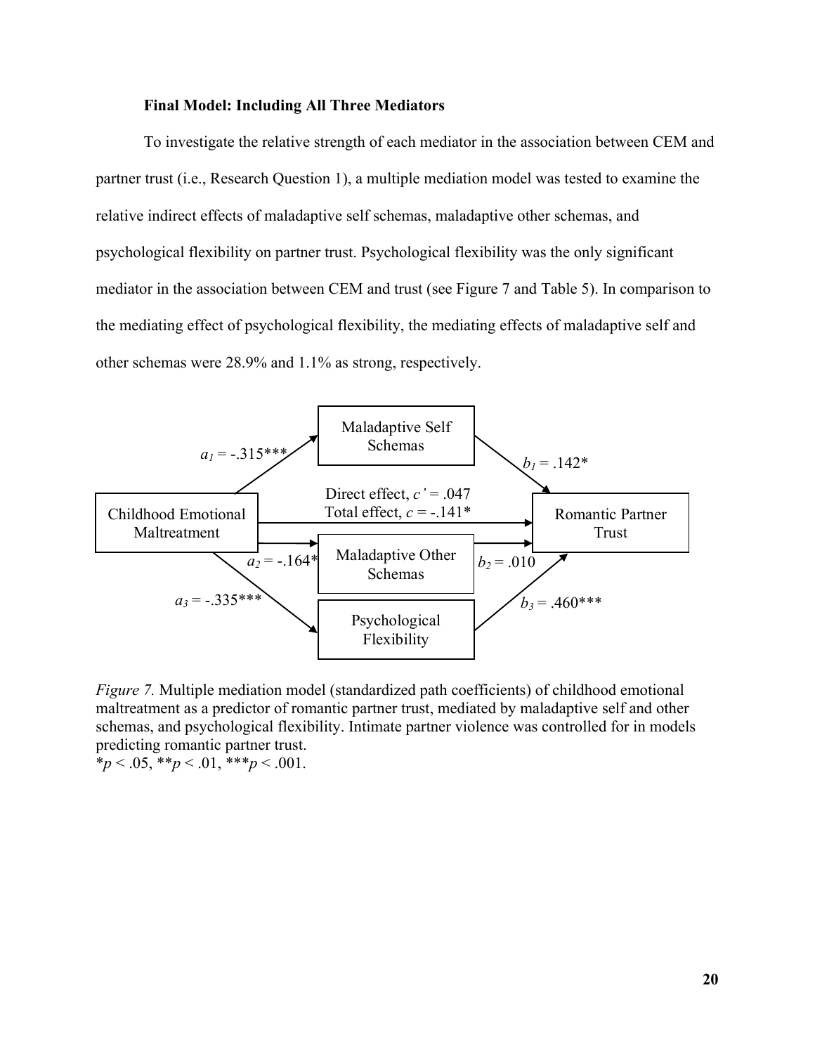**Final Model: Including All Three Mediators**

To investigate the relative strength of each mediator in the association between CEM and partner trust (i.e., Research Question 1), a multiple mediation model was tested to examine the relative indirect effects of maladaptive self schemas, maladaptive other schemas, and psychological flexibility on partner trust. Psychological flexibility was the only significant mediator in the association between CEM and trust (see Figure 7 and Table 5). In comparison to the mediating effect of psychological flexibility, the mediating effects of maladaptive self and other schemas were 28.9% and 1.1% as strong, respectively.

Maladaptive Self Schemas

$a_1$ = -.315***

$b_1$ = .142*

Direct effect, $c'$ = .047

Total effect, $c$ = -.141*

Childhood Emotional Maltreatment

Romantic Partner Trust

$a_2$ = -.164*

Maladaptive Other Schemas

$b_2$ = .010

$a_3$ = -.335***

$b_3$ = .460***

Psychological Flexibility

*Figure 7.* Multiple mediation model (standardized path coefficients) of childhood emotional maltreatment as a predictor of romantic partner trust, mediated by maladaptive self and other schemas, and psychological flexibility. Intimate partner violence was controlled for in models predicting romantic partner trust.
*$p < .05$, **$p < .01$, ***$p < .001$.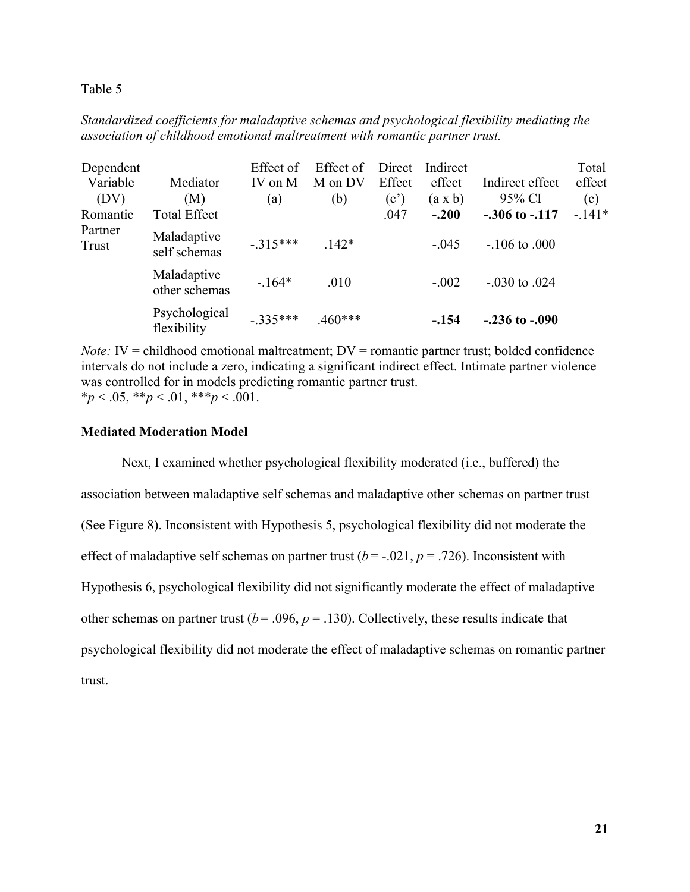Table 5

*Standardized coefficients for maladaptive schemas and psychological flexibility mediating the association of childhood emotional maltreatment with romantic partner trust.*

| Dependent Variable (DV) | Mediator (M) | Effect of IV on M (a) | Effect of M on DV (b) | Direct Effect (c') | Indirect effect (a x b) | Indirect effect 95% CI | Total effect (c) |
|---|---|---|---|---|---|---|---|
| Romantic Partner Trust | Total Effect | | | .047 | **-.200** | **-.306 to -.117** | -.141* |
| | Maladaptive self schemas | -.315*** | .142* | | -.045 | -.106 to .000 | |
| | Maladaptive other schemas | -.164* | .010 | | -.002 | -.030 to .024 | |
| | Psychological flexibility | -.335*** | .460*** | | **-.154** | **-.236 to -.090** | |

*Note:* IV = childhood emotional maltreatment; DV = romantic partner trust; bolded confidence intervals do not include a zero, indicating a significant indirect effect. Intimate partner violence was controlled for in models predicting romantic partner trust.
\*$p < .05$, \*\*$p < .01$, \*\*\*$p < .001$.

**Mediated Moderation Model**

Next, I examined whether psychological flexibility moderated (i.e., buffered) the association between maladaptive self schemas and maladaptive other schemas on partner trust (See Figure 8). Inconsistent with Hypothesis 5, psychological flexibility did not moderate the effect of maladaptive self schemas on partner trust ($b = -.021$, $p = .726$). Inconsistent with Hypothesis 6, psychological flexibility did not significantly moderate the effect of maladaptive other schemas on partner trust ($b = .096$, $p = .130$). Collectively, these results indicate that psychological flexibility did not moderate the effect of maladaptive schemas on romantic partner trust.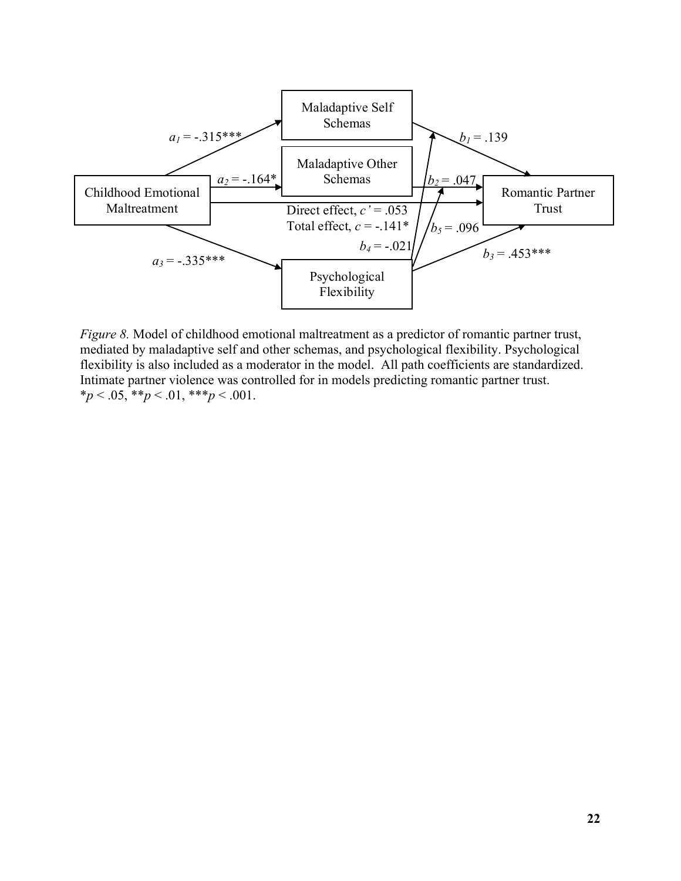Maladaptive Self Schemas

Maladaptive Other Schemas

Childhood Emotional Maltreatment

Romantic Partner Trust

Psychological Flexibility

$a_1$ = -.315***

$a_2$ = -.164*

$a_3$ = -.335***

$b_1$ = .139

$b_2$ = .047

$b_3$ = .453***

$b_4$ = -.021

$b_5$ = .096

Direct effect, $c'$ = .053

Total effect, $c$ = -.141*

*Figure 8.* Model of childhood emotional maltreatment as a predictor of romantic partner trust, mediated by maladaptive self and other schemas, and psychological flexibility. Psychological flexibility is also included as a moderator in the model. All path coefficients are standardized. Intimate partner violence was controlled for in models predicting romantic partner trust.
*$p < .05$, **$p < .01$, ***$p < .001$.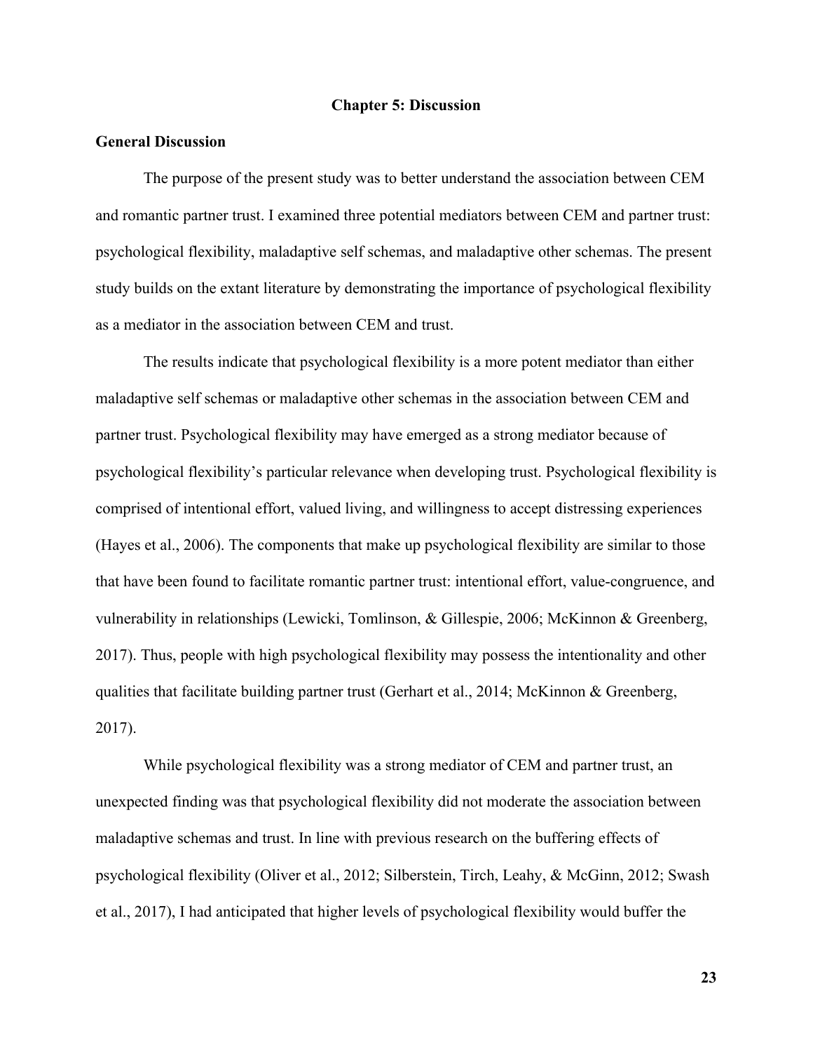# Chapter 5: Discussion

## General Discussion

The purpose of the present study was to better understand the association between CEM and romantic partner trust. I examined three potential mediators between CEM and partner trust: psychological flexibility, maladaptive self schemas, and maladaptive other schemas. The present study builds on the extant literature by demonstrating the importance of psychological flexibility as a mediator in the association between CEM and trust.

The results indicate that psychological flexibility is a more potent mediator than either maladaptive self schemas or maladaptive other schemas in the association between CEM and partner trust. Psychological flexibility may have emerged as a strong mediator because of psychological flexibility's particular relevance when developing trust. Psychological flexibility is comprised of intentional effort, valued living, and willingness to accept distressing experiences (Hayes et al., 2006). The components that make up psychological flexibility are similar to those that have been found to facilitate romantic partner trust: intentional effort, value-congruence, and vulnerability in relationships (Lewicki, Tomlinson, & Gillespie, 2006; McKinnon & Greenberg, 2017). Thus, people with high psychological flexibility may possess the intentionality and other qualities that facilitate building partner trust (Gerhart et al., 2014; McKinnon & Greenberg, 2017).

While psychological flexibility was a strong mediator of CEM and partner trust, an unexpected finding was that psychological flexibility did not moderate the association between maladaptive schemas and trust. In line with previous research on the buffering effects of psychological flexibility (Oliver et al., 2012; Silberstein, Tirch, Leahy, & McGinn, 2012; Swash et al., 2017), I had anticipated that higher levels of psychological flexibility would buffer the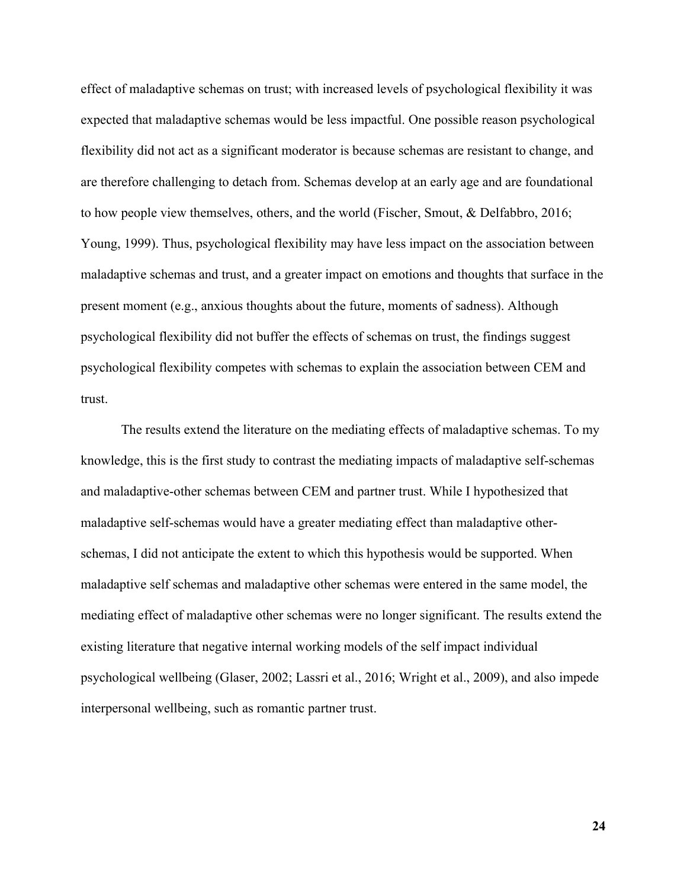effect of maladaptive schemas on trust; with increased levels of psychological flexibility it was expected that maladaptive schemas would be less impactful. One possible reason psychological flexibility did not act as a significant moderator is because schemas are resistant to change, and are therefore challenging to detach from. Schemas develop at an early age and are foundational to how people view themselves, others, and the world (Fischer, Smout, & Delfabbro, 2016; Young, 1999). Thus, psychological flexibility may have less impact on the association between maladaptive schemas and trust, and a greater impact on emotions and thoughts that surface in the present moment (e.g., anxious thoughts about the future, moments of sadness). Although psychological flexibility did not buffer the effects of schemas on trust, the findings suggest psychological flexibility competes with schemas to explain the association between CEM and trust.

The results extend the literature on the mediating effects of maladaptive schemas. To my knowledge, this is the first study to contrast the mediating impacts of maladaptive self-schemas and maladaptive-other schemas between CEM and partner trust. While I hypothesized that maladaptive self-schemas would have a greater mediating effect than maladaptive other-schemas, I did not anticipate the extent to which this hypothesis would be supported. When maladaptive self schemas and maladaptive other schemas were entered in the same model, the mediating effect of maladaptive other schemas were no longer significant. The results extend the existing literature that negative internal working models of the self impact individual psychological wellbeing (Glaser, 2002; Lassri et al., 2016; Wright et al., 2009), and also impede interpersonal wellbeing, such as romantic partner trust.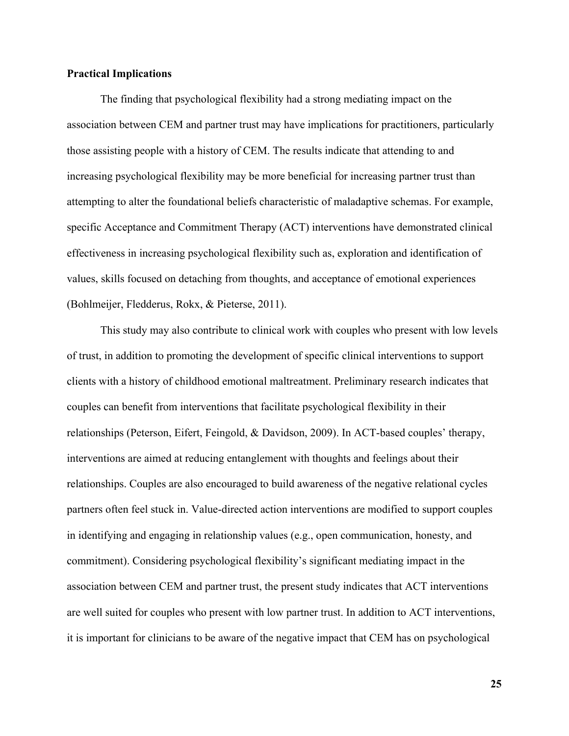**Practical Implications**

The finding that psychological flexibility had a strong mediating impact on the association between CEM and partner trust may have implications for practitioners, particularly those assisting people with a history of CEM. The results indicate that attending to and increasing psychological flexibility may be more beneficial for increasing partner trust than attempting to alter the foundational beliefs characteristic of maladaptive schemas. For example, specific Acceptance and Commitment Therapy (ACT) interventions have demonstrated clinical effectiveness in increasing psychological flexibility such as, exploration and identification of values, skills focused on detaching from thoughts, and acceptance of emotional experiences (Bohlmeijer, Fledderus, Rokx, & Pieterse, 2011).

This study may also contribute to clinical work with couples who present with low levels of trust, in addition to promoting the development of specific clinical interventions to support clients with a history of childhood emotional maltreatment. Preliminary research indicates that couples can benefit from interventions that facilitate psychological flexibility in their relationships (Peterson, Eifert, Feingold, & Davidson, 2009). In ACT-based couples' therapy, interventions are aimed at reducing entanglement with thoughts and feelings about their relationships. Couples are also encouraged to build awareness of the negative relational cycles partners often feel stuck in. Value-directed action interventions are modified to support couples in identifying and engaging in relationship values (e.g., open communication, honesty, and commitment). Considering psychological flexibility's significant mediating impact in the association between CEM and partner trust, the present study indicates that ACT interventions are well suited for couples who present with low partner trust. In addition to ACT interventions, it is important for clinicians to be aware of the negative impact that CEM has on psychological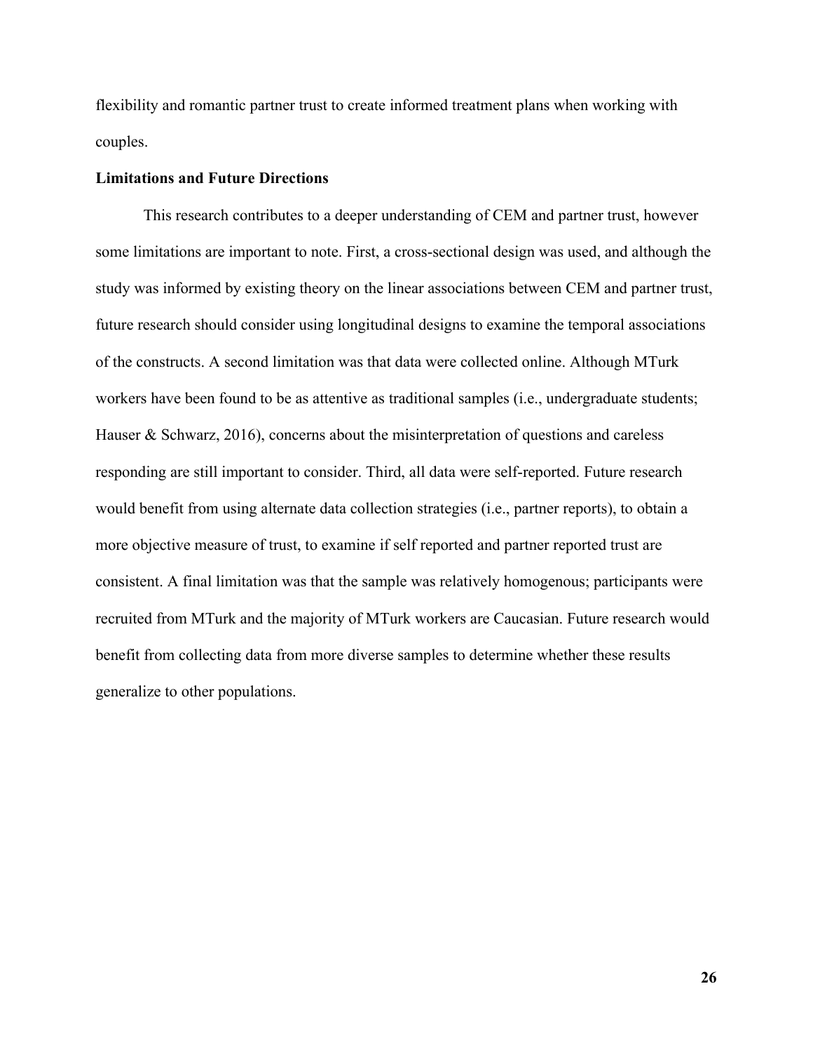flexibility and romantic partner trust to create informed treatment plans when working with couples.

**Limitations and Future Directions**

This research contributes to a deeper understanding of CEM and partner trust, however some limitations are important to note. First, a cross-sectional design was used, and although the study was informed by existing theory on the linear associations between CEM and partner trust, future research should consider using longitudinal designs to examine the temporal associations of the constructs. A second limitation was that data were collected online. Although MTurk workers have been found to be as attentive as traditional samples (i.e., undergraduate students; Hauser & Schwarz, 2016), concerns about the misinterpretation of questions and careless responding are still important to consider. Third, all data were self-reported. Future research would benefit from using alternate data collection strategies (i.e., partner reports), to obtain a more objective measure of trust, to examine if self reported and partner reported trust are consistent. A final limitation was that the sample was relatively homogenous; participants were recruited from MTurk and the majority of MTurk workers are Caucasian. Future research would benefit from collecting data from more diverse samples to determine whether these results generalize to other populations.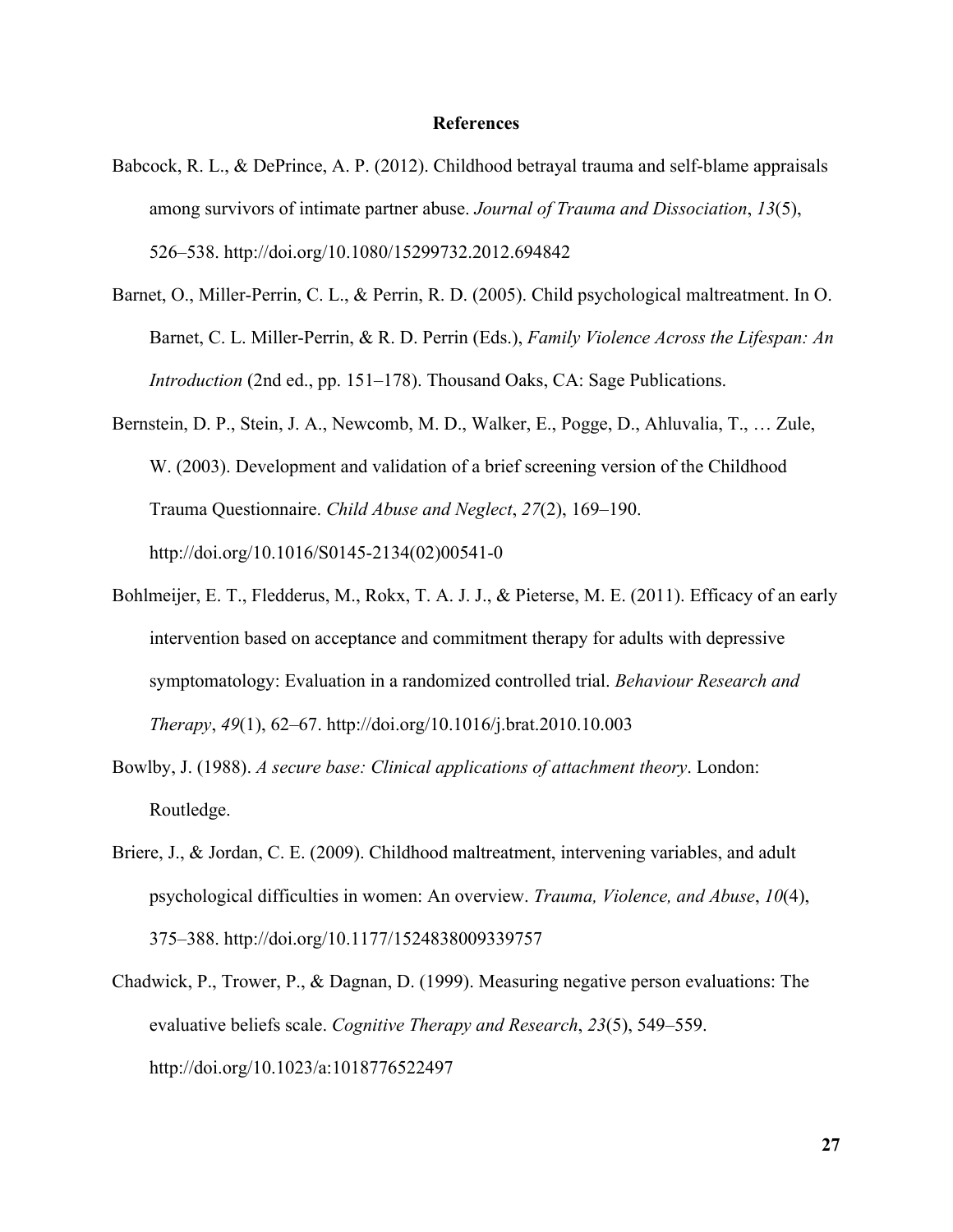# References

Babcock, R. L., & DePrince, A. P. (2012). Childhood betrayal trauma and self-blame appraisals among survivors of intimate partner abuse. *Journal of Trauma and Dissociation*, *13*(5), 526–538. http://doi.org/10.1080/15299732.2012.694842

Barnet, O., Miller-Perrin, C. L., & Perrin, R. D. (2005). Child psychological maltreatment. In O. Barnet, C. L. Miller-Perrin, & R. D. Perrin (Eds.), *Family Violence Across the Lifespan: An Introduction* (2nd ed., pp. 151–178). Thousand Oaks, CA: Sage Publications.

Bernstein, D. P., Stein, J. A., Newcomb, M. D., Walker, E., Pogge, D., Ahluvalia, T., … Zule, W. (2003). Development and validation of a brief screening version of the Childhood Trauma Questionnaire. *Child Abuse and Neglect*, *27*(2), 169–190. http://doi.org/10.1016/S0145-2134(02)00541-0

Bohlmeijer, E. T., Fledderus, M., Rokx, T. A. J. J., & Pieterse, M. E. (2011). Efficacy of an early intervention based on acceptance and commitment therapy for adults with depressive symptomatology: Evaluation in a randomized controlled trial. *Behaviour Research and Therapy*, *49*(1), 62–67. http://doi.org/10.1016/j.brat.2010.10.003

Bowlby, J. (1988). *A secure base: Clinical applications of attachment theory*. London: Routledge.

Briere, J., & Jordan, C. E. (2009). Childhood maltreatment, intervening variables, and adult psychological difficulties in women: An overview. *Trauma, Violence, and Abuse*, *10*(4), 375–388. http://doi.org/10.1177/1524838009339757

Chadwick, P., Trower, P., & Dagnan, D. (1999). Measuring negative person evaluations: The evaluative beliefs scale. *Cognitive Therapy and Research*, *23*(5), 549–559. http://doi.org/10.1023/a:1018776522497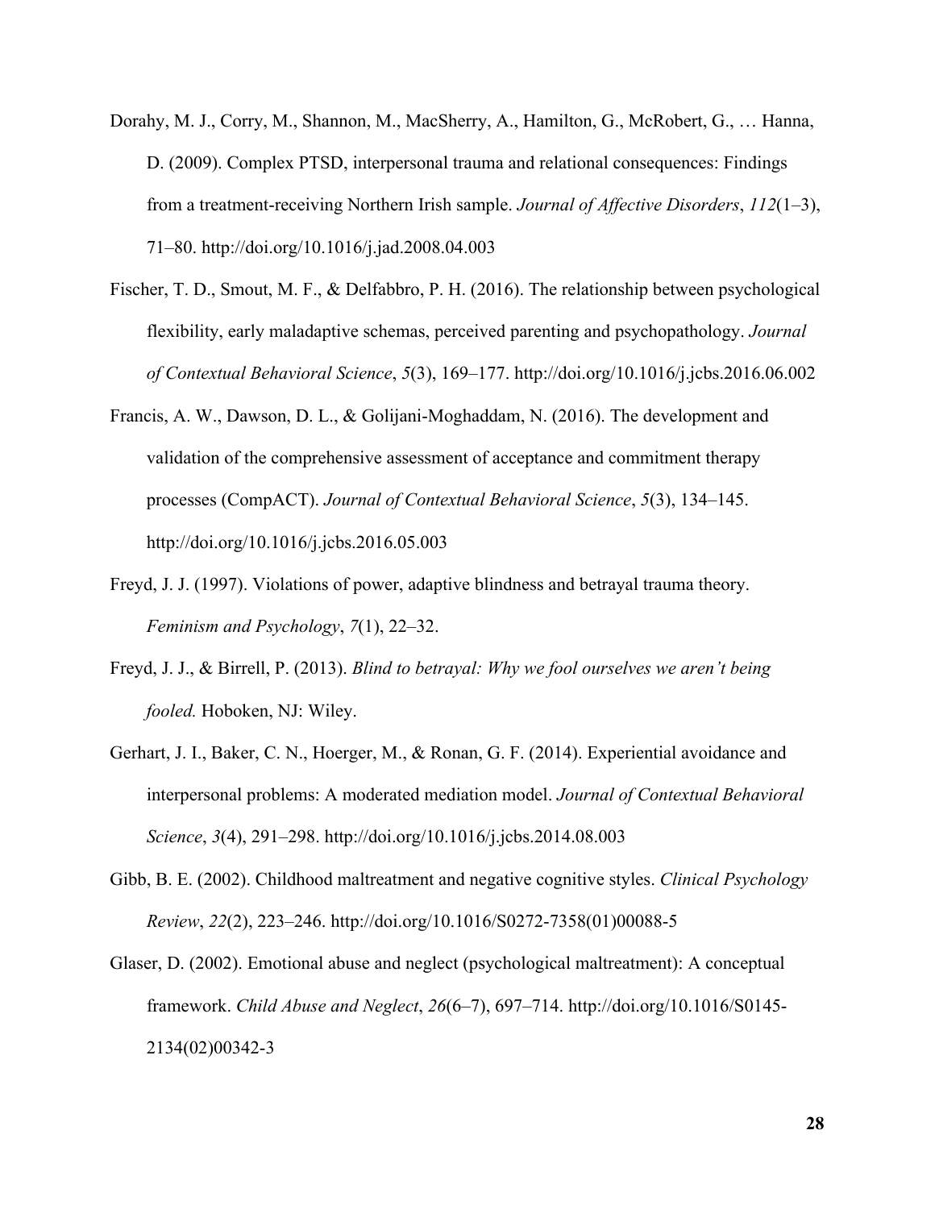Dorahy, M. J., Corry, M., Shannon, M., MacSherry, A., Hamilton, G., McRobert, G., … Hanna, D. (2009). Complex PTSD, interpersonal trauma and relational consequences: Findings from a treatment-receiving Northern Irish sample. *Journal of Affective Disorders*, *112*(1–3), 71–80. http://doi.org/10.1016/j.jad.2008.04.003

Fischer, T. D., Smout, M. F., & Delfabbro, P. H. (2016). The relationship between psychological flexibility, early maladaptive schemas, perceived parenting and psychopathology. *Journal of Contextual Behavioral Science*, *5*(3), 169–177. http://doi.org/10.1016/j.jcbs.2016.06.002

Francis, A. W., Dawson, D. L., & Golijani-Moghaddam, N. (2016). The development and validation of the comprehensive assessment of acceptance and commitment therapy processes (CompACT). *Journal of Contextual Behavioral Science*, *5*(3), 134–145. http://doi.org/10.1016/j.jcbs.2016.05.003

Freyd, J. J. (1997). Violations of power, adaptive blindness and betrayal trauma theory. *Feminism and Psychology*, *7*(1), 22–32.

Freyd, J. J., & Birrell, P. (2013). *Blind to betrayal: Why we fool ourselves we aren't being fooled.* Hoboken, NJ: Wiley.

Gerhart, J. I., Baker, C. N., Hoerger, M., & Ronan, G. F. (2014). Experiential avoidance and interpersonal problems: A moderated mediation model. *Journal of Contextual Behavioral Science*, *3*(4), 291–298. http://doi.org/10.1016/j.jcbs.2014.08.003

Gibb, B. E. (2002). Childhood maltreatment and negative cognitive styles. *Clinical Psychology Review*, *22*(2), 223–246. http://doi.org/10.1016/S0272-7358(01)00088-5

Glaser, D. (2002). Emotional abuse and neglect (psychological maltreatment): A conceptual framework. *Child Abuse and Neglect*, *26*(6–7), 697–714. http://doi.org/10.1016/S0145-2134(02)00342-3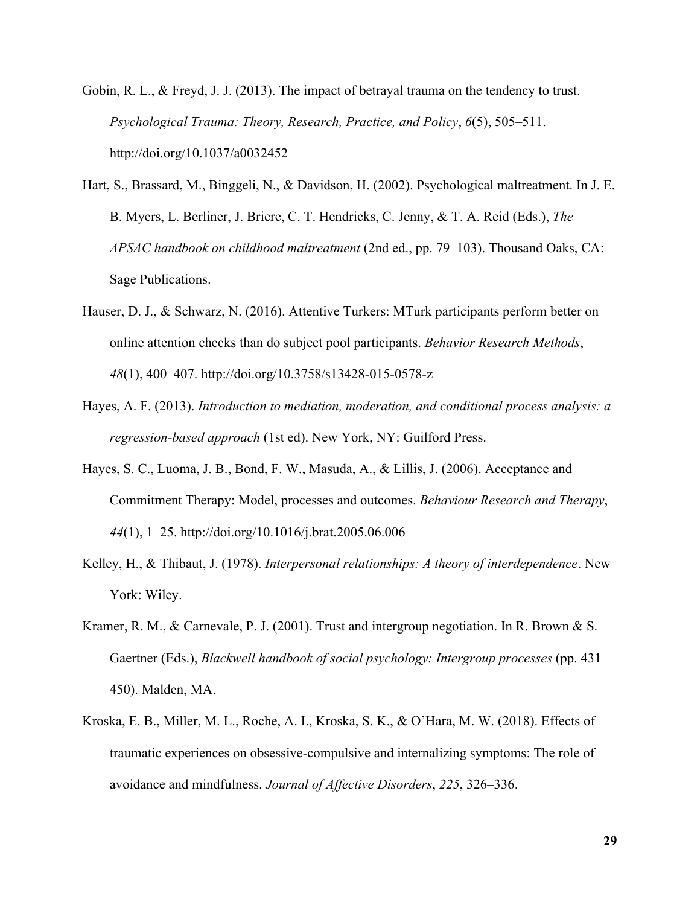Gobin, R. L., & Freyd, J. J. (2013). The impact of betrayal trauma on the tendency to trust. *Psychological Trauma: Theory, Research, Practice, and Policy*, *6*(5), 505–511. http://doi.org/10.1037/a0032452

Hart, S., Brassard, M., Binggeli, N., & Davidson, H. (2002). Psychological maltreatment. In J. E. B. Myers, L. Berliner, J. Briere, C. T. Hendricks, C. Jenny, & T. A. Reid (Eds.), *The APSAC handbook on childhood maltreatment* (2nd ed., pp. 79–103). Thousand Oaks, CA: Sage Publications.

Hauser, D. J., & Schwarz, N. (2016). Attentive Turkers: MTurk participants perform better on online attention checks than do subject pool participants. *Behavior Research Methods*, *48*(1), 400–407. http://doi.org/10.3758/s13428-015-0578-z

Hayes, A. F. (2013). *Introduction to mediation, moderation, and conditional process analysis: a regression-based approach* (1st ed). New York, NY: Guilford Press.

Hayes, S. C., Luoma, J. B., Bond, F. W., Masuda, A., & Lillis, J. (2006). Acceptance and Commitment Therapy: Model, processes and outcomes. *Behaviour Research and Therapy*, *44*(1), 1–25. http://doi.org/10.1016/j.brat.2005.06.006

Kelley, H., & Thibaut, J. (1978). *Interpersonal relationships: A theory of interdependence*. New York: Wiley.

Kramer, R. M., & Carnevale, P. J. (2001). Trust and intergroup negotiation. In R. Brown & S. Gaertner (Eds.), *Blackwell handbook of social psychology: Intergroup processes* (pp. 431–450). Malden, MA.

Kroska, E. B., Miller, M. L., Roche, A. I., Kroska, S. K., & O'Hara, M. W. (2018). Effects of traumatic experiences on obsessive-compulsive and internalizing symptoms: The role of avoidance and mindfulness. *Journal of Affective Disorders*, *225*, 326–336.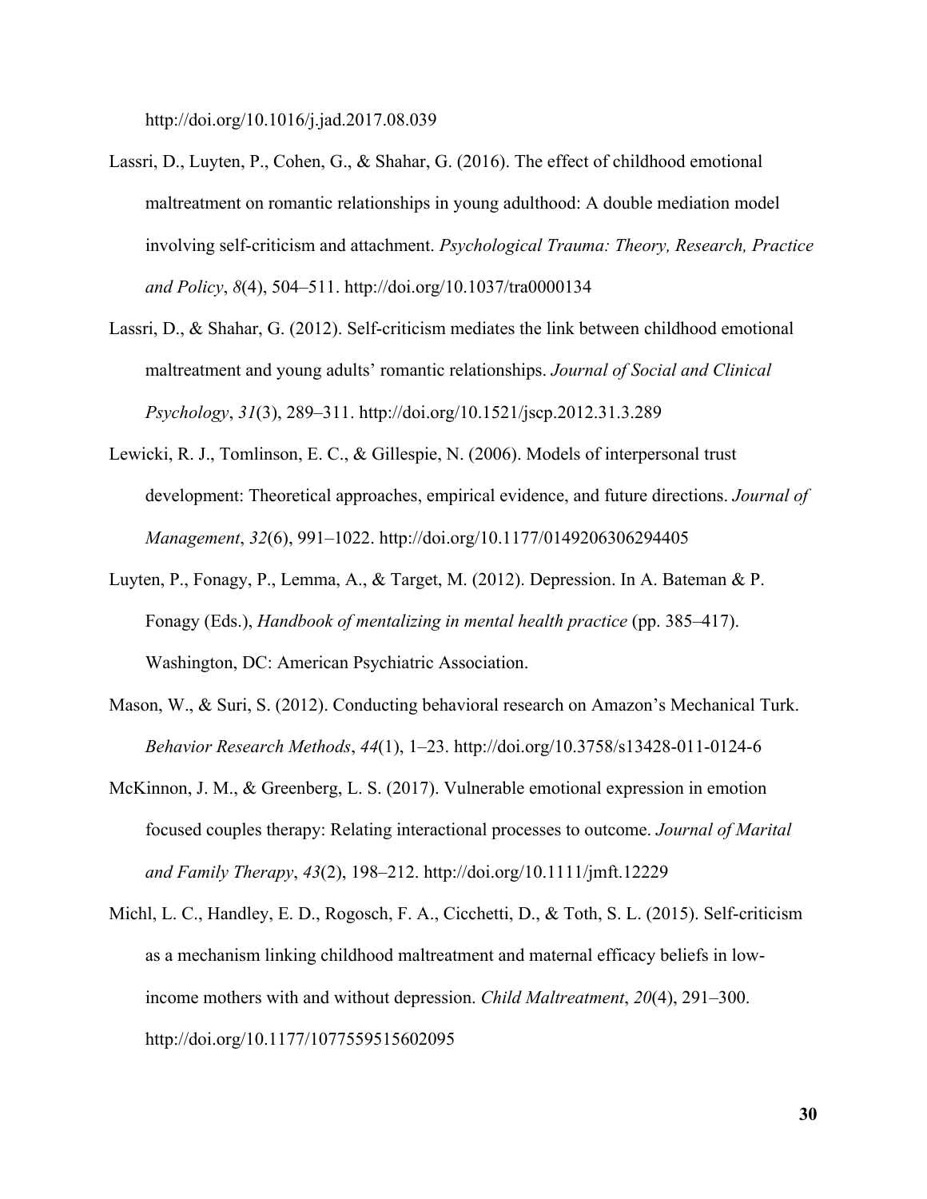http://doi.org/10.1016/j.jad.2017.08.039

Lassri, D., Luyten, P., Cohen, G., & Shahar, G. (2016). The effect of childhood emotional maltreatment on romantic relationships in young adulthood: A double mediation model involving self-criticism and attachment. *Psychological Trauma: Theory, Research, Practice and Policy*, *8*(4), 504–511. http://doi.org/10.1037/tra0000134

Lassri, D., & Shahar, G. (2012). Self-criticism mediates the link between childhood emotional maltreatment and young adults' romantic relationships. *Journal of Social and Clinical Psychology*, *31*(3), 289–311. http://doi.org/10.1521/jscp.2012.31.3.289

Lewicki, R. J., Tomlinson, E. C., & Gillespie, N. (2006). Models of interpersonal trust development: Theoretical approaches, empirical evidence, and future directions. *Journal of Management*, *32*(6), 991–1022. http://doi.org/10.1177/0149206306294405

Luyten, P., Fonagy, P., Lemma, A., & Target, M. (2012). Depression. In A. Bateman & P. Fonagy (Eds.), *Handbook of mentalizing in mental health practice* (pp. 385–417). Washington, DC: American Psychiatric Association.

Mason, W., & Suri, S. (2012). Conducting behavioral research on Amazon's Mechanical Turk. *Behavior Research Methods*, *44*(1), 1–23. http://doi.org/10.3758/s13428-011-0124-6

McKinnon, J. M., & Greenberg, L. S. (2017). Vulnerable emotional expression in emotion focused couples therapy: Relating interactional processes to outcome. *Journal of Marital and Family Therapy*, *43*(2), 198–212. http://doi.org/10.1111/jmft.12229

Michl, L. C., Handley, E. D., Rogosch, F. A., Cicchetti, D., & Toth, S. L. (2015). Self-criticism as a mechanism linking childhood maltreatment and maternal efficacy beliefs in low-income mothers with and without depression. *Child Maltreatment*, *20*(4), 291–300. http://doi.org/10.1177/1077559515602095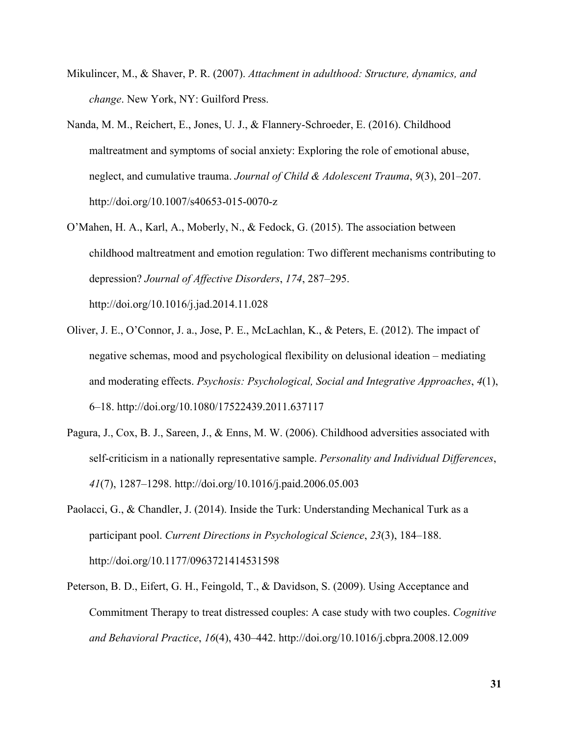Mikulincer, M., & Shaver, P. R. (2007). *Attachment in adulthood: Structure, dynamics, and change*. New York, NY: Guilford Press.

Nanda, M. M., Reichert, E., Jones, U. J., & Flannery-Schroeder, E. (2016). Childhood maltreatment and symptoms of social anxiety: Exploring the role of emotional abuse, neglect, and cumulative trauma. *Journal of Child & Adolescent Trauma*, *9*(3), 201–207. http://doi.org/10.1007/s40653-015-0070-z

O'Mahen, H. A., Karl, A., Moberly, N., & Fedock, G. (2015). The association between childhood maltreatment and emotion regulation: Two different mechanisms contributing to depression? *Journal of Affective Disorders*, *174*, 287–295. http://doi.org/10.1016/j.jad.2014.11.028

Oliver, J. E., O'Connor, J. a., Jose, P. E., McLachlan, K., & Peters, E. (2012). The impact of negative schemas, mood and psychological flexibility on delusional ideation – mediating and moderating effects. *Psychosis: Psychological, Social and Integrative Approaches*, *4*(1), 6–18. http://doi.org/10.1080/17522439.2011.637117

Pagura, J., Cox, B. J., Sareen, J., & Enns, M. W. (2006). Childhood adversities associated with self-criticism in a nationally representative sample. *Personality and Individual Differences*, *41*(7), 1287–1298. http://doi.org/10.1016/j.paid.2006.05.003

Paolacci, G., & Chandler, J. (2014). Inside the Turk: Understanding Mechanical Turk as a participant pool. *Current Directions in Psychological Science*, *23*(3), 184–188. http://doi.org/10.1177/0963721414531598

Peterson, B. D., Eifert, G. H., Feingold, T., & Davidson, S. (2009). Using Acceptance and Commitment Therapy to treat distressed couples: A case study with two couples. *Cognitive and Behavioral Practice*, *16*(4), 430–442. http://doi.org/10.1016/j.cbpra.2008.12.009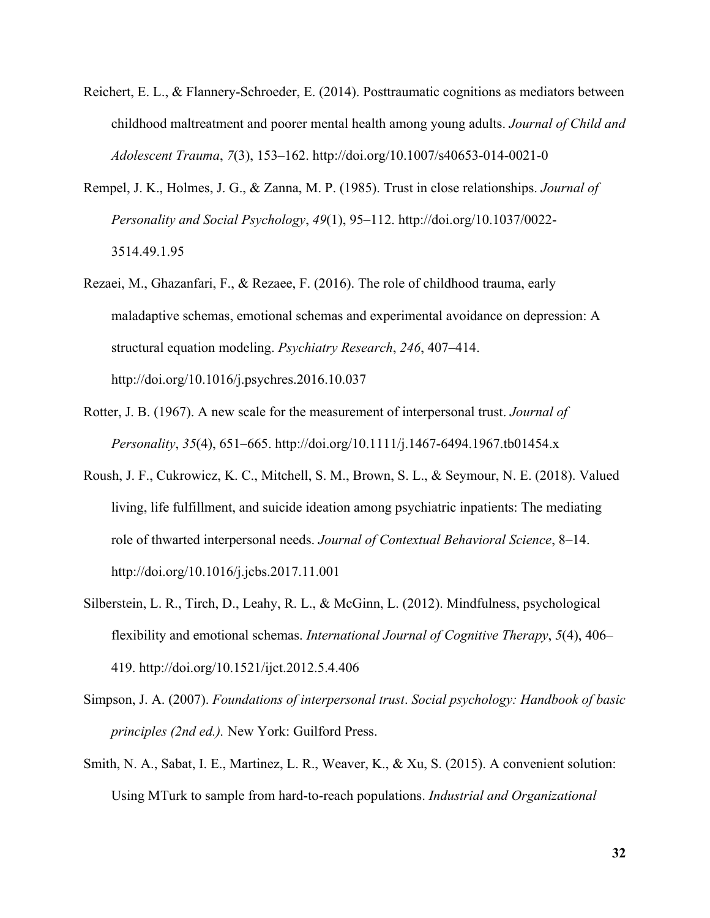Reichert, E. L., & Flannery-Schroeder, E. (2014). Posttraumatic cognitions as mediators between childhood maltreatment and poorer mental health among young adults. *Journal of Child and Adolescent Trauma*, *7*(3), 153–162. http://doi.org/10.1007/s40653-014-0021-0

Rempel, J. K., Holmes, J. G., & Zanna, M. P. (1985). Trust in close relationships. *Journal of Personality and Social Psychology*, *49*(1), 95–112. http://doi.org/10.1037/0022-3514.49.1.95

Rezaei, M., Ghazanfari, F., & Rezaee, F. (2016). The role of childhood trauma, early maladaptive schemas, emotional schemas and experimental avoidance on depression: A structural equation modeling. *Psychiatry Research*, *246*, 407–414. http://doi.org/10.1016/j.psychres.2016.10.037

Rotter, J. B. (1967). A new scale for the measurement of interpersonal trust. *Journal of Personality*, *35*(4), 651–665. http://doi.org/10.1111/j.1467-6494.1967.tb01454.x

Roush, J. F., Cukrowicz, K. C., Mitchell, S. M., Brown, S. L., & Seymour, N. E. (2018). Valued living, life fulfillment, and suicide ideation among psychiatric inpatients: The mediating role of thwarted interpersonal needs. *Journal of Contextual Behavioral Science*, 8–14. http://doi.org/10.1016/j.jcbs.2017.11.001

Silberstein, L. R., Tirch, D., Leahy, R. L., & McGinn, L. (2012). Mindfulness, psychological flexibility and emotional schemas. *International Journal of Cognitive Therapy*, *5*(4), 406–419. http://doi.org/10.1521/ijct.2012.5.4.406

Simpson, J. A. (2007). *Foundations of interpersonal trust*. *Social psychology: Handbook of basic principles (2nd ed.).* New York: Guilford Press.

Smith, N. A., Sabat, I. E., Martinez, L. R., Weaver, K., & Xu, S. (2015). A convenient solution: Using MTurk to sample from hard-to-reach populations. *Industrial and Organizational*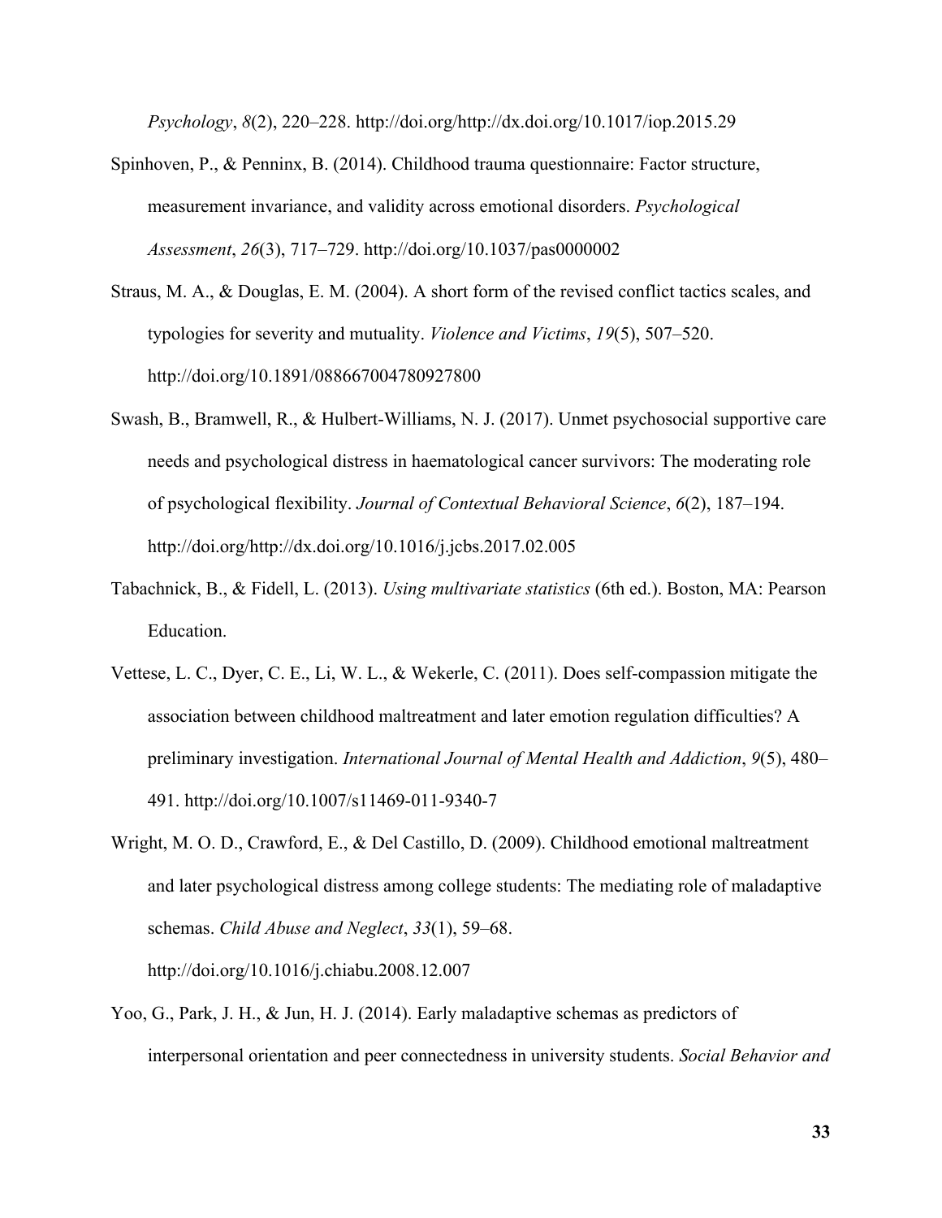*Psychology*, *8*(2), 220–228. http://doi.org/http://dx.doi.org/10.1017/iop.2015.29

Spinhoven, P., & Penninx, B. (2014). Childhood trauma questionnaire: Factor structure, measurement invariance, and validity across emotional disorders. *Psychological Assessment*, *26*(3), 717–729. http://doi.org/10.1037/pas0000002

Straus, M. A., & Douglas, E. M. (2004). A short form of the revised conflict tactics scales, and typologies for severity and mutuality. *Violence and Victims*, *19*(5), 507–520. http://doi.org/10.1891/088667004780927800

Swash, B., Bramwell, R., & Hulbert-Williams, N. J. (2017). Unmet psychosocial supportive care needs and psychological distress in haematological cancer survivors: The moderating role of psychological flexibility. *Journal of Contextual Behavioral Science*, *6*(2), 187–194. http://doi.org/http://dx.doi.org/10.1016/j.jcbs.2017.02.005

Tabachnick, B., & Fidell, L. (2013). *Using multivariate statistics* (6th ed.). Boston, MA: Pearson Education.

Vettese, L. C., Dyer, C. E., Li, W. L., & Wekerle, C. (2011). Does self-compassion mitigate the association between childhood maltreatment and later emotion regulation difficulties? A preliminary investigation. *International Journal of Mental Health and Addiction*, *9*(5), 480–491. http://doi.org/10.1007/s11469-011-9340-7

Wright, M. O. D., Crawford, E., & Del Castillo, D. (2009). Childhood emotional maltreatment and later psychological distress among college students: The mediating role of maladaptive schemas. *Child Abuse and Neglect*, *33*(1), 59–68. http://doi.org/10.1016/j.chiabu.2008.12.007

Yoo, G., Park, J. H., & Jun, H. J. (2014). Early maladaptive schemas as predictors of interpersonal orientation and peer connectedness in university students. *Social Behavior and*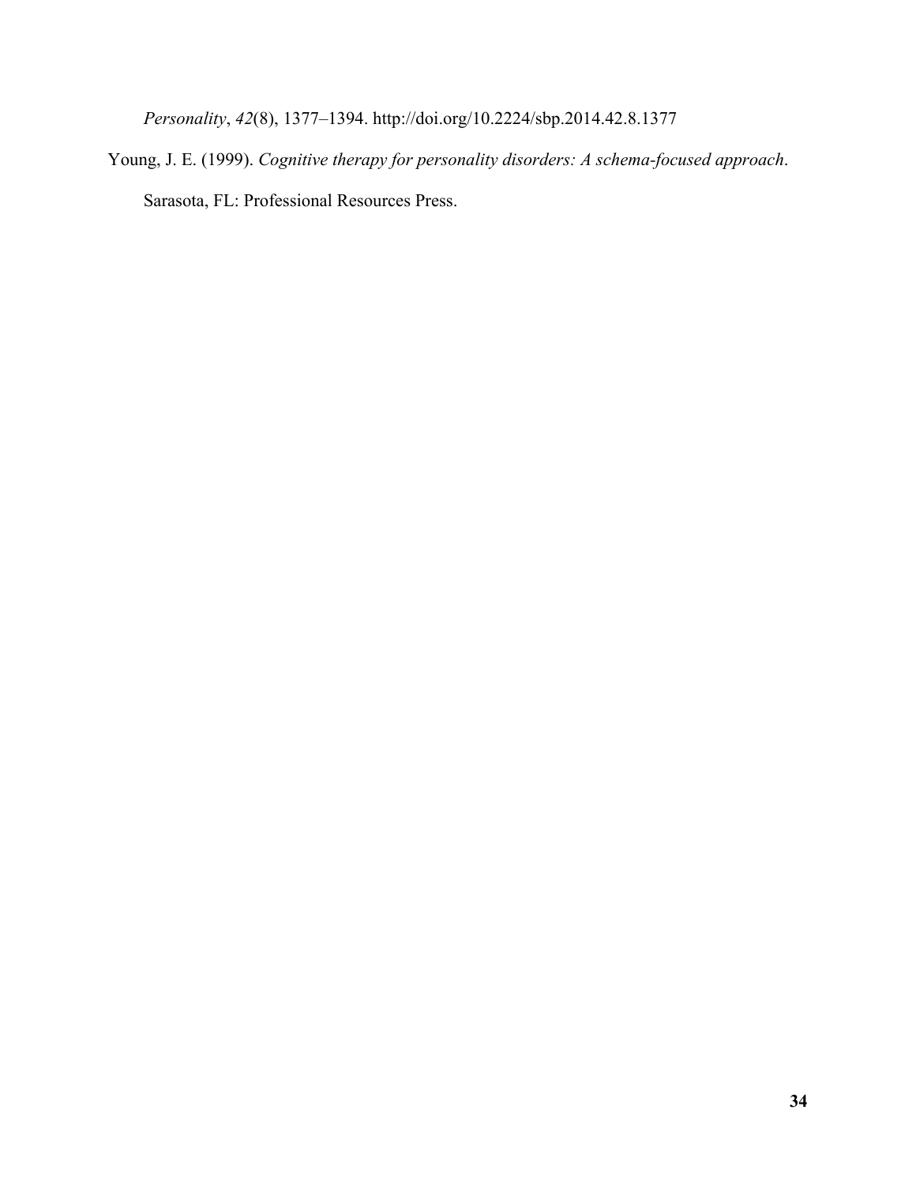*Personality*, *42*(8), 1377–1394. http://doi.org/10.2224/sbp.2014.42.8.1377

Young, J. E. (1999). *Cognitive therapy for personality disorders: A schema-focused approach*. Sarasota, FL: Professional Resources Press.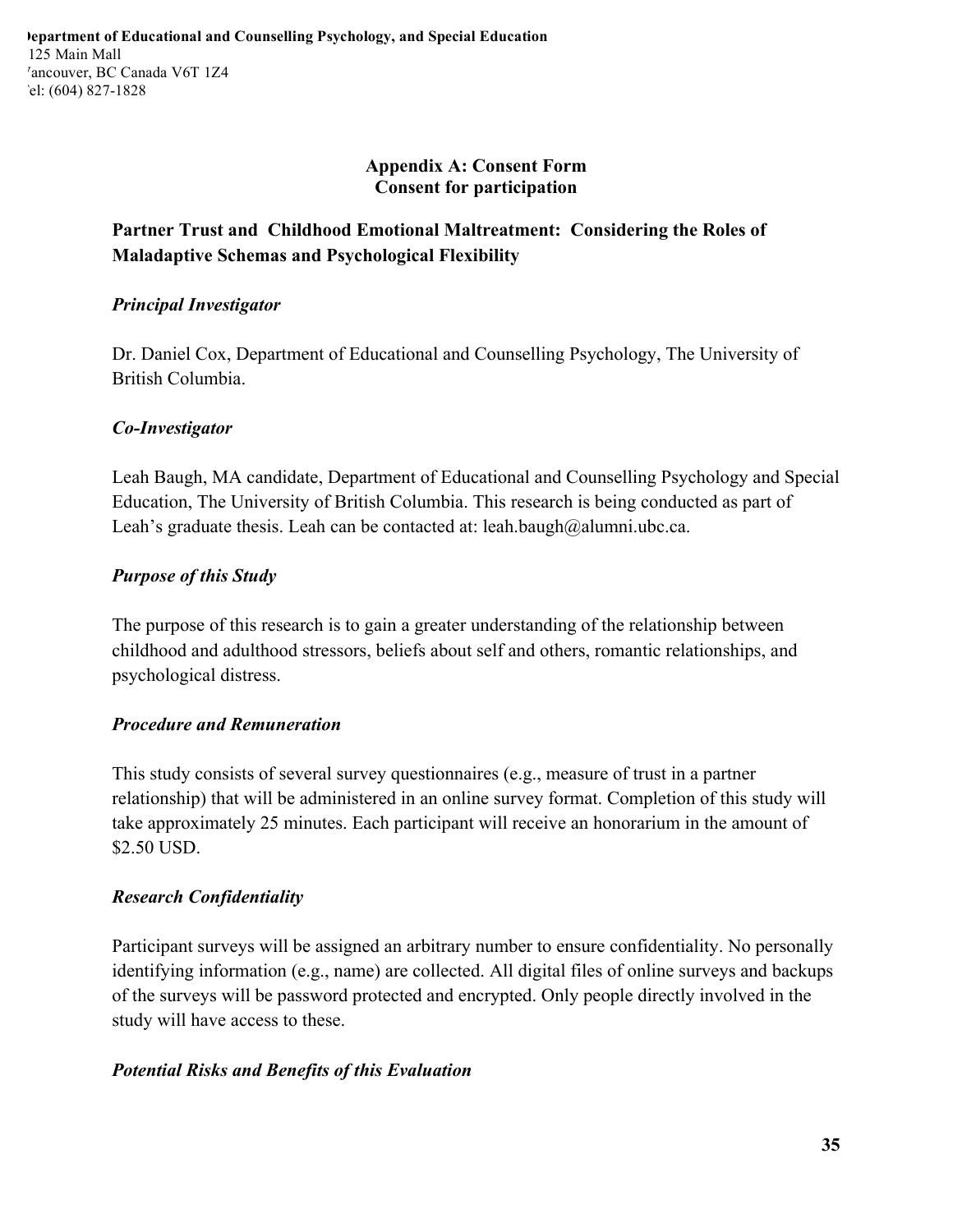Department of Educational and Counselling Psychology, and Special Education
2125 Main Mall
Vancouver, BC Canada V6T 1Z4
Tel: (604) 827-1828

**Appendix A: Consent Form**
**Consent for participation**

## Partner Trust and Childhood Emotional Maltreatment: Considering the Roles of Maladaptive Schemas and Psychological Flexibility

### *Principal Investigator*

Dr. Daniel Cox, Department of Educational and Counselling Psychology, The University of British Columbia.

### *Co-Investigator*

Leah Baugh, MA candidate, Department of Educational and Counselling Psychology and Special Education, The University of British Columbia. This research is being conducted as part of Leah's graduate thesis. Leah can be contacted at: leah.baugh@alumni.ubc.ca.

### *Purpose of this Study*

The purpose of this research is to gain a greater understanding of the relationship between childhood and adulthood stressors, beliefs about self and others, romantic relationships, and psychological distress.

### *Procedure and Remuneration*

This study consists of several survey questionnaires (e.g., measure of trust in a partner relationship) that will be administered in an online survey format. Completion of this study will take approximately 25 minutes. Each participant will receive an honorarium in the amount of $2.50 USD.

### *Research Confidentiality*

Participant surveys will be assigned an arbitrary number to ensure confidentiality. No personally identifying information (e.g., name) are collected. All digital files of online surveys and backups of the surveys will be password protected and encrypted. Only people directly involved in the study will have access to these.

### *Potential Risks and Benefits of this Evaluation*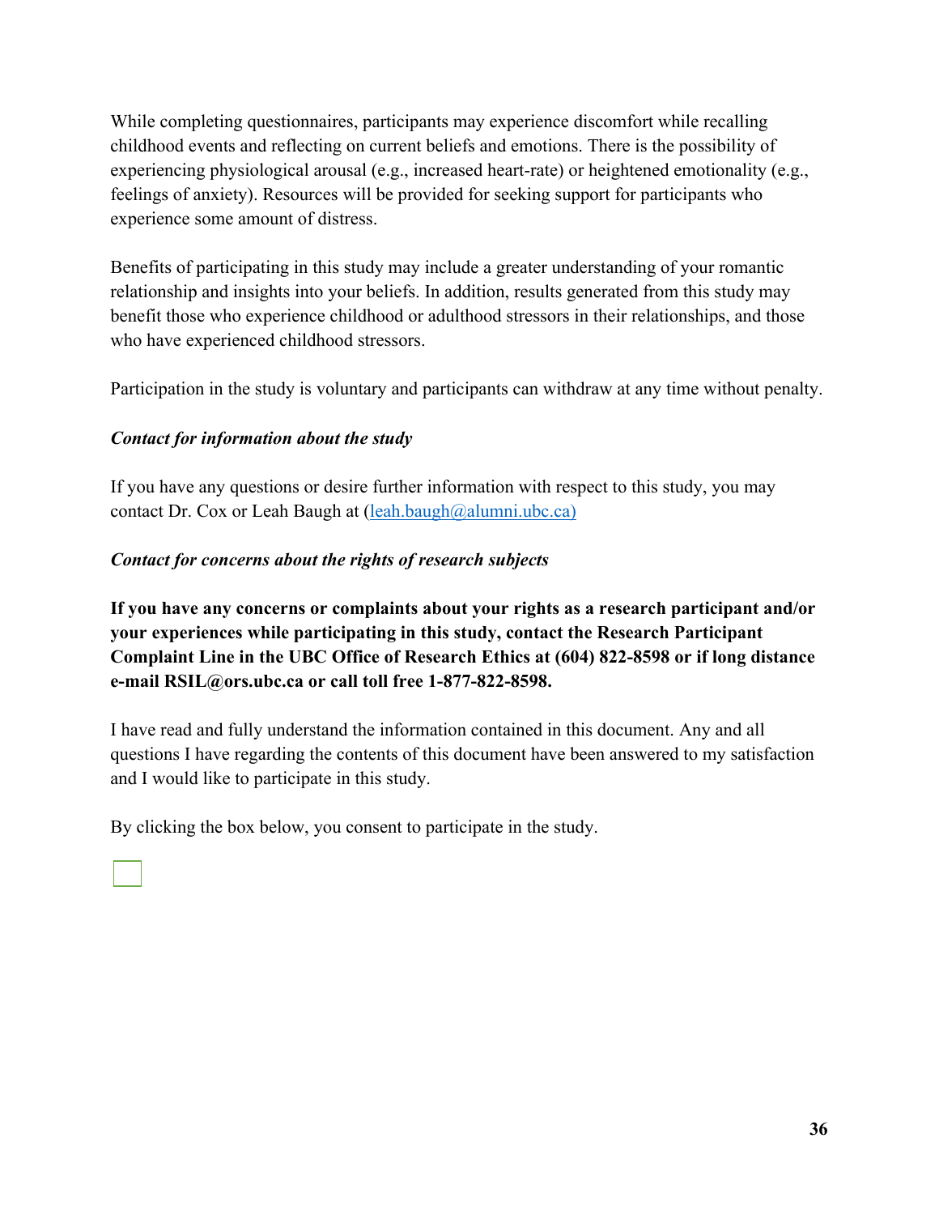While completing questionnaires, participants may experience discomfort while recalling childhood events and reflecting on current beliefs and emotions. There is the possibility of experiencing physiological arousal (e.g., increased heart-rate) or heightened emotionality (e.g., feelings of anxiety). Resources will be provided for seeking support for participants who experience some amount of distress.

Benefits of participating in this study may include a greater understanding of your romantic relationship and insights into your beliefs. In addition, results generated from this study may benefit those who experience childhood or adulthood stressors in their relationships, and those who have experienced childhood stressors.

Participation in the study is voluntary and participants can withdraw at any time without penalty.

***Contact for information about the study***

If you have any questions or desire further information with respect to this study, you may contact Dr. Cox or Leah Baugh at (leah.baugh@alumni.ubc.ca)

***Contact for concerns about the rights of research subjects***

**If you have any concerns or complaints about your rights as a research participant and/or your experiences while participating in this study, contact the Research Participant Complaint Line in the UBC Office of Research Ethics at (604) 822-8598 or if long distance e-mail RSIL@ors.ubc.ca or call toll free 1-877-822-8598.**

I have read and fully understand the information contained in this document. Any and all questions I have regarding the contents of this document have been answered to my satisfaction and I would like to participate in this study.

By clicking the box below, you consent to participate in the study.

☐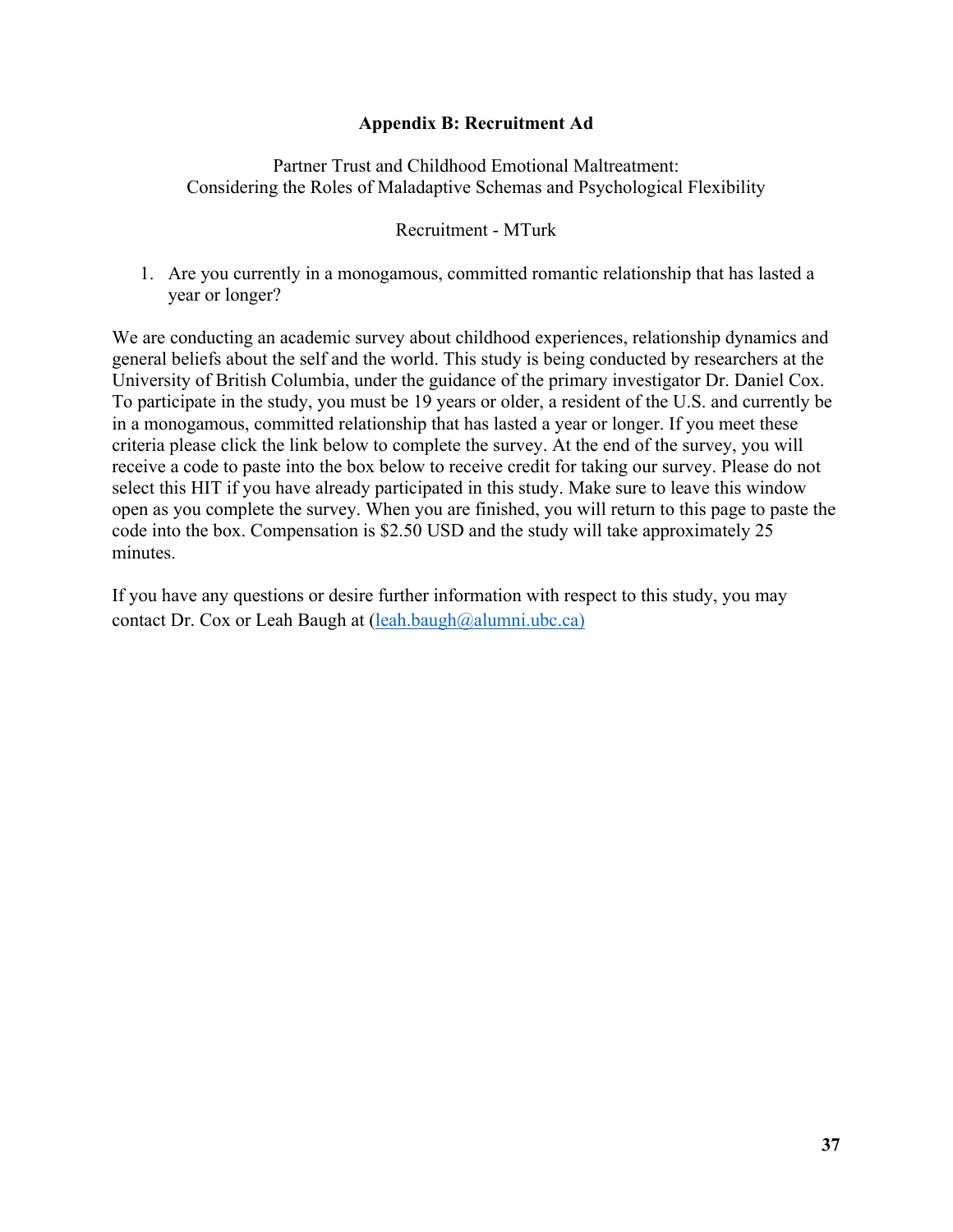## Appendix B: Recruitment Ad

Partner Trust and Childhood Emotional Maltreatment:
Considering the Roles of Maladaptive Schemas and Psychological Flexibility

Recruitment - MTurk

1. Are you currently in a monogamous, committed romantic relationship that has lasted a year or longer?

We are conducting an academic survey about childhood experiences, relationship dynamics and general beliefs about the self and the world. This study is being conducted by researchers at the University of British Columbia, under the guidance of the primary investigator Dr. Daniel Cox. To participate in the study, you must be 19 years or older, a resident of the U.S. and currently be in a monogamous, committed relationship that has lasted a year or longer. If you meet these criteria please click the link below to complete the survey. At the end of the survey, you will receive a code to paste into the box below to receive credit for taking our survey. Please do not select this HIT if you have already participated in this study. Make sure to leave this window open as you complete the survey. When you are finished, you will return to this page to paste the code into the box. Compensation is $2.50 USD and the study will take approximately 25 minutes.

If you have any questions or desire further information with respect to this study, you may contact Dr. Cox or Leah Baugh at (leah.baugh@alumni.ubc.ca)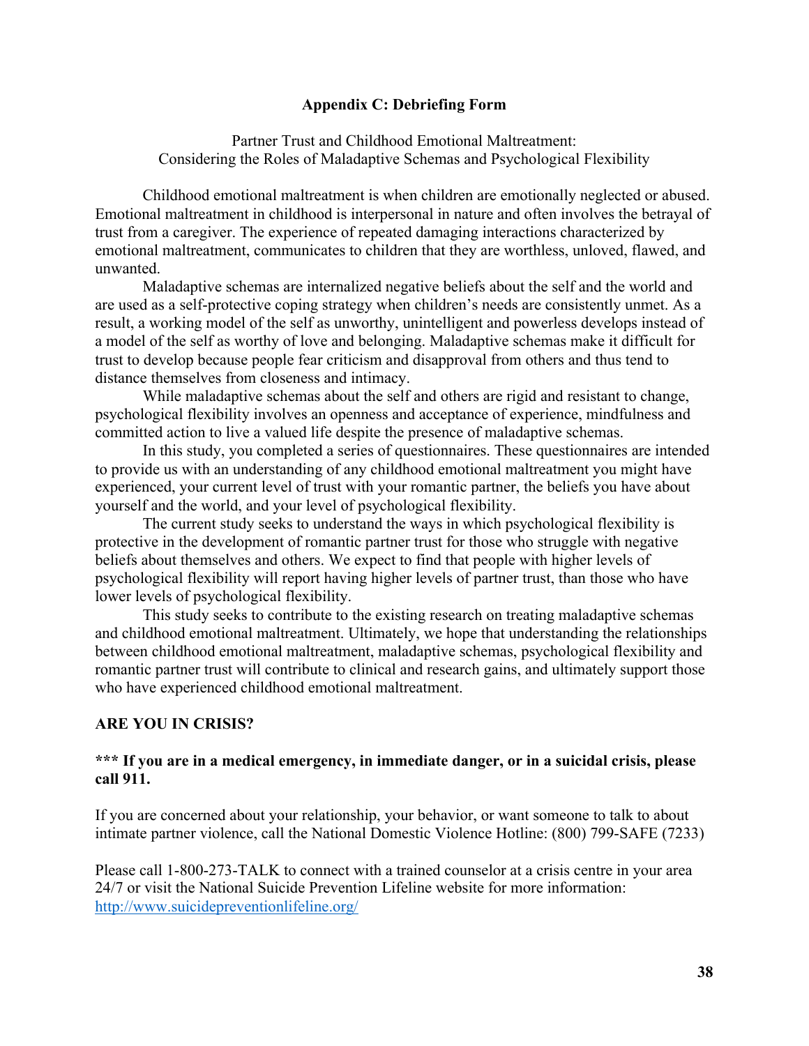## Appendix C: Debriefing Form

Partner Trust and Childhood Emotional Maltreatment:
Considering the Roles of Maladaptive Schemas and Psychological Flexibility

Childhood emotional maltreatment is when children are emotionally neglected or abused. Emotional maltreatment in childhood is interpersonal in nature and often involves the betrayal of trust from a caregiver. The experience of repeated damaging interactions characterized by emotional maltreatment, communicates to children that they are worthless, unloved, flawed, and unwanted.

Maladaptive schemas are internalized negative beliefs about the self and the world and are used as a self-protective coping strategy when children's needs are consistently unmet. As a result, a working model of the self as unworthy, unintelligent and powerless develops instead of a model of the self as worthy of love and belonging. Maladaptive schemas make it difficult for trust to develop because people fear criticism and disapproval from others and thus tend to distance themselves from closeness and intimacy.

While maladaptive schemas about the self and others are rigid and resistant to change, psychological flexibility involves an openness and acceptance of experience, mindfulness and committed action to live a valued life despite the presence of maladaptive schemas.

In this study, you completed a series of questionnaires. These questionnaires are intended to provide us with an understanding of any childhood emotional maltreatment you might have experienced, your current level of trust with your romantic partner, the beliefs you have about yourself and the world, and your level of psychological flexibility.

The current study seeks to understand the ways in which psychological flexibility is protective in the development of romantic partner trust for those who struggle with negative beliefs about themselves and others. We expect to find that people with higher levels of psychological flexibility will report having higher levels of partner trust, than those who have lower levels of psychological flexibility.

This study seeks to contribute to the existing research on treating maladaptive schemas and childhood emotional maltreatment. Ultimately, we hope that understanding the relationships between childhood emotional maltreatment, maladaptive schemas, psychological flexibility and romantic partner trust will contribute to clinical and research gains, and ultimately support those who have experienced childhood emotional maltreatment.

**ARE YOU IN CRISIS?**

**\*\*\* If you are in a medical emergency, in immediate danger, or in a suicidal crisis, please call 911.**

If you are concerned about your relationship, your behavior, or want someone to talk to about intimate partner violence, call the National Domestic Violence Hotline: (800) 799-SAFE (7233)

Please call 1-800-273-TALK to connect with a trained counselor at a crisis centre in your area 24/7 or visit the National Suicide Prevention Lifeline website for more information: [http://www.suicidepreventionlifeline.org/](http://www.suicidepreventionlifeline.org/)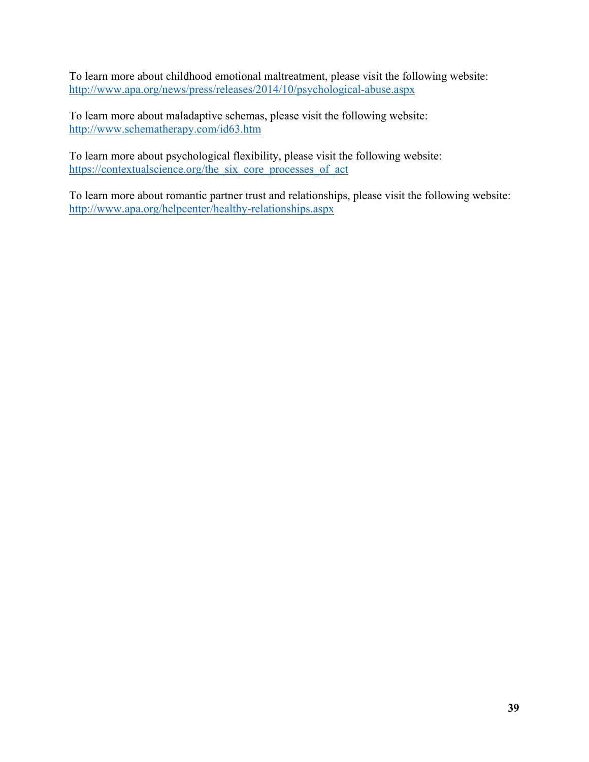To learn more about childhood emotional maltreatment, please visit the following website:
http://www.apa.org/news/press/releases/2014/10/psychological-abuse.aspx

To learn more about maladaptive schemas, please visit the following website:
http://www.schematherapy.com/id63.htm

To learn more about psychological flexibility, please visit the following website:
https://contextualscience.org/the_six_core_processes_of_act

To learn more about romantic partner trust and relationships, please visit the following website:
http://www.apa.org/helpcenter/healthy-relationships.aspx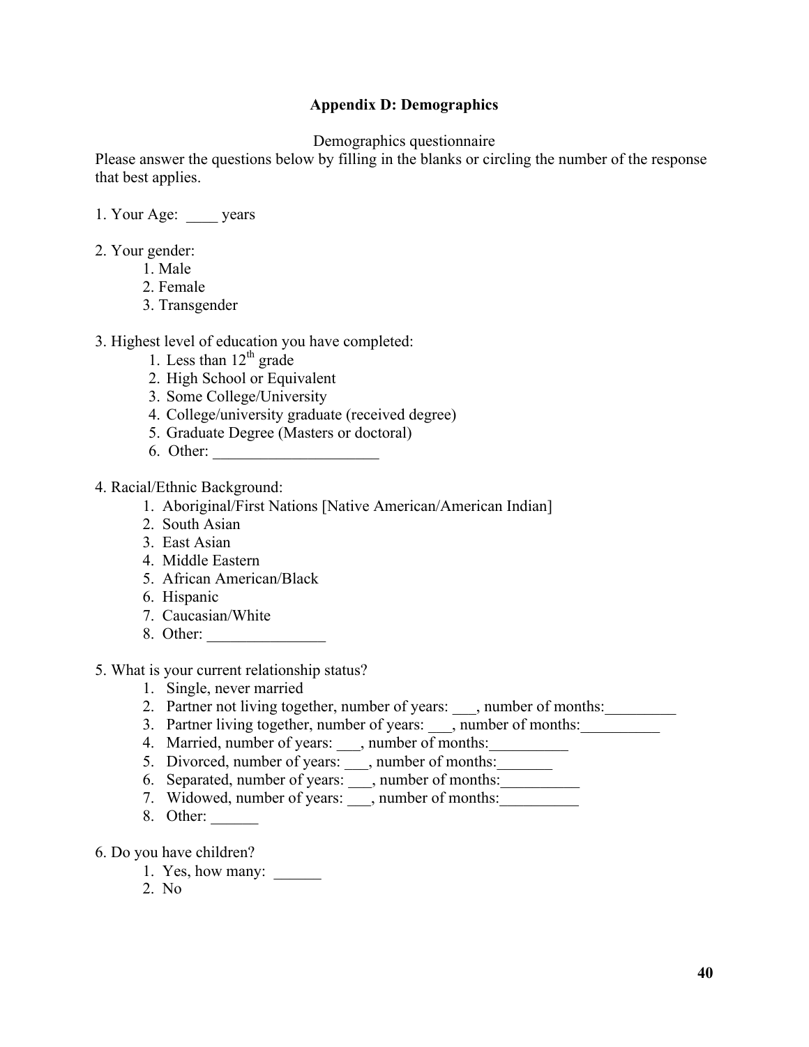## Appendix D: Demographics

Demographics questionnaire

Please answer the questions below by filling in the blanks or circling the number of the response that best applies.

1. Your Age: ____ years

2. Your gender:
   1. Male
   2. Female
   3. Transgender

3. Highest level of education you have completed:
   1. Less than 12th grade
   2. High School or Equivalent
   3. Some College/University
   4. College/university graduate (received degree)
   5. Graduate Degree (Masters or doctoral)
   6. Other: _____________________

4. Racial/Ethnic Background:
   1. Aboriginal/First Nations [Native American/American Indian]
   2. South Asian
   3. East Asian
   4. Middle Eastern
   5. African American/Black
   6. Hispanic
   7. Caucasian/White
   8. Other: _______________

5. What is your current relationship status?
   1. Single, never married
   2. Partner not living together, number of years: ___, number of months:_________
   3. Partner living together, number of years: ___, number of months:__________
   4. Married, number of years: ___, number of months:__________
   5. Divorced, number of years: ___, number of months:_______
   6. Separated, number of years: ___, number of months:__________
   7. Widowed, number of years: ___, number of months:__________
   8. Other: ______

6. Do you have children?
   1. Yes, how many: ______
   2. No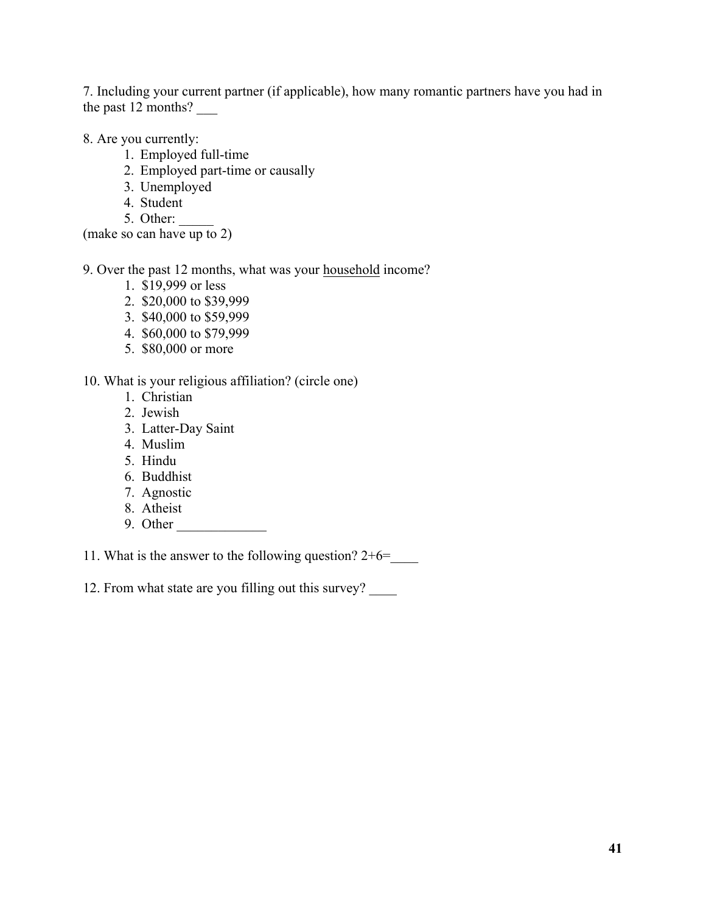7. Including your current partner (if applicable), how many romantic partners have you had in the past 12 months? ___

8. Are you currently:

1. Employed full-time
2. Employed part-time or causally
3. Unemployed
4. Student
5. Other: _____

(make so can have up to 2)

9. Over the past 12 months, what was your household income?

1. $19,999 or less
2. $20,000 to $39,999
3. $40,000 to $59,999
4. $60,000 to $79,999
5. $80,000 or more

10. What is your religious affiliation? (circle one)

1. Christian
2. Jewish
3. Latter-Day Saint
4. Muslim
5. Hindu
6. Buddhist
7. Agnostic
8. Atheist
9. Other _____________

11. What is the answer to the following question? 2+6=____

12. From what state are you filling out this survey? ____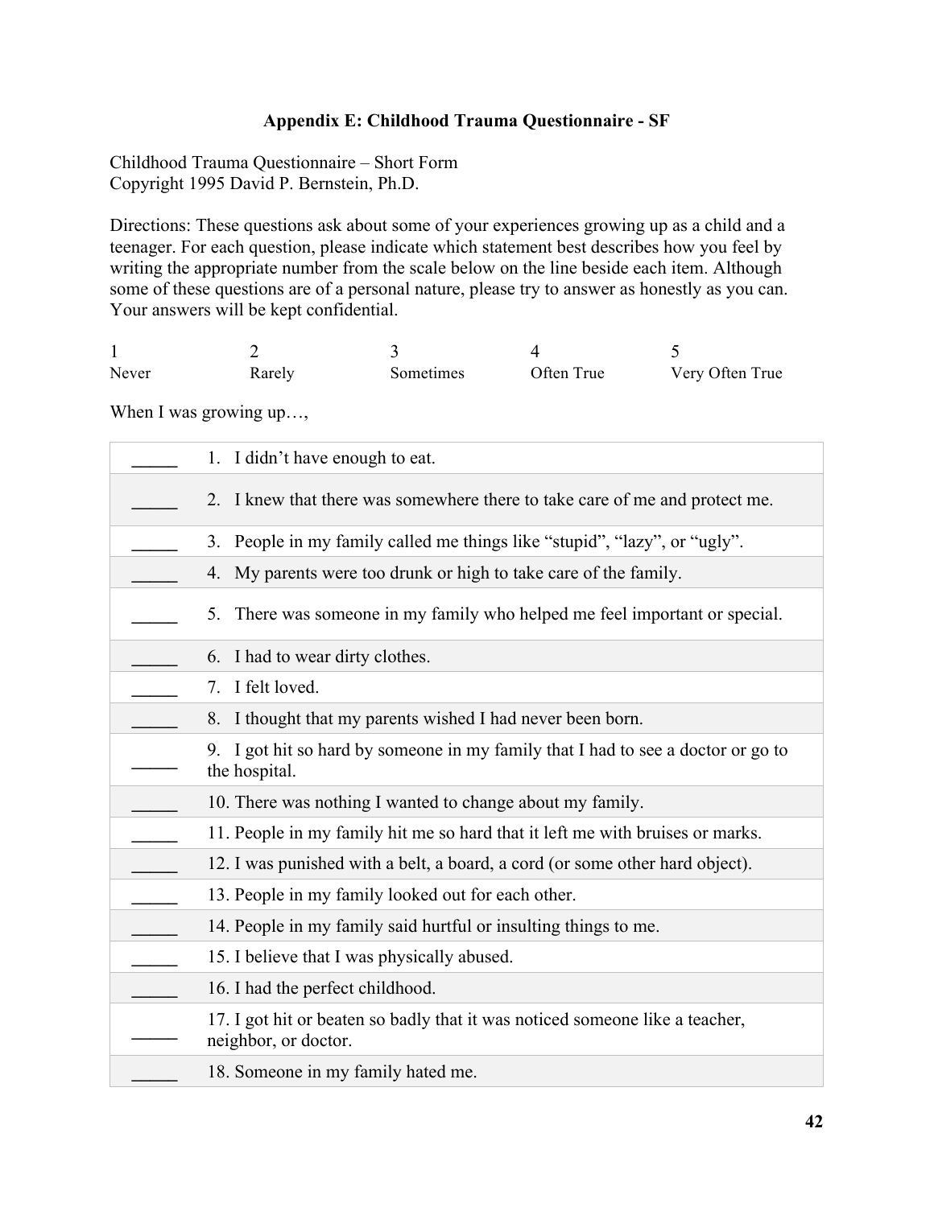# Appendix E: Childhood Trauma Questionnaire - SF

Childhood Trauma Questionnaire – Short Form
Copyright 1995 David P. Bernstein, Ph.D.

Directions: These questions ask about some of your experiences growing up as a child and a teenager. For each question, please indicate which statement best describes how you feel by writing the appropriate number from the scale below on the line beside each item. Although some of these questions are of a personal nature, please try to answer as honestly as you can. Your answers will be kept confidential.

| 1 | 2 | 3 | 4 | 5 |
|---|---|---|---|---|
| Never | Rarely | Sometimes | Often True | Very Often True |

When I was growing up…,

| | |
|---|---|
| _____ | 1. I didn't have enough to eat. |
| _____ | 2. I knew that there was somewhere there to take care of me and protect me. |
| _____ | 3. People in my family called me things like "stupid", "lazy", or "ugly". |
| _____ | 4. My parents were too drunk or high to take care of the family. |
| _____ | 5. There was someone in my family who helped me feel important or special. |
| _____ | 6. I had to wear dirty clothes. |
| _____ | 7. I felt loved. |
| _____ | 8. I thought that my parents wished I had never been born. |
| _____ | 9. I got hit so hard by someone in my family that I had to see a doctor or go to the hospital. |
| _____ | 10. There was nothing I wanted to change about my family. |
| _____ | 11. People in my family hit me so hard that it left me with bruises or marks. |
| _____ | 12. I was punished with a belt, a board, a cord (or some other hard object). |
| _____ | 13. People in my family looked out for each other. |
| _____ | 14. People in my family said hurtful or insulting things to me. |
| _____ | 15. I believe that I was physically abused. |
| _____ | 16. I had the perfect childhood. |
| _____ | 17. I got hit or beaten so badly that it was noticed someone like a teacher, neighbor, or doctor. |
| _____ | 18. Someone in my family hated me. |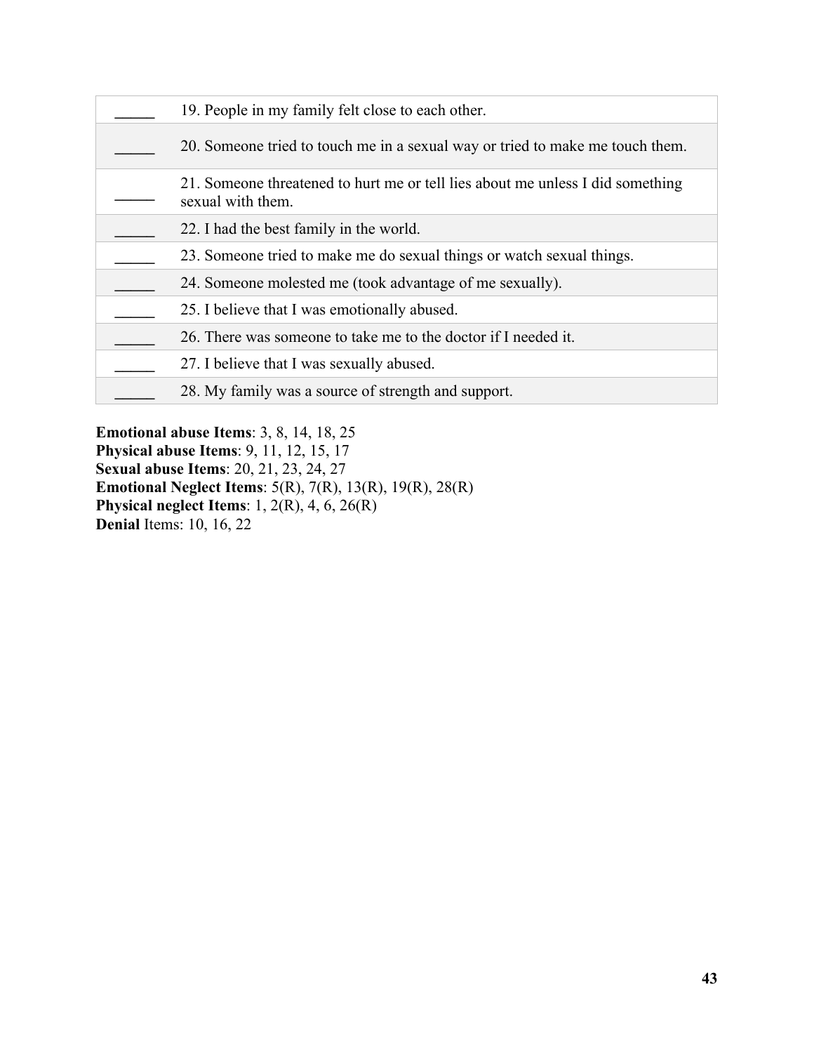| | |
|---|---|
| _____ | 19. People in my family felt close to each other. |
| _____ | 20. Someone tried to touch me in a sexual way or tried to make me touch them. |
| _____ | 21. Someone threatened to hurt me or tell lies about me unless I did something sexual with them. |
| _____ | 22. I had the best family in the world. |
| _____ | 23. Someone tried to make me do sexual things or watch sexual things. |
| _____ | 24. Someone molested me (took advantage of me sexually). |
| _____ | 25. I believe that I was emotionally abused. |
| _____ | 26. There was someone to take me to the doctor if I needed it. |
| _____ | 27. I believe that I was sexually abused. |
| _____ | 28. My family was a source of strength and support. |

**Emotional abuse Items**: 3, 8, 14, 18, 25
**Physical abuse Items**: 9, 11, 12, 15, 17
**Sexual abuse Items**: 20, 21, 23, 24, 27
**Emotional Neglect Items**: 5(R), 7(R), 13(R), 19(R), 28(R)
**Physical neglect Items**: 1, 2(R), 4, 6, 26(R)
**Denial** Items: 10, 16, 22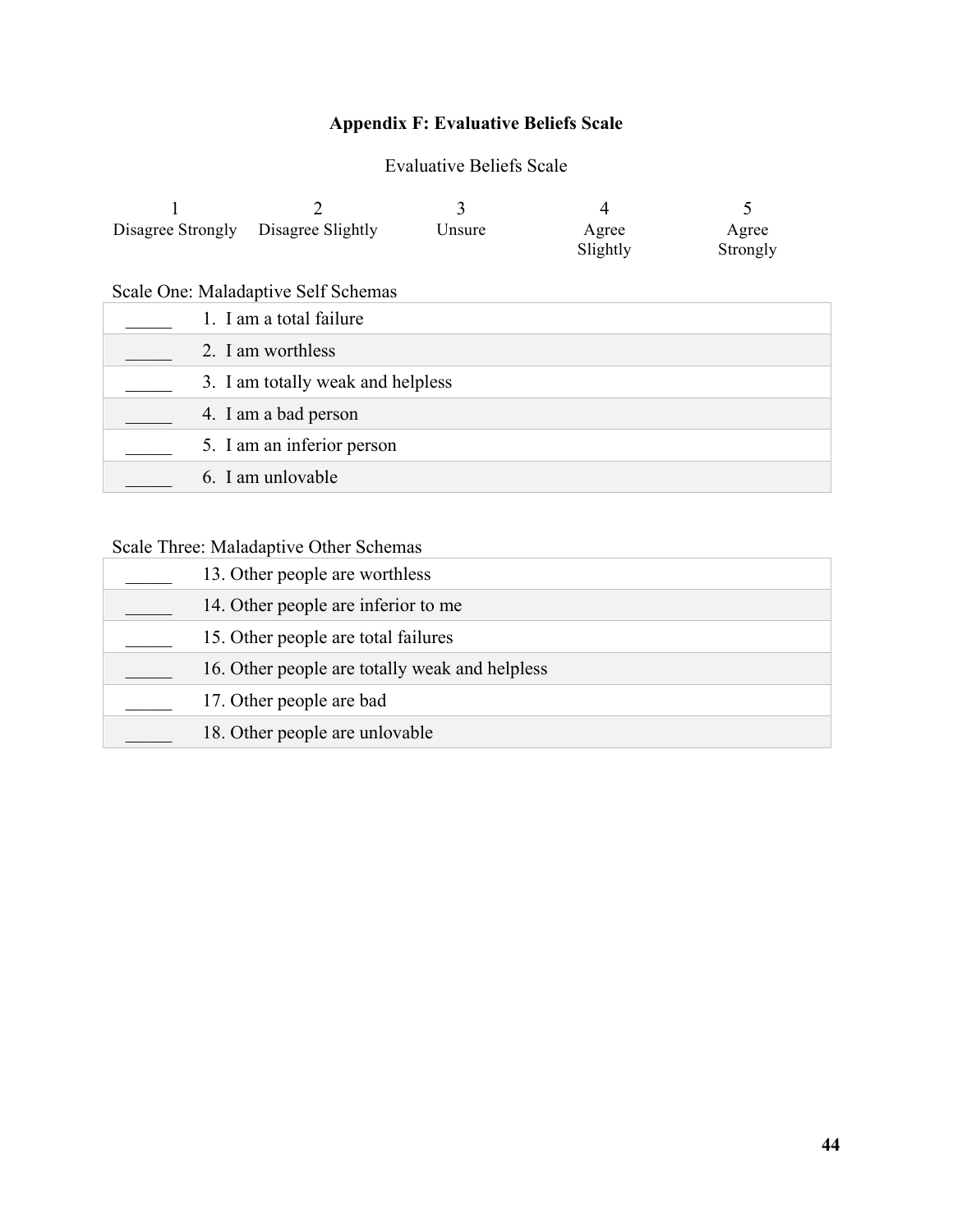## Appendix F: Evaluative Beliefs Scale

Evaluative Beliefs Scale

| 1 | 2 | 3 | 4 | 5 |
|---|---|---|---|---|
| Disagree Strongly | Disagree Slightly | Unsure | Agree Slightly | Agree Strongly |

Scale One: Maladaptive Self Schemas

| | |
|---|---|
| _____ | 1. I am a total failure |
| _____ | 2. I am worthless |
| _____ | 3. I am totally weak and helpless |
| _____ | 4. I am a bad person |
| _____ | 5. I am an inferior person |
| _____ | 6. I am unlovable |

Scale Three: Maladaptive Other Schemas

| | |
|---|---|
| _____ | 13. Other people are worthless |
| _____ | 14. Other people are inferior to me |
| _____ | 15. Other people are total failures |
| _____ | 16. Other people are totally weak and helpless |
| _____ | 17. Other people are bad |
| _____ | 18. Other people are unlovable |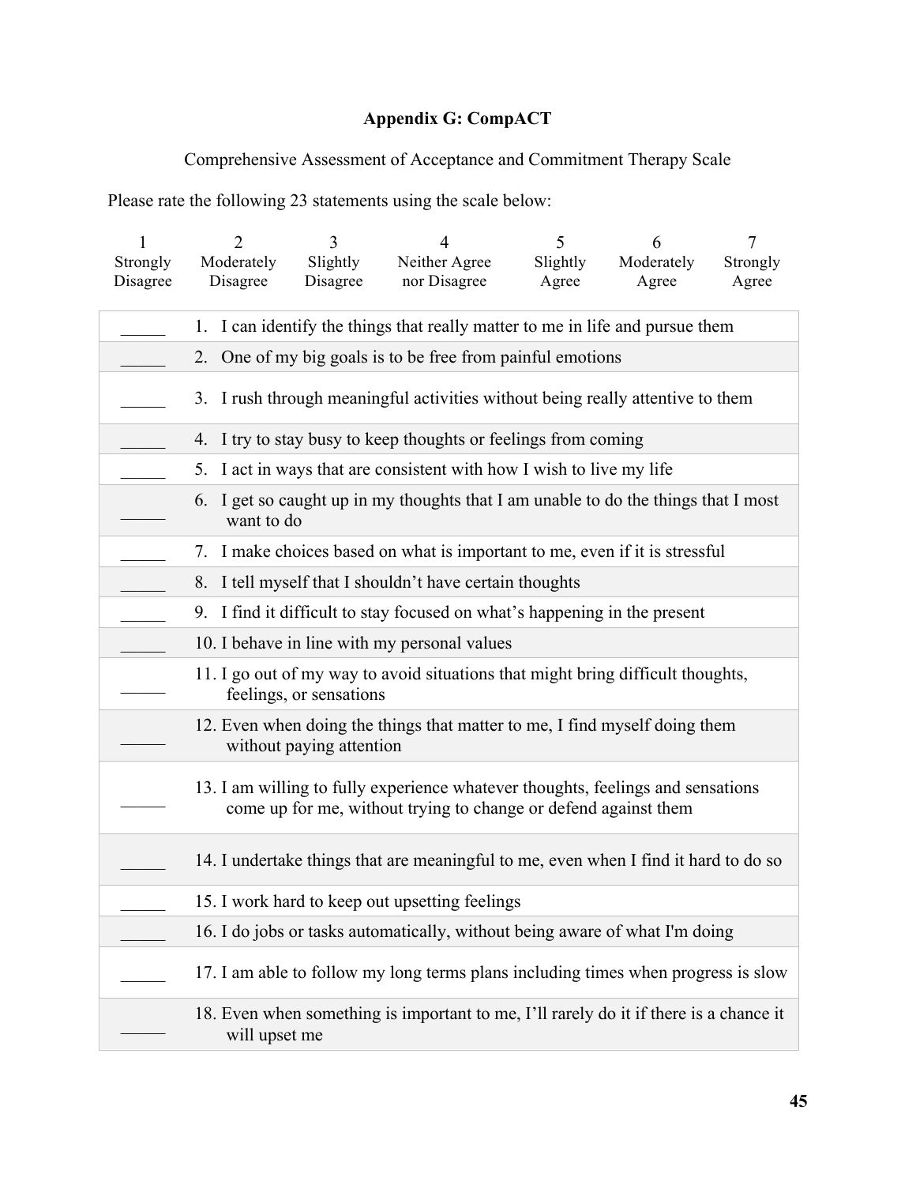## Appendix G: CompACT

Comprehensive Assessment of Acceptance and Commitment Therapy Scale

Please rate the following 23 statements using the scale below:

| 1 | 2 | 3 | 4 | 5 | 6 | 7 |
|---|---|---|---|---|---|---|
| Strongly Disagree | Moderately Disagree | Slightly Disagree | Neither Agree nor Disagree | Slightly Agree | Moderately Agree | Strongly Agree |

| | |
|---|---|
| _____ | 1. I can identify the things that really matter to me in life and pursue them |
| _____ | 2. One of my big goals is to be free from painful emotions |
| _____ | 3. I rush through meaningful activities without being really attentive to them |
| _____ | 4. I try to stay busy to keep thoughts or feelings from coming |
| _____ | 5. I act in ways that are consistent with how I wish to live my life |
| _____ | 6. I get so caught up in my thoughts that I am unable to do the things that I most want to do |
| _____ | 7. I make choices based on what is important to me, even if it is stressful |
| _____ | 8. I tell myself that I shouldn't have certain thoughts |
| _____ | 9. I find it difficult to stay focused on what's happening in the present |
| _____ | 10. I behave in line with my personal values |
| _____ | 11. I go out of my way to avoid situations that might bring difficult thoughts, feelings, or sensations |
| _____ | 12. Even when doing the things that matter to me, I find myself doing them without paying attention |
| _____ | 13. I am willing to fully experience whatever thoughts, feelings and sensations come up for me, without trying to change or defend against them |
| _____ | 14. I undertake things that are meaningful to me, even when I find it hard to do so |
| _____ | 15. I work hard to keep out upsetting feelings |
| _____ | 16. I do jobs or tasks automatically, without being aware of what I'm doing |
| _____ | 17. I am able to follow my long terms plans including times when progress is slow |
| _____ | 18. Even when something is important to me, I'll rarely do it if there is a chance it will upset me |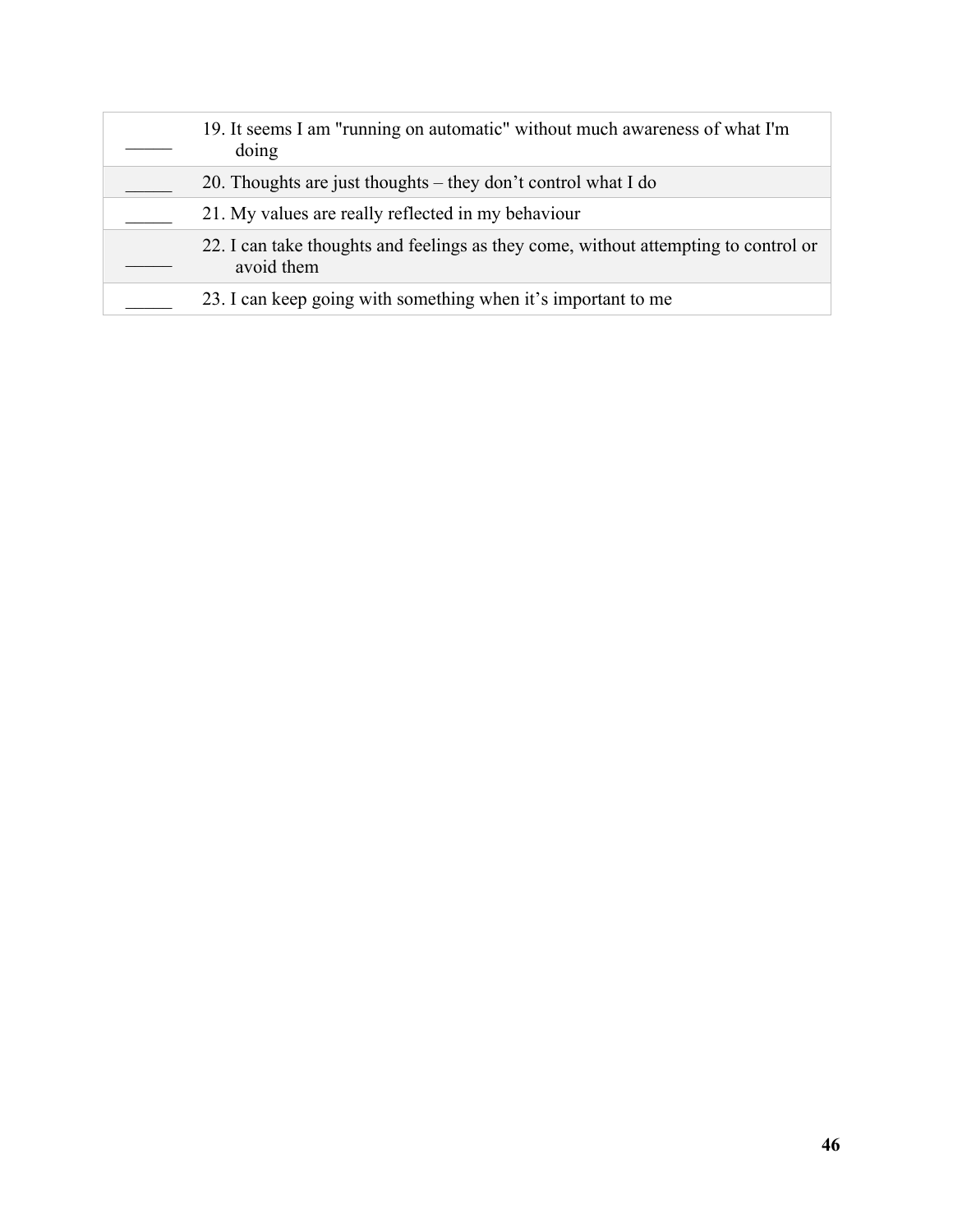| | |
|---|---|
| _____ | 19. It seems I am "running on automatic" without much awareness of what I'm doing |
| _____ | 20. Thoughts are just thoughts – they don't control what I do |
| _____ | 21. My values are really reflected in my behaviour |
| _____ | 22. I can take thoughts and feelings as they come, without attempting to control or avoid them |
| _____ | 23. I can keep going with something when it's important to me |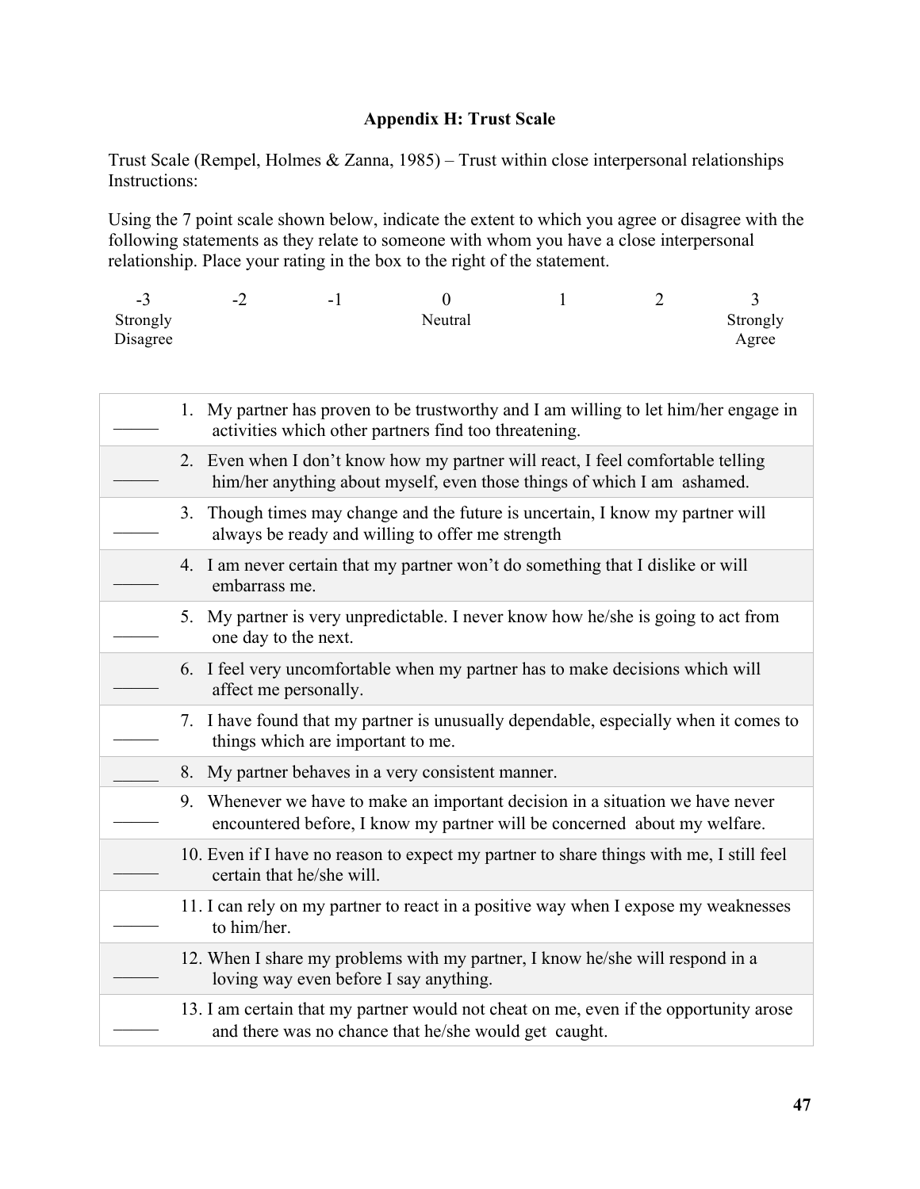## Appendix H: Trust Scale

Trust Scale (Rempel, Holmes & Zanna, 1985) – Trust within close interpersonal relationships
Instructions:

Using the 7 point scale shown below, indicate the extent to which you agree or disagree with the following statements as they relate to someone with whom you have a close interpersonal relationship. Place your rating in the box to the right of the statement.

| -3 | -2 | -1 | 0 | 1 | 2 | 3 |
|---|---|---|---|---|---|---|
| Strongly Disagree | | | Neutral | | | Strongly Agree |

| | |
|---|---|
| _____ | 1. My partner has proven to be trustworthy and I am willing to let him/her engage in activities which other partners find too threatening. |
| _____ | 2. Even when I don't know how my partner will react, I feel comfortable telling him/her anything about myself, even those things of which I am ashamed. |
| _____ | 3. Though times may change and the future is uncertain, I know my partner will always be ready and willing to offer me strength |
| _____ | 4. I am never certain that my partner won't do something that I dislike or will embarrass me. |
| _____ | 5. My partner is very unpredictable. I never know how he/she is going to act from one day to the next. |
| _____ | 6. I feel very uncomfortable when my partner has to make decisions which will affect me personally. |
| _____ | 7. I have found that my partner is unusually dependable, especially when it comes to things which are important to me. |
| _____ | 8. My partner behaves in a very consistent manner. |
| _____ | 9. Whenever we have to make an important decision in a situation we have never encountered before, I know my partner will be concerned about my welfare. |
| _____ | 10. Even if I have no reason to expect my partner to share things with me, I still feel certain that he/she will. |
| _____ | 11. I can rely on my partner to react in a positive way when I expose my weaknesses to him/her. |
| _____ | 12. When I share my problems with my partner, I know he/she will respond in a loving way even before I say anything. |
| _____ | 13. I am certain that my partner would not cheat on me, even if the opportunity arose and there was no chance that he/she would get caught. |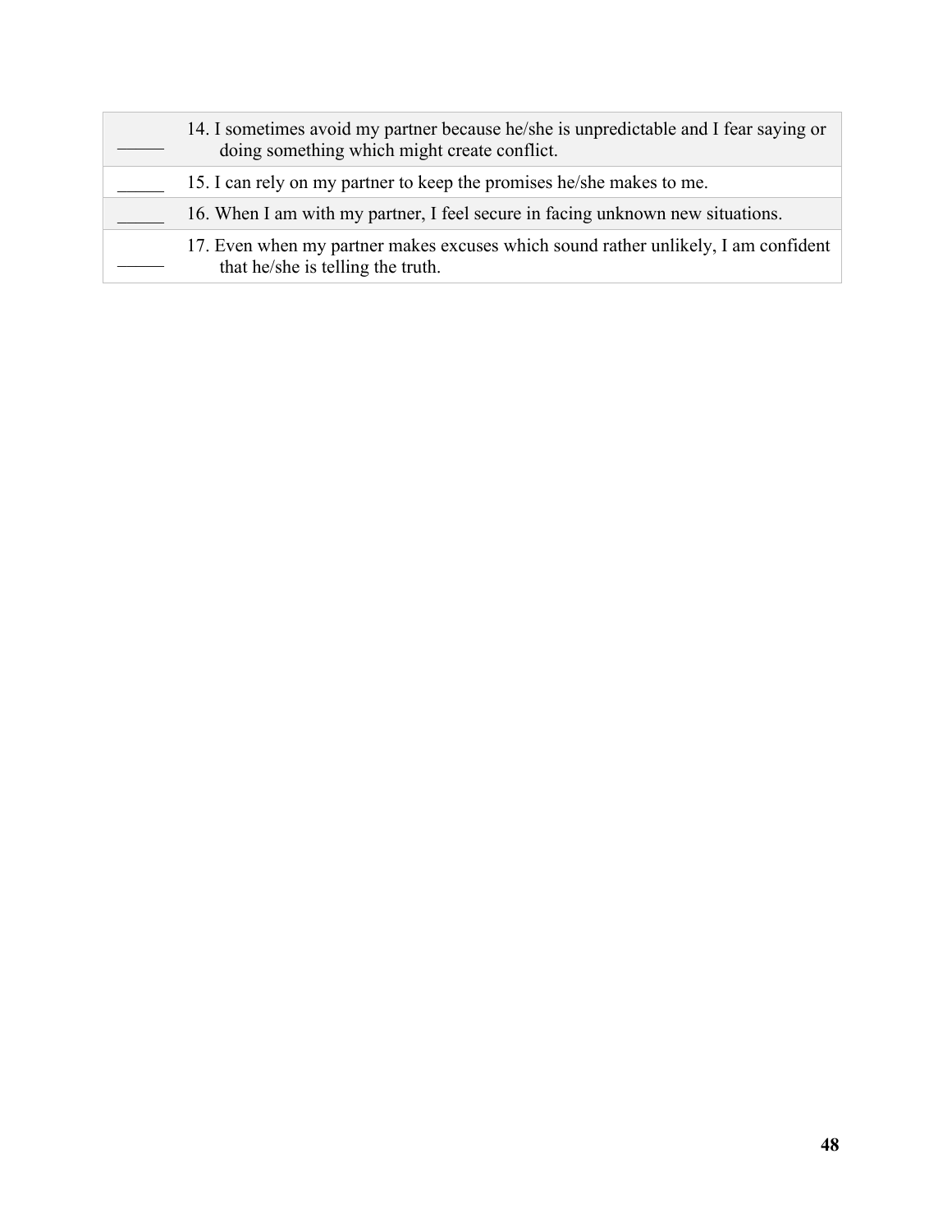| | |
|---|---|
| _____ | 14. I sometimes avoid my partner because he/she is unpredictable and I fear saying or doing something which might create conflict. |
| _____ | 15. I can rely on my partner to keep the promises he/she makes to me. |
| _____ | 16. When I am with my partner, I feel secure in facing unknown new situations. |
| _____ | 17. Even when my partner makes excuses which sound rather unlikely, I am confident that he/she is telling the truth. |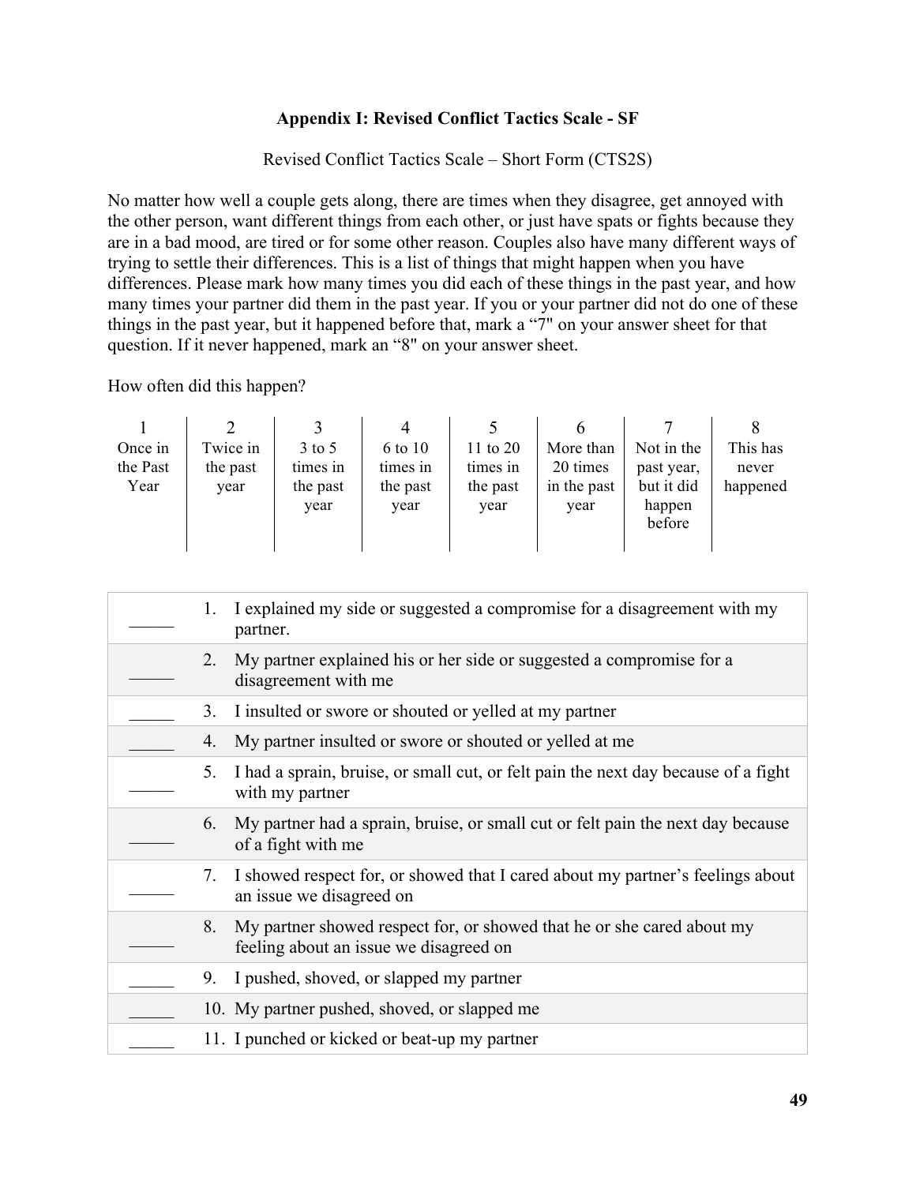### Appendix I: Revised Conflict Tactics Scale - SF

Revised Conflict Tactics Scale – Short Form (CTS2S)

No matter how well a couple gets along, there are times when they disagree, get annoyed with the other person, want different things from each other, or just have spats or fights because they are in a bad mood, are tired or for some other reason. Couples also have many different ways of trying to settle their differences. This is a list of things that might happen when you have differences. Please mark how many times you did each of these things in the past year, and how many times your partner did them in the past year. If you or your partner did not do one of these things in the past year, but it happened before that, mark a "7" on your answer sheet for that question. If it never happened, mark an "8" on your answer sheet.

How often did this happen?

| 1 | 2 | 3 | 4 | 5 | 6 | 7 | 8 |
|---|---|---|---|---|---|---|---|
| Once in the Past Year | Twice in the past year | 3 to 5 times in the past year | 6 to 10 times in the past year | 11 to 20 times in the past year | More than 20 times in the past year | Not in the past year, but it did happen before | This has never happened |

| | |
|---|---|
| _____ | 1. I explained my side or suggested a compromise for a disagreement with my partner. |
| _____ | 2. My partner explained his or her side or suggested a compromise for a disagreement with me |
| _____ | 3. I insulted or swore or shouted or yelled at my partner |
| _____ | 4. My partner insulted or swore or shouted or yelled at me |
| _____ | 5. I had a sprain, bruise, or small cut, or felt pain the next day because of a fight with my partner |
| _____ | 6. My partner had a sprain, bruise, or small cut or felt pain the next day because of a fight with me |
| _____ | 7. I showed respect for, or showed that I cared about my partner's feelings about an issue we disagreed on |
| _____ | 8. My partner showed respect for, or showed that he or she cared about my feeling about an issue we disagreed on |
| _____ | 9. I pushed, shoved, or slapped my partner |
| _____ | 10. My partner pushed, shoved, or slapped me |
| _____ | 11. I punched or kicked or beat-up my partner |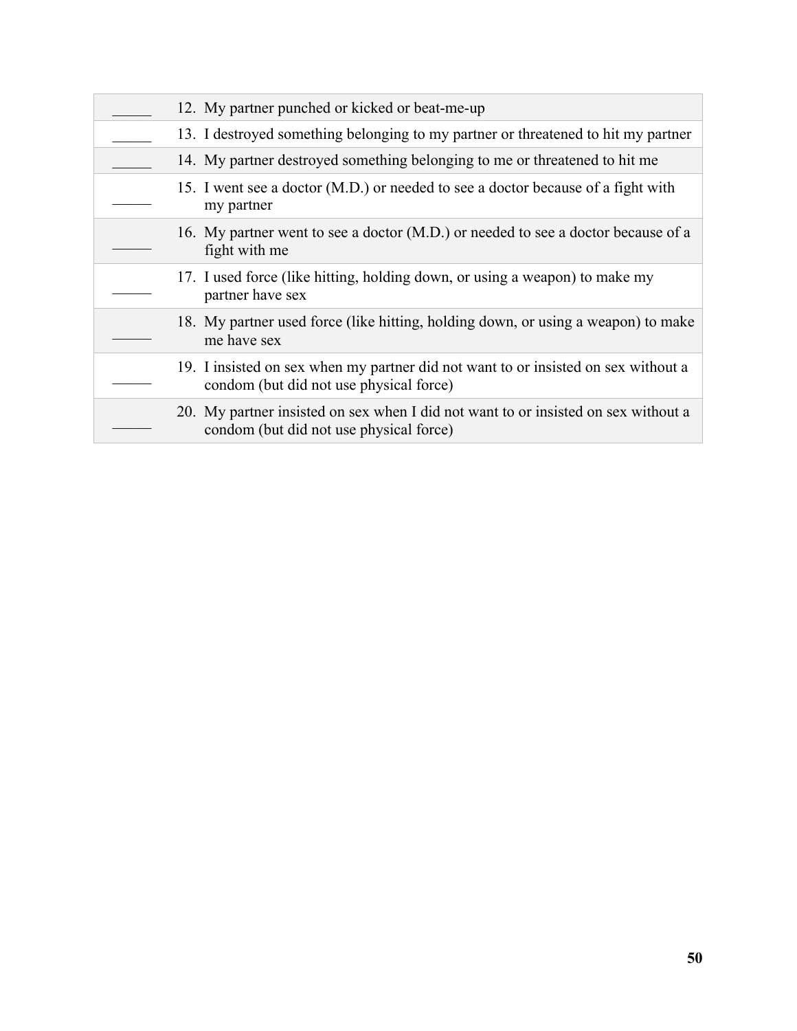| | |
|---|---|
| _____ | 12. My partner punched or kicked or beat-me-up |
| _____ | 13. I destroyed something belonging to my partner or threatened to hit my partner |
| _____ | 14. My partner destroyed something belonging to me or threatened to hit me |
| _____ | 15. I went see a doctor (M.D.) or needed to see a doctor because of a fight with my partner |
| _____ | 16. My partner went to see a doctor (M.D.) or needed to see a doctor because of a fight with me |
| _____ | 17. I used force (like hitting, holding down, or using a weapon) to make my partner have sex |
| _____ | 18. My partner used force (like hitting, holding down, or using a weapon) to make me have sex |
| _____ | 19. I insisted on sex when my partner did not want to or insisted on sex without a condom (but did not use physical force) |
| _____ | 20. My partner insisted on sex when I did not want to or insisted on sex without a condom (but did not use physical force) |